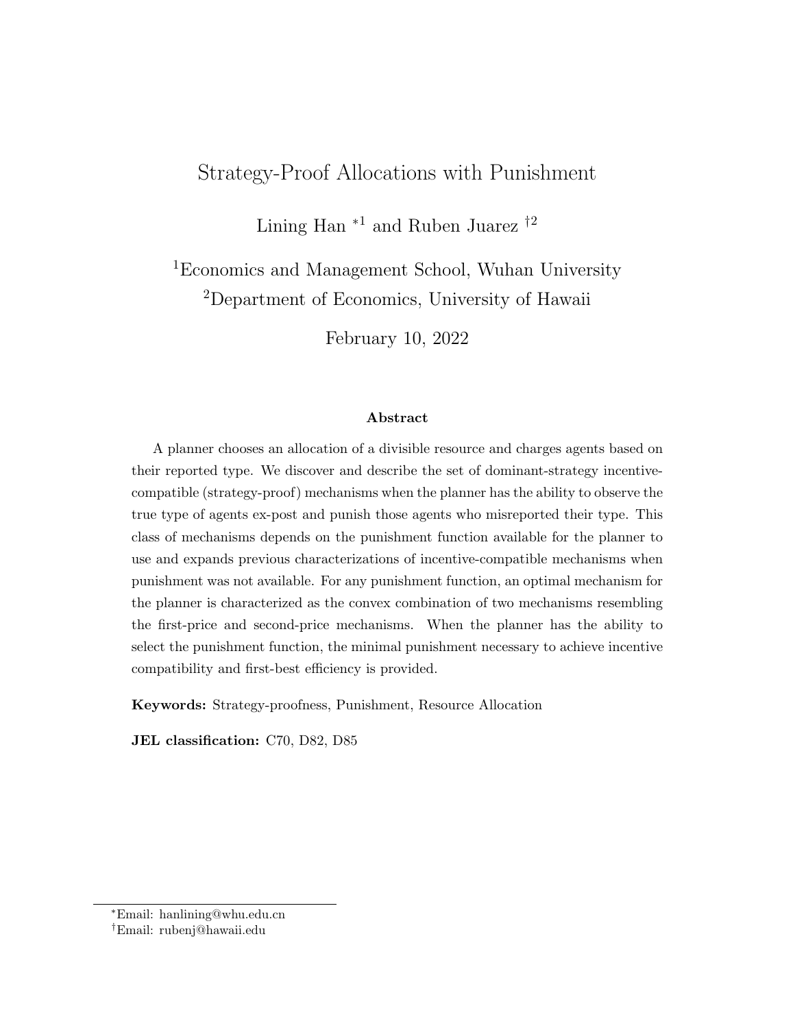# Strategy-Proof Allocations with Punishment

Lining Han [*1] and Ruben Juarez [†2]

[1]Economics and Management School, Wuhan University

[2]Department of Economics, University of Hawaii

February 10, 2022

### Abstract

A planner chooses an allocation of a divisible resource and charges agents based on their reported type. We discover and describe the set of dominant-strategy incentive-compatible (strategy-proof) mechanisms when the planner has the ability to observe the true type of agents ex-post and punish those agents who misreported their type. This class of mechanisms depends on the punishment function available for the planner to use and expands previous characterizations of incentive-compatible mechanisms when punishment was not available. For any punishment function, an optimal mechanism for the planner is characterized as the convex combination of two mechanisms resembling the first-price and second-price mechanisms. When the planner has the ability to select the punishment function, the minimal punishment necessary to achieve incentive compatibility and first-best efficiency is provided.

**Keywords:** Strategy-proofness, Punishment, Resource Allocation

**JEL classification:** C70, D82, D85

---

[*]Email: hanlining@whu.edu.cn

[†]Email: rubenj@hawaii.edu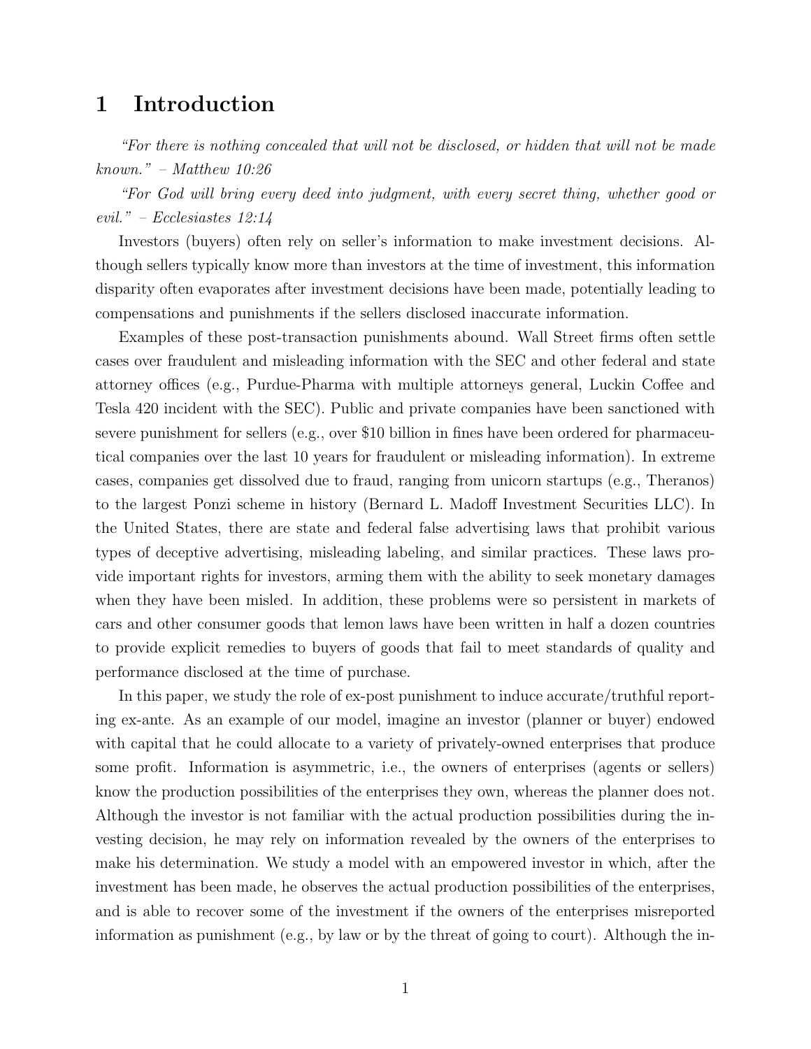# 1 Introduction

*"For there is nothing concealed that will not be disclosed, or hidden that will not be made known." – Matthew 10:26*

*"For God will bring every deed into judgment, with every secret thing, whether good or evil." – Ecclesiastes 12:14*

Investors (buyers) often rely on seller's information to make investment decisions. Although sellers typically know more than investors at the time of investment, this information disparity often evaporates after investment decisions have been made, potentially leading to compensations and punishments if the sellers disclosed inaccurate information.

Examples of these post-transaction punishments abound. Wall Street firms often settle cases over fraudulent and misleading information with the SEC and other federal and state attorney offices (e.g., Purdue-Pharma with multiple attorneys general, Luckin Coffee and Tesla 420 incident with the SEC). Public and private companies have been sanctioned with severe punishment for sellers (e.g., over $10 billion in fines have been ordered for pharmaceutical companies over the last 10 years for fraudulent or misleading information). In extreme cases, companies get dissolved due to fraud, ranging from unicorn startups (e.g., Theranos) to the largest Ponzi scheme in history (Bernard L. Madoff Investment Securities LLC). In the United States, there are state and federal false advertising laws that prohibit various types of deceptive advertising, misleading labeling, and similar practices. These laws provide important rights for investors, arming them with the ability to seek monetary damages when they have been misled. In addition, these problems were so persistent in markets of cars and other consumer goods that lemon laws have been written in half a dozen countries to provide explicit remedies to buyers of goods that fail to meet standards of quality and performance disclosed at the time of purchase.

In this paper, we study the role of ex-post punishment to induce accurate/truthful reporting ex-ante. As an example of our model, imagine an investor (planner or buyer) endowed with capital that he could allocate to a variety of privately-owned enterprises that produce some profit. Information is asymmetric, i.e., the owners of enterprises (agents or sellers) know the production possibilities of the enterprises they own, whereas the planner does not. Although the investor is not familiar with the actual production possibilities during the investing decision, he may rely on information revealed by the owners of the enterprises to make his determination. We study a model with an empowered investor in which, after the investment has been made, he observes the actual production possibilities of the enterprises, and is able to recover some of the investment if the owners of the enterprises misreported information as punishment (e.g., by law or by the threat of going to court). Although the in-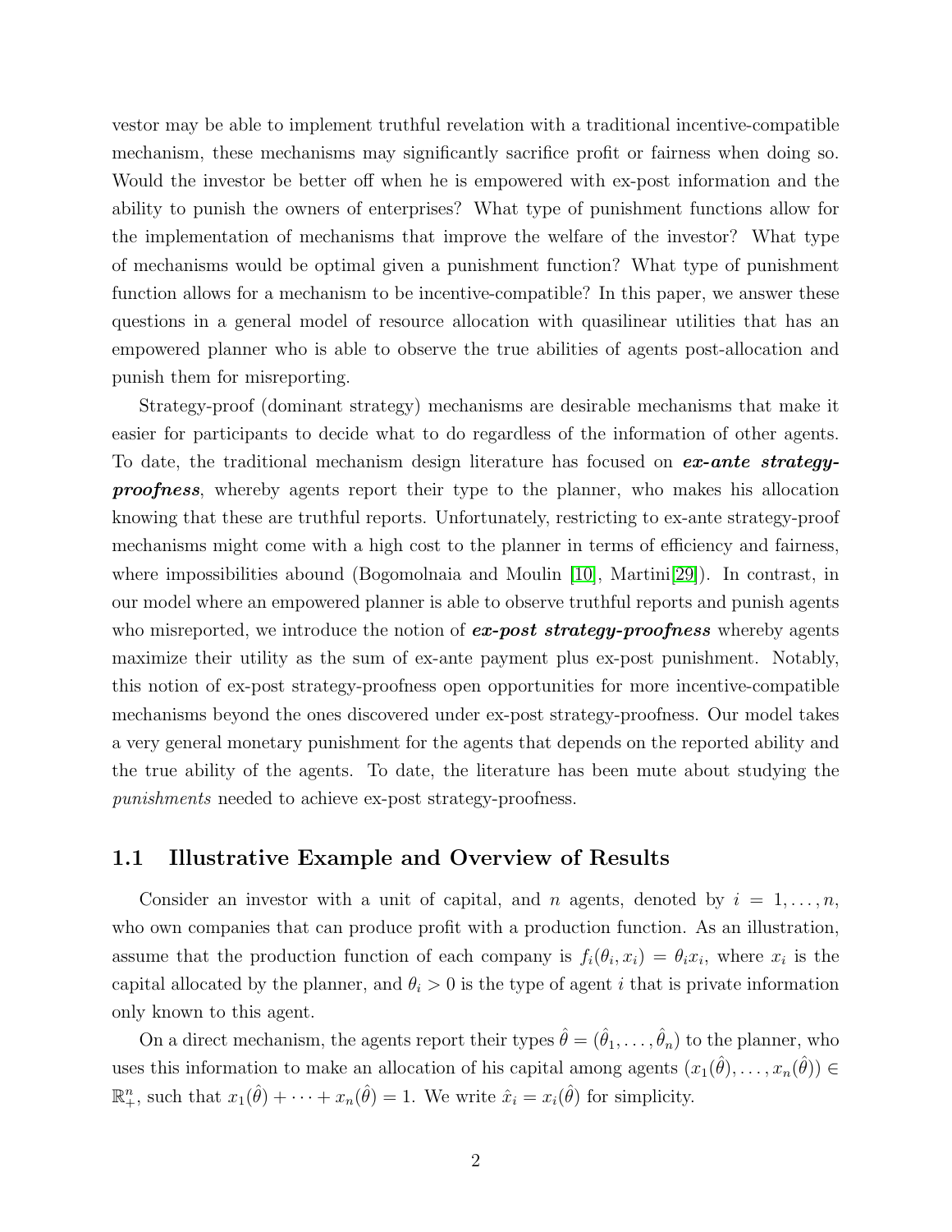vestor may be able to implement truthful revelation with a traditional incentive-compatible mechanism, these mechanisms may significantly sacrifice profit or fairness when doing so. Would the investor be better off when he is empowered with ex-post information and the ability to punish the owners of enterprises? What type of punishment functions allow for the implementation of mechanisms that improve the welfare of the investor? What type of mechanisms would be optimal given a punishment function? What type of punishment function allows for a mechanism to be incentive-compatible? In this paper, we answer these questions in a general model of resource allocation with quasilinear utilities that has an empowered planner who is able to observe the true abilities of agents post-allocation and punish them for misreporting.

Strategy-proof (dominant strategy) mechanisms are desirable mechanisms that make it easier for participants to decide what to do regardless of the information of other agents. To date, the traditional mechanism design literature has focused on ***ex-ante strategy-proofness***, whereby agents report their type to the planner, who makes his allocation knowing that these are truthful reports. Unfortunately, restricting to ex-ante strategy-proof mechanisms might come with a high cost to the planner in terms of efficiency and fairness, where impossibilities abound (Bogomolnaia and Moulin [10], Martini[29]). In contrast, in our model where an empowered planner is able to observe truthful reports and punish agents who misreported, we introduce the notion of ***ex-post strategy-proofness*** whereby agents maximize their utility as the sum of ex-ante payment plus ex-post punishment. Notably, this notion of ex-post strategy-proofness open opportunities for more incentive-compatible mechanisms beyond the ones discovered under ex-post strategy-proofness. Our model takes a very general monetary punishment for the agents that depends on the reported ability and the true ability of the agents. To date, the literature has been mute about studying the *punishments* needed to achieve ex-post strategy-proofness.

## 1.1 Illustrative Example and Overview of Results

Consider an investor with a unit of capital, and $n$ agents, denoted by $i = 1, \ldots, n$, who own companies that can produce profit with a production function. As an illustration, assume that the production function of each company is $f_i(\theta_i, x_i) = \theta_i x_i$, where $x_i$ is the capital allocated by the planner, and $\theta_i > 0$ is the type of agent $i$ that is private information only known to this agent.

On a direct mechanism, the agents report their types $\hat{\theta} = (\hat{\theta}_1, \ldots, \hat{\theta}_n)$ to the planner, who uses this information to make an allocation of his capital among agents $(x_1(\hat{\theta}), \ldots, x_n(\hat{\theta})) \in \mathbb{R}^n_+$, such that $x_1(\hat{\theta}) + \cdots + x_n(\hat{\theta}) = 1$. We write $\hat{x}_i = x_i(\hat{\theta})$ for simplicity.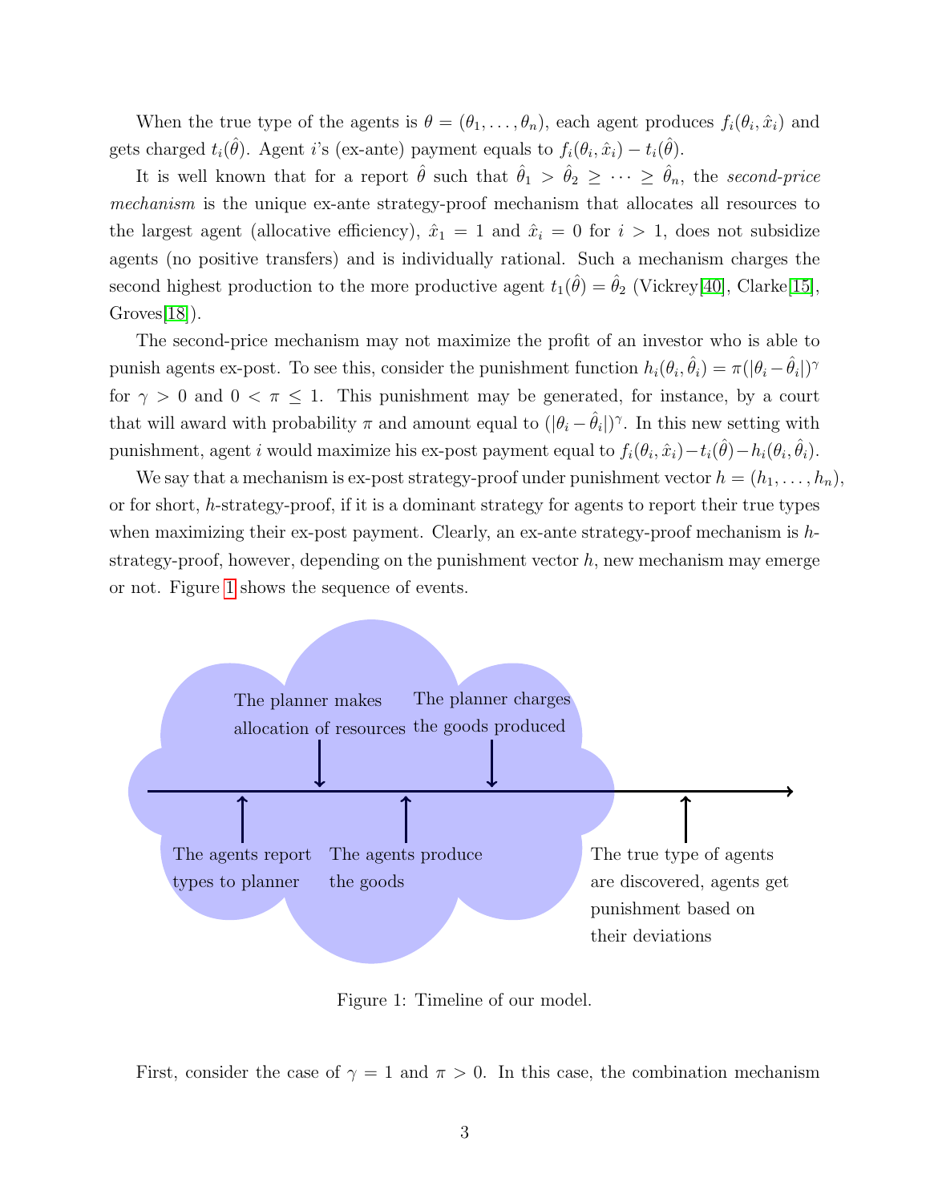When the true type of the agents is $\theta = (\theta_1, \dots, \theta_n)$, each agent produces $f_i(\theta_i, \hat{x}_i)$ and gets charged $t_i(\hat{\theta})$. Agent $i$'s (ex-ante) payment equals to $f_i(\theta_i, \hat{x}_i) - t_i(\hat{\theta})$.

It is well known that for a report $\hat{\theta}$ such that $\hat{\theta}_1 > \hat{\theta}_2 \geq \cdots \geq \hat{\theta}_n$, the *second-price mechanism* is the unique ex-ante strategy-proof mechanism that allocates all resources to the largest agent (allocative efficiency), $\hat{x}_1 = 1$ and $\hat{x}_i = 0$ for $i > 1$, does not subsidize agents (no positive transfers) and is individually rational. Such a mechanism charges the second highest production to the more productive agent $t_1(\hat{\theta}) = \hat{\theta}_2$ (Vickrey[40], Clarke[15], Groves[18]).

The second-price mechanism may not maximize the profit of an investor who is able to punish agents ex-post. To see this, consider the punishment function $h_i(\theta_i, \hat{\theta}_i) = \pi(|\theta_i - \hat{\theta}_i|)^\gamma$ for $\gamma > 0$ and $0 < \pi \leq 1$. This punishment may be generated, for instance, by a court that will award with probability $\pi$ and amount equal to $(|\theta_i - \hat{\theta}_i|)^\gamma$. In this new setting with punishment, agent $i$ would maximize his ex-post payment equal to $f_i(\theta_i, \hat{x}_i) - t_i(\hat{\theta}) - h_i(\theta_i, \hat{\theta}_i)$.

We say that a mechanism is ex-post strategy-proof under punishment vector $h = (h_1, \dots, h_n)$, or for short, $h$-strategy-proof, if it is a dominant strategy for agents to report their true types when maximizing their ex-post payment. Clearly, an ex-ante strategy-proof mechanism is $h$-strategy-proof, however, depending on the punishment vector $h$, new mechanism may emerge or not. Figure 1 shows the sequence of events.

The agents report types to planner → The planner makes allocation of resources → The agents produce the goods → The planner charges the goods produced → The true type of agents are discovered, agents get punishment based on their deviations

Figure 1: Timeline of our model.

First, consider the case of $\gamma = 1$ and $\pi > 0$. In this case, the combination mechanism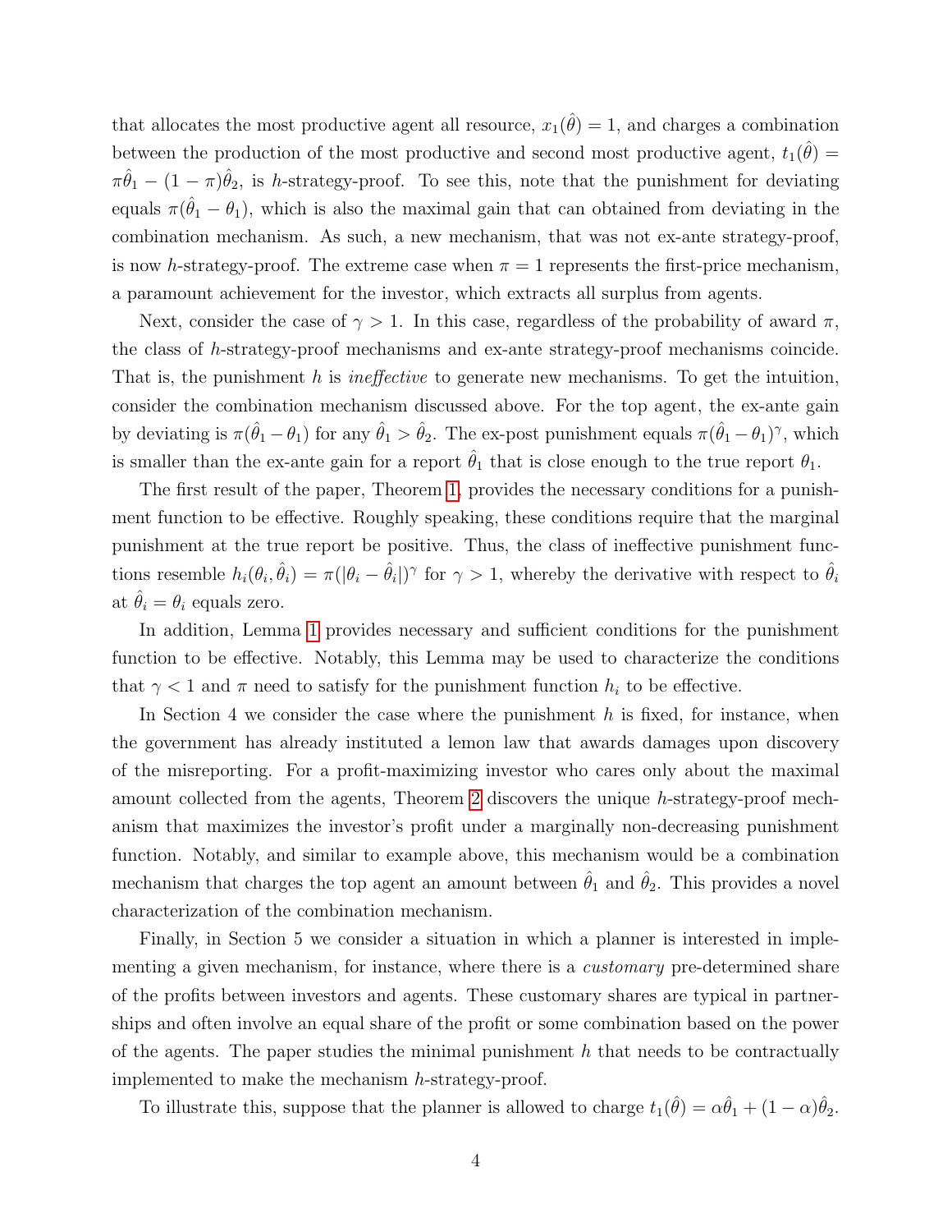that allocates the most productive agent all resource, $x_1(\hat{\theta}) = 1$, and charges a combination between the production of the most productive and second most productive agent, $t_1(\hat{\theta}) = \pi\hat{\theta}_1 - (1-\pi)\hat{\theta}_2$, is $h$-strategy-proof. To see this, note that the punishment for deviating equals $\pi(\hat{\theta}_1 - \theta_1)$, which is also the maximal gain that can obtained from deviating in the combination mechanism. As such, a new mechanism, that was not ex-ante strategy-proof, is now $h$-strategy-proof. The extreme case when $\pi = 1$ represents the first-price mechanism, a paramount achievement for the investor, which extracts all surplus from agents.

Next, consider the case of $\gamma > 1$. In this case, regardless of the probability of award $\pi$, the class of $h$-strategy-proof mechanisms and ex-ante strategy-proof mechanisms coincide. That is, the punishment $h$ is *ineffective* to generate new mechanisms. To get the intuition, consider the combination mechanism discussed above. For the top agent, the ex-ante gain by deviating is $\pi(\hat{\theta}_1 - \theta_1)$ for any $\hat{\theta}_1 > \hat{\theta}_2$. The ex-post punishment equals $\pi(\hat{\theta}_1 - \theta_1)^\gamma$, which is smaller than the ex-ante gain for a report $\hat{\theta}_1$ that is close enough to the true report $\theta_1$.

The first result of the paper, Theorem 1, provides the necessary conditions for a punishment function to be effective. Roughly speaking, these conditions require that the marginal punishment at the true report be positive. Thus, the class of ineffective punishment functions resemble $h_i(\theta_i, \hat{\theta}_i) = \pi(|\theta_i - \hat{\theta}_i|)^\gamma$ for $\gamma > 1$, whereby the derivative with respect to $\hat{\theta}_i$ at $\hat{\theta}_i = \theta_i$ equals zero.

In addition, Lemma 1 provides necessary and sufficient conditions for the punishment function to be effective. Notably, this Lemma may be used to characterize the conditions that $\gamma < 1$ and $\pi$ need to satisfy for the punishment function $h_i$ to be effective.

In Section 4 we consider the case where the punishment $h$ is fixed, for instance, when the government has already instituted a lemon law that awards damages upon discovery of the misreporting. For a profit-maximizing investor who cares only about the maximal amount collected from the agents, Theorem 2 discovers the unique $h$-strategy-proof mechanism that maximizes the investor's profit under a marginally non-decreasing punishment function. Notably, and similar to example above, this mechanism would be a combination mechanism that charges the top agent an amount between $\hat{\theta}_1$ and $\hat{\theta}_2$. This provides a novel characterization of the combination mechanism.

Finally, in Section 5 we consider a situation in which a planner is interested in implementing a given mechanism, for instance, where there is a *customary* pre-determined share of the profits between investors and agents. These customary shares are typical in partnerships and often involve an equal share of the profit or some combination based on the power of the agents. The paper studies the minimal punishment $h$ that needs to be contractually implemented to make the mechanism $h$-strategy-proof.

To illustrate this, suppose that the planner is allowed to charge $t_1(\hat{\theta}) = \alpha\hat{\theta}_1 + (1-\alpha)\hat{\theta}_2$.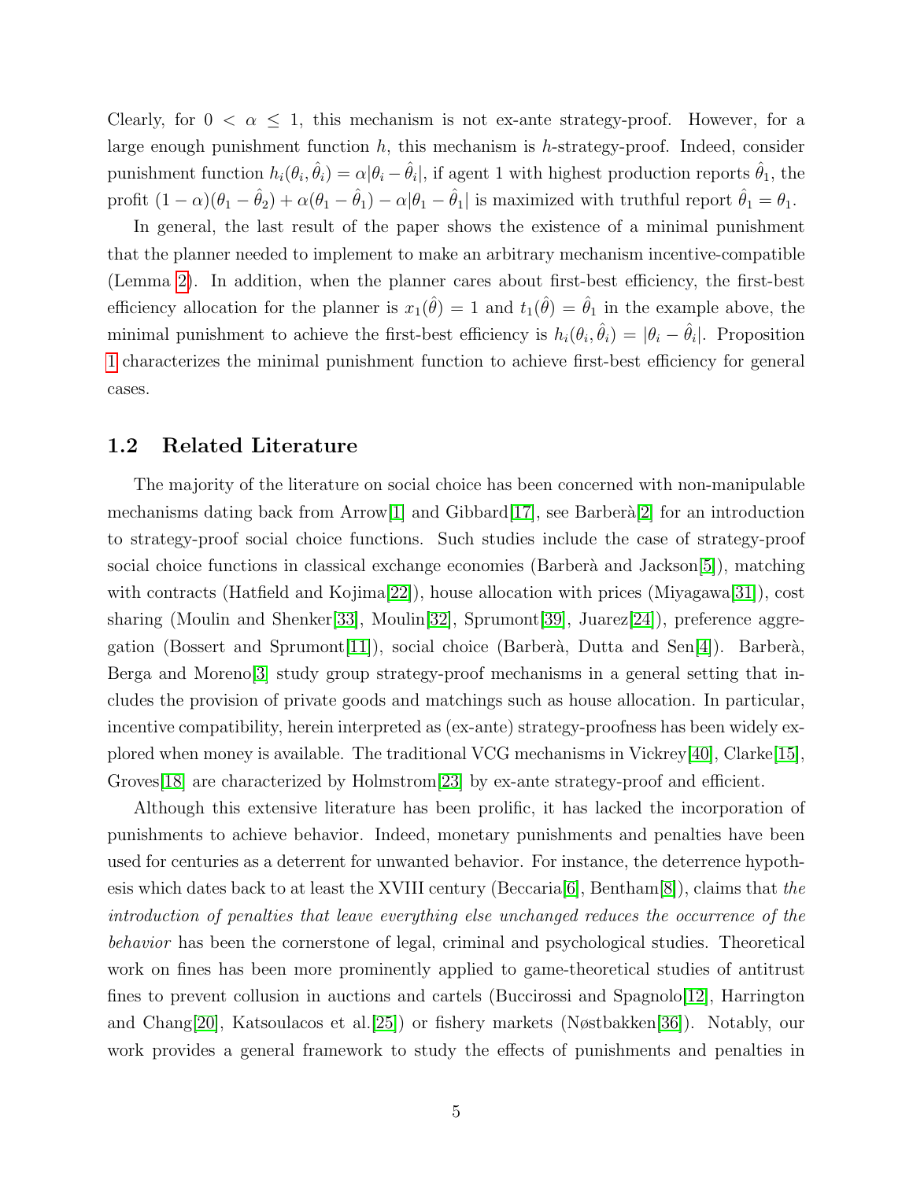Clearly, for $0 < \alpha \leq 1$, this mechanism is not ex-ante strategy-proof. However, for a large enough punishment function $h$, this mechanism is $h$-strategy-proof. Indeed, consider punishment function $h_i(\theta_i, \hat{\theta}_i) = \alpha|\theta_i - \hat{\theta}_i|$, if agent 1 with highest production reports $\hat{\theta}_1$, the profit $(1-\alpha)(\theta_1 - \hat{\theta}_2) + \alpha(\theta_1 - \hat{\theta}_1) - \alpha|\theta_1 - \hat{\theta}_1|$ is maximized with truthful report $\hat{\theta}_1 = \theta_1$.

In general, the last result of the paper shows the existence of a minimal punishment that the planner needed to implement to make an arbitrary mechanism incentive-compatible (Lemma 2). In addition, when the planner cares about first-best efficiency, the first-best efficiency allocation for the planner is $x_1(\hat{\theta}) = 1$ and $t_1(\hat{\theta}) = \hat{\theta}_1$ in the example above, the minimal punishment to achieve the first-best efficiency is $h_i(\theta_i, \hat{\theta}_i) = |\theta_i - \hat{\theta}_i|$. Proposition 1 characterizes the minimal punishment function to achieve first-best efficiency for general cases.

## 1.2 Related Literature

The majority of the literature on social choice has been concerned with non-manipulable mechanisms dating back from Arrow[1] and Gibbard[17], see Barberà[2] for an introduction to strategy-proof social choice functions. Such studies include the case of strategy-proof social choice functions in classical exchange economies (Barberà and Jackson[5]), matching with contracts (Hatfield and Kojima[22]), house allocation with prices (Miyagawa[31]), cost sharing (Moulin and Shenker[33], Moulin[32], Sprumont[39], Juarez[24]), preference aggregation (Bossert and Sprumont[11]), social choice (Barberà, Dutta and Sen[4]). Barberà, Berga and Moreno[3] study group strategy-proof mechanisms in a general setting that includes the provision of private goods and matchings such as house allocation. In particular, incentive compatibility, herein interpreted as (ex-ante) strategy-proofness has been widely explored when money is available. The traditional VCG mechanisms in Vickrey[40], Clarke[15], Groves[18] are characterized by Holmstrom[23] by ex-ante strategy-proof and efficient.

Although this extensive literature has been prolific, it has lacked the incorporation of punishments to achieve behavior. Indeed, monetary punishments and penalties have been used for centuries as a deterrent for unwanted behavior. For instance, the deterrence hypothesis which dates back to at least the XVIII century (Beccaria[6], Bentham[8]), claims that *the introduction of penalties that leave everything else unchanged reduces the occurrence of the behavior* has been the cornerstone of legal, criminal and psychological studies. Theoretical work on fines has been more prominently applied to game-theoretical studies of antitrust fines to prevent collusion in auctions and cartels (Buccirossi and Spagnolo[12], Harrington and Chang[20], Katsoulacos et al.[25]) or fishery markets (Nøstbakken[36]). Notably, our work provides a general framework to study the effects of punishments and penalties in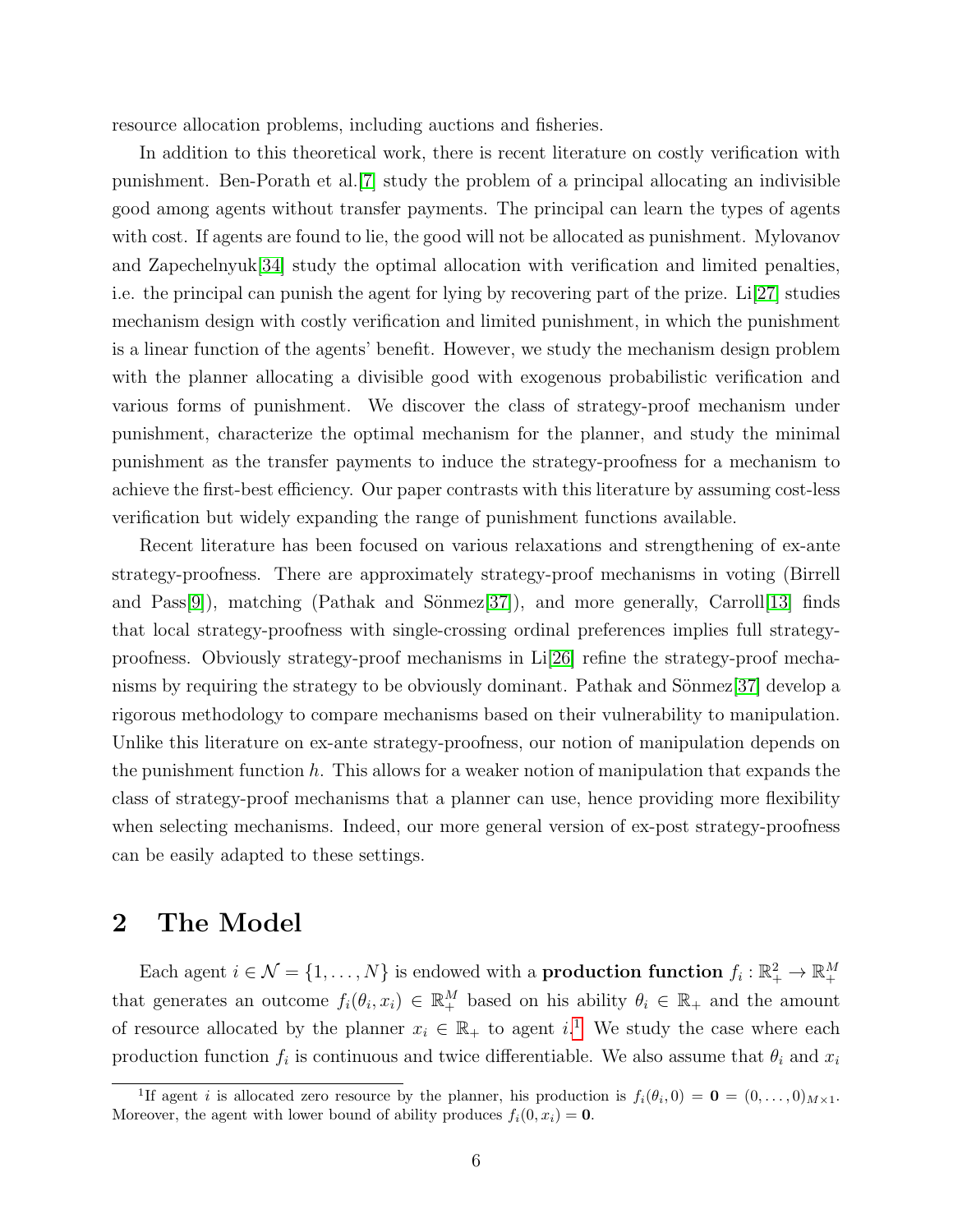resource allocation problems, including auctions and fisheries.

In addition to this theoretical work, there is recent literature on costly verification with punishment. Ben-Porath et al.[7] study the problem of a principal allocating an indivisible good among agents without transfer payments. The principal can learn the types of agents with cost. If agents are found to lie, the good will not be allocated as punishment. Mylovanov and Zapechelnyuk[34] study the optimal allocation with verification and limited penalties, i.e. the principal can punish the agent for lying by recovering part of the prize. Li[27] studies mechanism design with costly verification and limited punishment, in which the punishment is a linear function of the agents' benefit. However, we study the mechanism design problem with the planner allocating a divisible good with exogenous probabilistic verification and various forms of punishment. We discover the class of strategy-proof mechanism under punishment, characterize the optimal mechanism for the planner, and study the minimal punishment as the transfer payments to induce the strategy-proofness for a mechanism to achieve the first-best efficiency. Our paper contrasts with this literature by assuming cost-less verification but widely expanding the range of punishment functions available.

Recent literature has been focused on various relaxations and strengthening of ex-ante strategy-proofness. There are approximately strategy-proof mechanisms in voting (Birrell and Pass[9]), matching (Pathak and Sönmez[37]), and more generally, Carroll[13] finds that local strategy-proofness with single-crossing ordinal preferences implies full strategy-proofness. Obviously strategy-proof mechanisms in Li[26] refine the strategy-proof mechanisms by requiring the strategy to be obviously dominant. Pathak and Sönmez[37] develop a rigorous methodology to compare mechanisms based on their vulnerability to manipulation. Unlike this literature on ex-ante strategy-proofness, our notion of manipulation depends on the punishment function $h$. This allows for a weaker notion of manipulation that expands the class of strategy-proof mechanisms that a planner can use, hence providing more flexibility when selecting mechanisms. Indeed, our more general version of ex-post strategy-proofness can be easily adapted to these settings.

## 2 The Model

Each agent $i \in \mathcal{N} = \{1, \ldots, N\}$ is endowed with a **production function** $f_i : \mathbb{R}_+^2 \to \mathbb{R}_+^M$ that generates an outcome $f_i(\theta_i, x_i) \in \mathbb{R}_+^M$ based on his ability $\theta_i \in \mathbb{R}_+$ and the amount of resource allocated by the planner $x_i \in \mathbb{R}_+$ to agent $i$.[1] We study the case where each production function $f_i$ is continuous and twice differentiable. We also assume that $\theta_i$ and $x_i$

[1] If agent $i$ is allocated zero resource by the planner, his production is $f_i(\theta_i, 0) = \mathbf{0} = (0, \ldots, 0)_{M\times 1}$. Moreover, the agent with lower bound of ability produces $f_i(0, x_i) = \mathbf{0}$.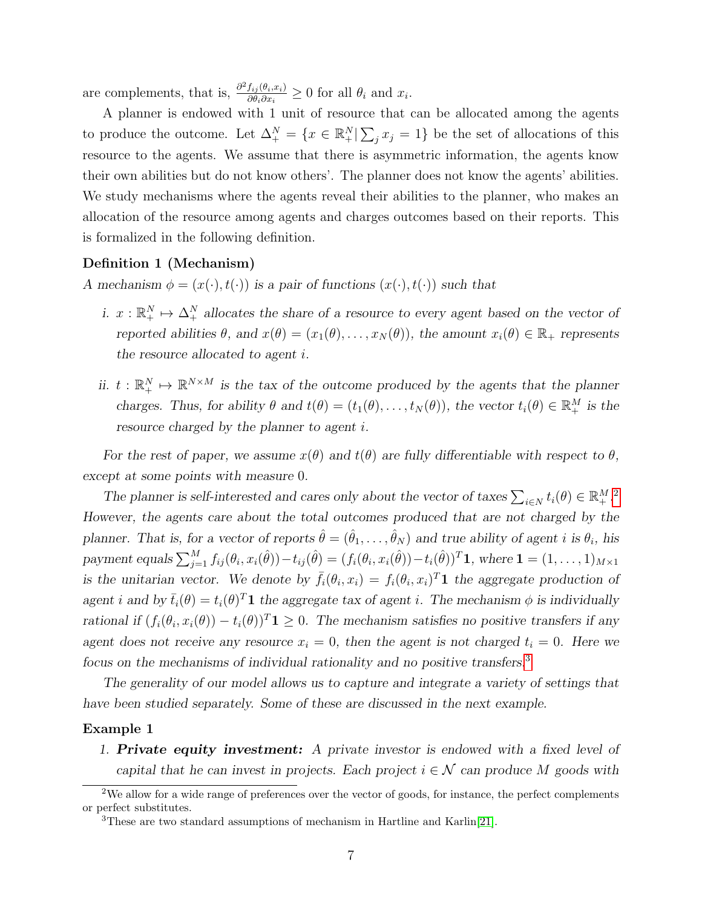are complements, that is, $\frac{\partial^2 f_{ij}(\theta_i, x_i)}{\partial \theta_i \partial x_i} \geq 0$ for all $\theta_i$ and $x_i$.

A planner is endowed with 1 unit of resource that can be allocated among the agents to produce the outcome. Let $\Delta_+^N = \{x \in \mathbb{R}_+^N | \sum_j x_j = 1\}$ be the set of allocations of this resource to the agents. We assume that there is asymmetric information, the agents know their own abilities but do not know others'. The planner does not know the agents' abilities. We study mechanisms where the agents reveal their abilities to the planner, who makes an allocation of the resource among agents and charges outcomes based on their reports. This is formalized in the following definition.

**Definition 1 (Mechanism)**
*A mechanism $\phi = (x(\cdot), t(\cdot))$ is a pair of functions $(x(\cdot), t(\cdot))$ such that*

*i. $x : \mathbb{R}_+^N \mapsto \Delta_+^N$ allocates the share of a resource to every agent based on the vector of reported abilities $\theta$, and $x(\theta) = (x_1(\theta), \ldots, x_N(\theta))$, the amount $x_i(\theta) \in \mathbb{R}_+$ represents the resource allocated to agent $i$.*

*ii. $t : \mathbb{R}_+^N \mapsto \mathbb{R}^{N \times M}$ is the tax of the outcome produced by the agents that the planner charges. Thus, for ability $\theta$ and $t(\theta) = (t_1(\theta), \ldots, t_N(\theta))$, the vector $t_i(\theta) \in \mathbb{R}_+^M$ is the resource charged by the planner to agent $i$.*

*For the rest of paper, we assume $x(\theta)$ and $t(\theta)$ are fully differentiable with respect to $\theta$, except at some points with measure 0.*

*The planner is self-interested and cares only about the vector of taxes $\sum_{i \in N} t_i(\theta) \in \mathbb{R}_+^M$.*[2] *However, the agents care about the total outcomes produced that are not charged by the planner. That is, for a vector of reports $\hat{\theta} = (\hat{\theta}_1, \ldots, \hat{\theta}_N)$ and true ability of agent $i$ is $\theta_i$, his payment equals $\sum_{j=1}^M f_{ij}(\theta_i, x_i(\hat{\theta})) - t_{ij}(\hat{\theta}) = (f_i(\theta_i, x_i(\hat{\theta})) - t_i(\hat{\theta}))^T \mathbf{1}$, where $\mathbf{1} = (1, \ldots, 1)_{M \times 1}$ is the unitarian vector. We denote by $\bar{f}_i(\theta_i, x_i) = f_i(\theta_i, x_i)^T \mathbf{1}$ the aggregate production of agent $i$ and by $\bar{t}_i(\theta) = t_i(\theta)^T \mathbf{1}$ the aggregate tax of agent $i$. The mechanism $\phi$ is individually rational if $(f_i(\theta_i, x_i(\theta)) - t_i(\theta))^T \mathbf{1} \geq 0$. The mechanism satisfies no positive transfers if any agent does not receive any resource $x_i = 0$, then the agent is not charged $t_i = 0$. Here we focus on the mechanisms of individual rationality and no positive transfers.*[3]

*The generality of our model allows us to capture and integrate a variety of settings that have been studied separately. Some of these are discussed in the next example.*

**Example 1**

1. ***Private equity investment:*** *A private investor is endowed with a fixed level of capital that he can invest in projects. Each project $i \in \mathcal{N}$ can produce $M$ goods with*

---

[2] We allow for a wide range of preferences over the vector of goods, for instance, the perfect complements or perfect substitutes.

[3] These are two standard assumptions of mechanism in Hartline and Karlin[21].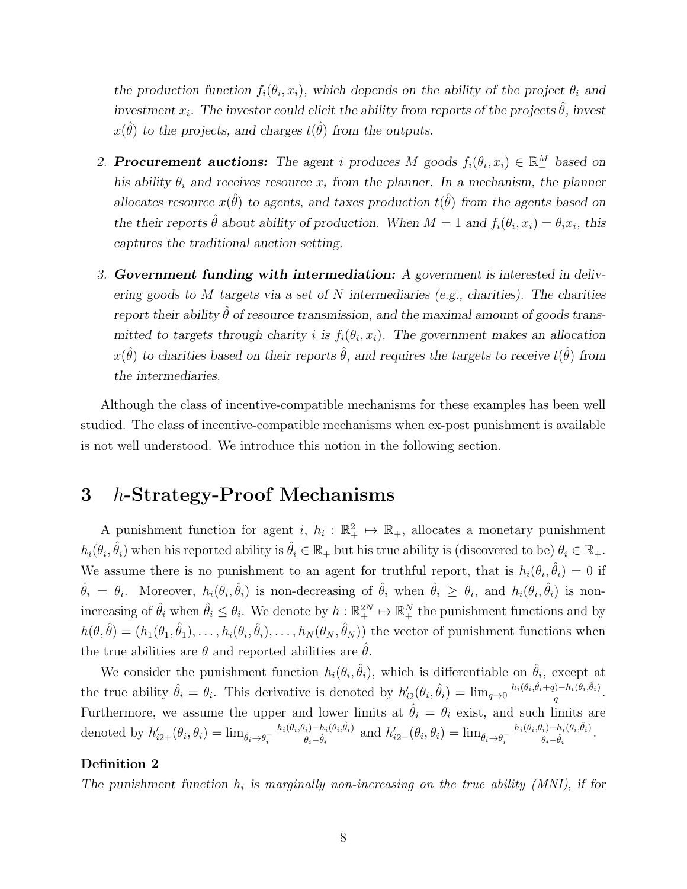*the production function $f_i(\theta_i, x_i)$, which depends on the ability of the project $\theta_i$ and investment $x_i$. The investor could elicit the ability from reports of the projects $\hat{\theta}$, invest $x(\hat{\theta})$ to the projects, and charges $t(\hat{\theta})$ from the outputs.*

2. ***Procurement auctions:*** *The agent $i$ produces $M$ goods $f_i(\theta_i, x_i) \in \mathbb{R}_+^M$ based on his ability $\theta_i$ and receives resource $x_i$ from the planner. In a mechanism, the planner allocates resource $x(\hat{\theta})$ to agents, and taxes production $t(\hat{\theta})$ from the agents based on the their reports $\hat{\theta}$ about ability of production. When $M = 1$ and $f_i(\theta_i, x_i) = \theta_i x_i$, this captures the traditional auction setting.*

3. ***Government funding with intermediation:*** *A government is interested in delivering goods to $M$ targets via a set of $N$ intermediaries (e.g., charities). The charities report their ability $\hat{\theta}$ of resource transmission, and the maximal amount of goods transmitted to targets through charity $i$ is $f_i(\theta_i, x_i)$. The government makes an allocation $x(\hat{\theta})$ to charities based on their reports $\hat{\theta}$, and requires the targets to receive $t(\hat{\theta})$ from the intermediaries.*

Although the class of incentive-compatible mechanisms for these examples has been well studied. The class of incentive-compatible mechanisms when ex-post punishment is available is not well understood. We introduce this notion in the following section.

# 3 $h$-Strategy-Proof Mechanisms

A punishment function for agent $i$, $h_i : \mathbb{R}_+^2 \mapsto \mathbb{R}_+$, allocates a monetary punishment $h_i(\theta_i, \hat{\theta}_i)$ when his reported ability is $\hat{\theta}_i \in \mathbb{R}_+$ but his true ability is (discovered to be) $\theta_i \in \mathbb{R}_+$. We assume there is no punishment to an agent for truthful report, that is $h_i(\theta_i, \hat{\theta}_i) = 0$ if $\hat{\theta}_i = \theta_i$. Moreover, $h_i(\theta_i, \hat{\theta}_i)$ is non-decreasing of $\hat{\theta}_i$ when $\hat{\theta}_i \geq \theta_i$, and $h_i(\theta_i, \hat{\theta}_i)$ is non-increasing of $\hat{\theta}_i$ when $\hat{\theta}_i \leq \theta_i$. We denote by $h : \mathbb{R}_+^{2N} \mapsto \mathbb{R}_+^N$ the punishment functions and by $h(\theta, \hat{\theta}) = (h_1(\theta_1, \hat{\theta}_1), \ldots, h_i(\theta_i, \hat{\theta}_i), \ldots, h_N(\theta_N, \hat{\theta}_N))$ the vector of punishment functions when the true abilities are $\theta$ and reported abilities are $\hat{\theta}$.

We consider the punishment function $h_i(\theta_i, \hat{\theta}_i)$, which is differentiable on $\hat{\theta}_i$, except at the true ability $\hat{\theta}_i = \theta_i$. This derivative is denoted by $h'_{i2}(\theta_i, \hat{\theta}_i) = \lim_{q \to 0} \frac{h_i(\theta_i, \hat{\theta}_i + q) - h_i(\theta_i, \hat{\theta}_i)}{q}$. Furthermore, we assume the upper and lower limits at $\hat{\theta}_i = \theta_i$ exist, and such limits are denoted by $h'_{i2+}(\theta_i, \theta_i) = \lim_{\hat{\theta}_i \to \theta_i^+} \frac{h_i(\theta_i, \theta_i) - h_i(\theta_i, \hat{\theta}_i)}{\theta_i - \hat{\theta}_i}$ and $h'_{i2-}(\theta_i, \theta_i) = \lim_{\hat{\theta}_i \to \theta_i^-} \frac{h_i(\theta_i, \theta_i) - h_i(\theta_i, \hat{\theta}_i)}{\theta_i - \hat{\theta}_i}$.

**Definition 2**

*The punishment function $h_i$ is marginally non-increasing on the true ability (MNI), if for*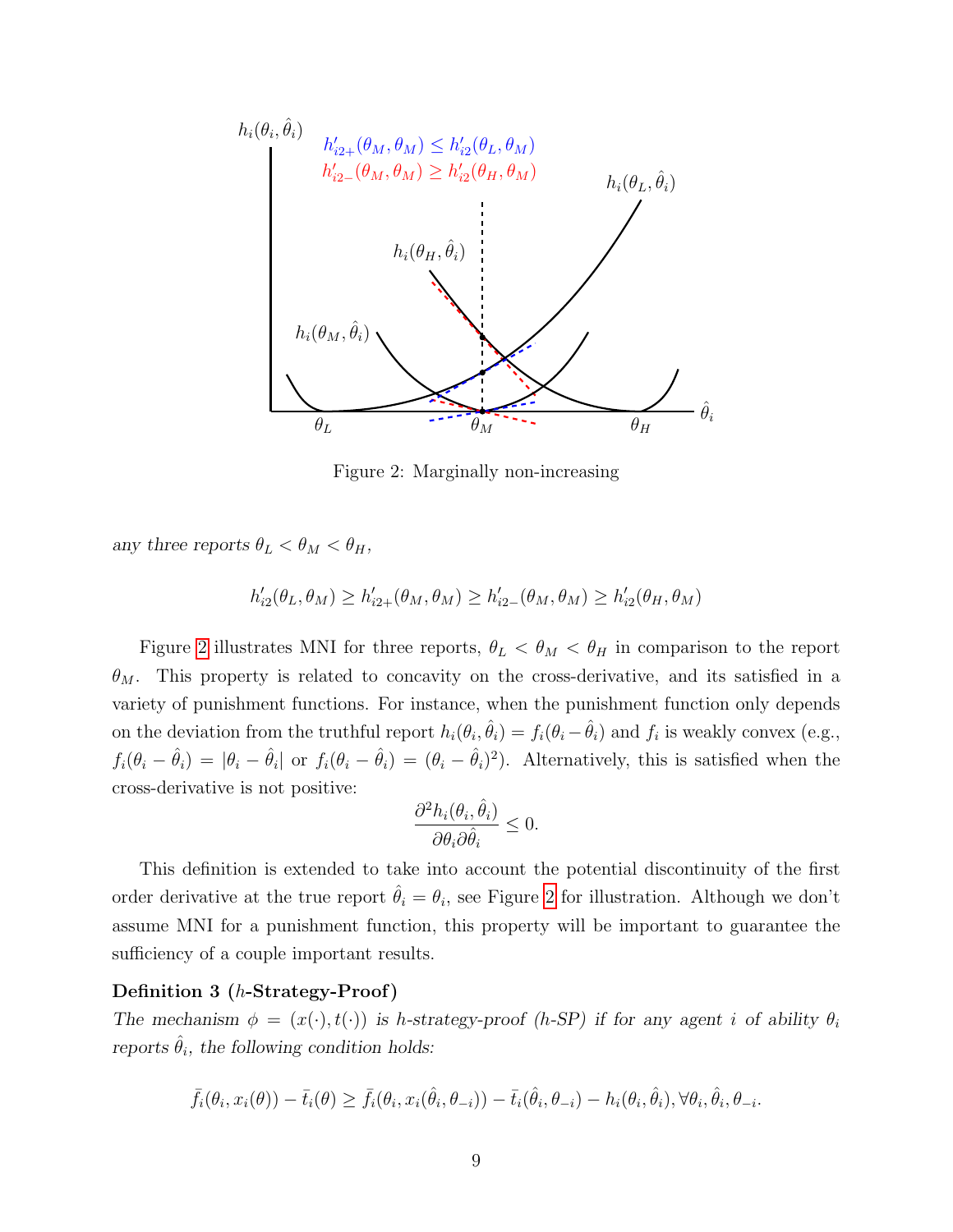Figure 2: Marginally non-increasing

*any three reports $\theta_L < \theta_M < \theta_H$,*

$$h'_{i2}(\theta_L, \theta_M) \geq h'_{i2+}(\theta_M, \theta_M) \geq h'_{i2-}(\theta_M, \theta_M) \geq h'_{i2}(\theta_H, \theta_M)$$

Figure 2 illustrates MNI for three reports, $\theta_L < \theta_M < \theta_H$ in comparison to the report $\theta_M$. This property is related to concavity on the cross-derivative, and its satisfied in a variety of punishment functions. For instance, when the punishment function only depends on the deviation from the truthful report $h_i(\theta_i, \hat{\theta}_i) = f_i(\theta_i - \hat{\theta}_i)$ and $f_i$ is weakly convex (e.g., $f_i(\theta_i - \hat{\theta}_i) = |\theta_i - \hat{\theta}_i|$ or $f_i(\theta_i - \hat{\theta}_i) = (\theta_i - \hat{\theta}_i)^2$). Alternatively, this is satisfied when the cross-derivative is not positive:

$$\frac{\partial^2 h_i(\theta_i, \hat{\theta}_i)}{\partial \theta_i \partial \hat{\theta}_i} \leq 0.$$

This definition is extended to take into account the potential discontinuity of the first order derivative at the true report $\hat{\theta}_i = \theta_i$, see Figure 2 for illustration. Although we don't assume MNI for a punishment function, this property will be important to guarantee the sufficiency of a couple important results.

**Definition 3 ($h$-Strategy-Proof)**
*The mechanism $\phi = (x(\cdot), t(\cdot))$ is h-strategy-proof (h-SP) if for any agent $i$ of ability $\theta_i$ reports $\hat{\theta}_i$, the following condition holds:*

$$\bar{f}_i(\theta_i, x_i(\theta)) - \bar{t}_i(\theta) \geq \bar{f}_i(\theta_i, x_i(\hat{\theta}_i, \theta_{-i})) - \bar{t}_i(\hat{\theta}_i, \theta_{-i}) - h_i(\theta_i, \hat{\theta}_i), \forall \theta_i, \hat{\theta}_i, \theta_{-i}.$$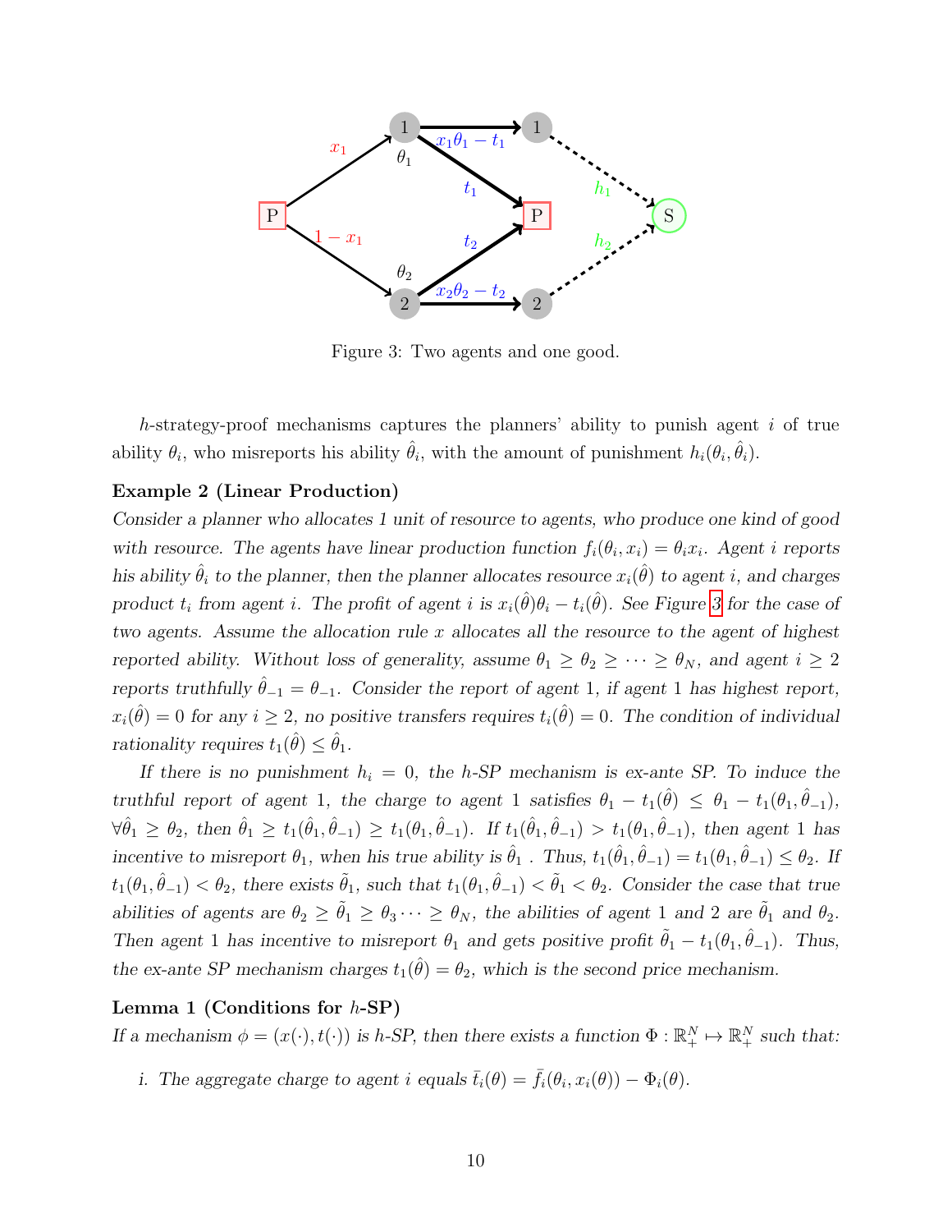Figure 3: Two agents and one good.

$h$-strategy-proof mechanisms captures the planners' ability to punish agent $i$ of true ability $\theta_i$, who misreports his ability $\hat{\theta}_i$, with the amount of punishment $h_i(\theta_i, \hat{\theta}_i)$.

**Example 2 (Linear Production)**
*Consider a planner who allocates 1 unit of resource to agents, who produce one kind of good with resource. The agents have linear production function $f_i(\theta_i, x_i) = \theta_i x_i$. Agent $i$ reports his ability $\hat{\theta}_i$ to the planner, then the planner allocates resource $x_i(\hat{\theta})$ to agent $i$, and charges product $t_i$ from agent $i$. The profit of agent $i$ is $x_i(\hat{\theta})\theta_i - t_i(\hat{\theta})$. See Figure 3 for the case of two agents. Assume the allocation rule $x$ allocates all the resource to the agent of highest reported ability. Without loss of generality, assume $\theta_1 \geq \theta_2 \geq \cdots \geq \theta_N$, and agent $i \geq 2$ reports truthfully $\hat{\theta}_{-1} = \theta_{-1}$. Consider the report of agent 1, if agent 1 has highest report, $x_i(\hat{\theta}) = 0$ for any $i \geq 2$, no positive transfers requires $t_i(\hat{\theta}) = 0$. The condition of individual rationality requires $t_1(\hat{\theta}) \leq \hat{\theta}_1$.*

*If there is no punishment $h_i = 0$, the h-SP mechanism is ex-ante SP. To induce the truthful report of agent 1, the charge to agent 1 satisfies $\theta_1 - t_1(\hat{\theta}) \leq \theta_1 - t_1(\theta_1, \hat{\theta}_{-1})$, $\forall \hat{\theta}_1 \geq \theta_2$, then $\hat{\theta}_1 \geq t_1(\hat{\theta}_1, \hat{\theta}_{-1}) \geq t_1(\theta_1, \hat{\theta}_{-1})$. If $t_1(\hat{\theta}_1, \hat{\theta}_{-1}) > t_1(\theta_1, \hat{\theta}_{-1})$, then agent 1 has incentive to misreport $\theta_1$, when his true ability is $\hat{\theta}_1$ . Thus, $t_1(\hat{\theta}_1, \hat{\theta}_{-1}) = t_1(\theta_1, \hat{\theta}_{-1}) \leq \theta_2$. If $t_1(\theta_1, \hat{\theta}_{-1}) < \theta_2$, there exists $\tilde{\theta}_1$, such that $t_1(\theta_1, \hat{\theta}_{-1}) < \tilde{\theta}_1 < \theta_2$. Consider the case that true abilities of agents are $\theta_2 \geq \tilde{\theta}_1 \geq \theta_3 \cdots \geq \theta_N$, the abilities of agent 1 and 2 are $\tilde{\theta}_1$ and $\theta_2$. Then agent 1 has incentive to misreport $\theta_1$ and gets positive profit $\tilde{\theta}_1 - t_1(\theta_1, \hat{\theta}_{-1})$. Thus, the ex-ante SP mechanism charges $t_1(\hat{\theta}) = \theta_2$, which is the second price mechanism.*

**Lemma 1 (Conditions for $h$-SP)**
*If a mechanism $\phi = (x(\cdot), t(\cdot))$ is h-SP, then there exists a function $\Phi : \mathbb{R}^N_+ \mapsto \mathbb{R}^N_+$ such that:*

*i. The aggregate charge to agent $i$ equals $\bar{t}_i(\theta) = \bar{f}_i(\theta_i, x_i(\theta)) - \Phi_i(\theta)$.*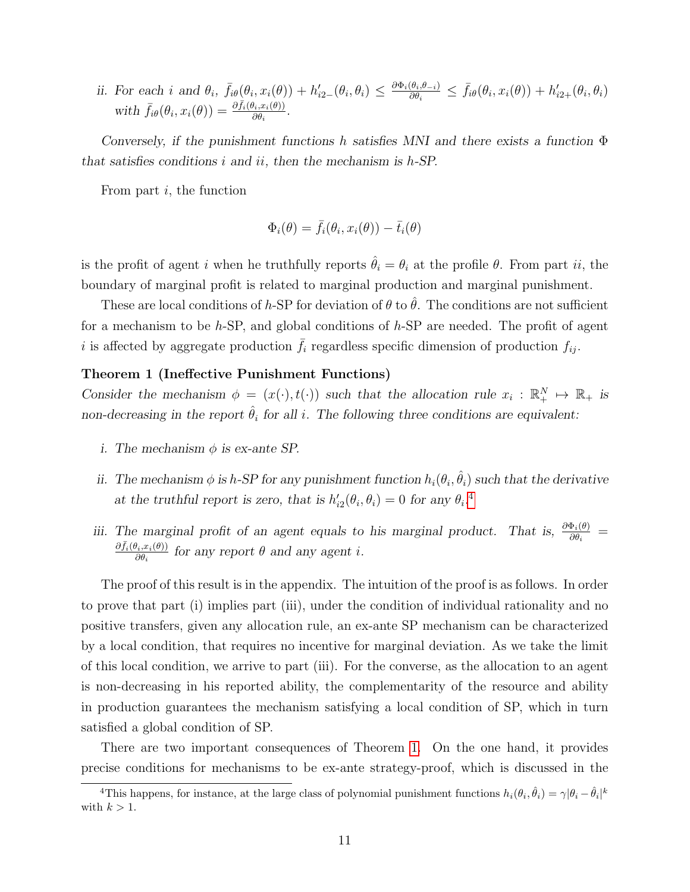*ii. For each $i$ and $\theta_i$, $\bar{f}_{i\theta}(\theta_i, x_i(\theta)) + h'_{i2-}(\theta_i, \theta_i) \leq \frac{\partial \Phi_i(\theta_i, \theta_{-i})}{\partial \theta_i} \leq \bar{f}_{i\theta}(\theta_i, x_i(\theta)) + h'_{i2+}(\theta_i, \theta_i)$ with $\bar{f}_{i\theta}(\theta_i, x_i(\theta)) = \frac{\partial \bar{f}_i(\theta_i, x_i(\theta))}{\partial \theta_i}$.*

*Conversely, if the punishment functions $h$ satisfies MNI and there exists a function $\Phi$ that satisfies conditions $i$ and $ii$, then the mechanism is $h$-SP.*

From part $i$, the function

$$\Phi_i(\theta) = \bar{f}_i(\theta_i, x_i(\theta)) - \bar{t}_i(\theta)$$

is the profit of agent $i$ when he truthfully reports $\hat{\theta}_i = \theta_i$ at the profile $\theta$. From part $ii$, the boundary of marginal profit is related to marginal production and marginal punishment.

These are local conditions of $h$-SP for deviation of $\theta$ to $\hat{\theta}$. The conditions are not sufficient for a mechanism to be $h$-SP, and global conditions of $h$-SP are needed. The profit of agent $i$ is affected by aggregate production $\bar{f}_i$ regardless specific dimension of production $f_{ij}$.

**Theorem 1 (Ineffective Punishment Functions)**
*Consider the mechanism $\phi = (x(\cdot), t(\cdot))$ such that the allocation rule $x_i : \mathbb{R}^N_+ \mapsto \mathbb{R}_+$ is non-decreasing in the report $\hat{\theta}_i$ for all $i$. The following three conditions are equivalent:*

*i. The mechanism $\phi$ is ex-ante SP.*

*ii. The mechanism $\phi$ is $h$-SP for any punishment function $h_i(\theta_i, \hat{\theta}_i)$ such that the derivative at the truthful report is zero, that is $h'_{i2}(\theta_i, \theta_i) = 0$ for any $\theta_i$.*[4]

*iii. The marginal profit of an agent equals to his marginal product. That is, $\frac{\partial \Phi_i(\theta)}{\partial \theta_i} = \frac{\partial \bar{f}_i(\theta_i, x_i(\theta))}{\partial \theta_i}$ for any report $\theta$ and any agent $i$.*

The proof of this result is in the appendix. The intuition of the proof is as follows. In order to prove that part (i) implies part (iii), under the condition of individual rationality and no positive transfers, given any allocation rule, an ex-ante SP mechanism can be characterized by a local condition, that requires no incentive for marginal deviation. As we take the limit of this local condition, we arrive to part (iii). For the converse, as the allocation to an agent is non-decreasing in his reported ability, the complementarity of the resource and ability in production guarantees the mechanism satisfying a local condition of SP, which in turn satisfied a global condition of SP.

There are two important consequences of Theorem 1. On the one hand, it provides precise conditions for mechanisms to be ex-ante strategy-proof, which is discussed in the

[4] This happens, for instance, at the large class of polynomial punishment functions $h_i(\theta_i, \hat{\theta}_i) = \gamma|\theta_i - \hat{\theta}_i|^k$ with $k > 1$.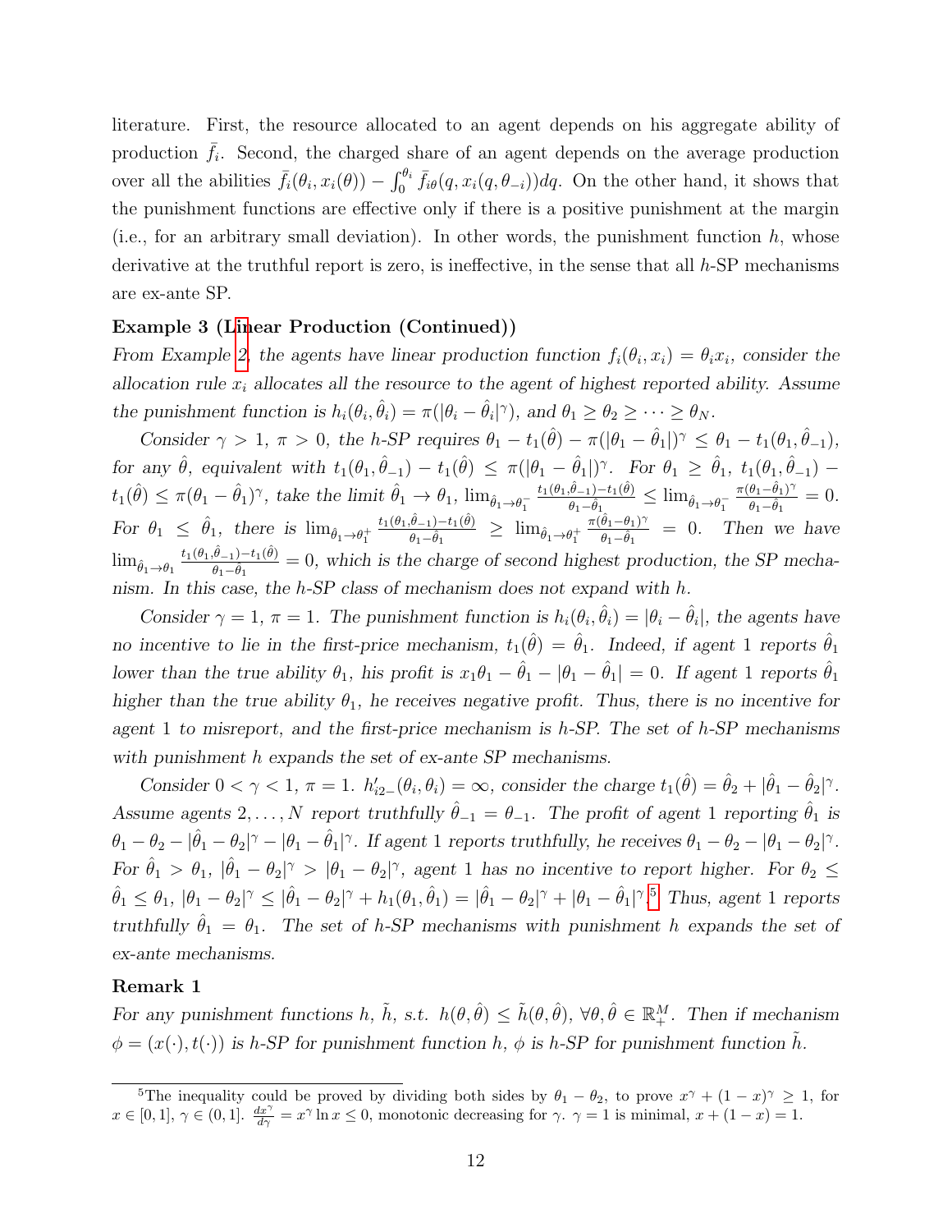literature. First, the resource allocated to an agent depends on his aggregate ability of production $\bar{f}_i$. Second, the charged share of an agent depends on the average production over all the abilities $\bar{f}_i(\theta_i, x_i(\theta)) - \int_0^{\theta_i} \bar{f}_{i\theta}(q, x_i(q, \theta_{-i}))dq$. On the other hand, it shows that the punishment functions are effective only if there is a positive punishment at the margin (i.e., for an arbitrary small deviation). In other words, the punishment function $h$, whose derivative at the truthful report is zero, is ineffective, in the sense that all $h$-SP mechanisms are ex-ante SP.

**Example 3 (Linear Production (Continued))**

*From Example 2, the agents have linear production function $f_i(\theta_i, x_i) = \theta_i x_i$, consider the allocation rule $x_i$ allocates all the resource to the agent of highest reported ability. Assume the punishment function is $h_i(\theta_i, \hat{\theta}_i) = \pi(|\theta_i - \hat{\theta}_i|^\gamma)$, and $\theta_1 \geq \theta_2 \geq \cdots \geq \theta_N$.*

*Consider $\gamma > 1$, $\pi > 0$, the $h$-SP requires $\theta_1 - t_1(\hat{\theta}) - \pi(|\theta_1 - \hat{\theta}_1|)^\gamma \leq \theta_1 - t_1(\theta_1, \hat{\theta}_{-1})$, for any $\hat{\theta}$, equivalent with $t_1(\theta_1, \hat{\theta}_{-1}) - t_1(\hat{\theta}) \leq \pi(|\theta_1 - \hat{\theta}_1|)^\gamma$. For $\theta_1 \geq \hat{\theta}_1$, $t_1(\theta_1, \hat{\theta}_{-1}) - t_1(\hat{\theta}) \leq \pi(\theta_1 - \hat{\theta}_1)^\gamma$, take the limit $\hat{\theta}_1 \to \theta_1$, $\lim_{\hat{\theta}_1 \to \theta_1^-} \frac{t_1(\theta_1, \hat{\theta}_{-1}) - t_1(\hat{\theta})}{\theta_1 - \hat{\theta}_1} \leq \lim_{\hat{\theta}_1 \to \theta_1^-} \frac{\pi(\theta_1 - \hat{\theta}_1)^\gamma}{\theta_1 - \hat{\theta}_1} = 0$. For $\theta_1 \leq \hat{\theta}_1$, there is $\lim_{\hat{\theta}_1 \to \theta_1^+} \frac{t_1(\theta_1, \hat{\theta}_{-1}) - t_1(\hat{\theta})}{\theta_1 - \hat{\theta}_1} \geq \lim_{\hat{\theta}_1 \to \theta_1^+} \frac{\pi(\hat{\theta}_1 - \theta_1)^\gamma}{\theta_1 - \hat{\theta}_1} = 0$. Then we have $\lim_{\hat{\theta}_1 \to \theta_1} \frac{t_1(\theta_1, \hat{\theta}_{-1}) - t_1(\hat{\theta})}{\theta_1 - \hat{\theta}_1} = 0$, which is the charge of second highest production, the SP mechanism. In this case, the $h$-SP class of mechanism does not expand with $h$.*

*Consider $\gamma = 1$, $\pi = 1$. The punishment function is $h_i(\theta_i, \hat{\theta}_i) = |\theta_i - \hat{\theta}_i|$, the agents have no incentive to lie in the first-price mechanism, $t_1(\hat{\theta}) = \hat{\theta}_1$. Indeed, if agent 1 reports $\hat{\theta}_1$ lower than the true ability $\theta_1$, his profit is $x_1\theta_1 - \hat{\theta}_1 - |\theta_1 - \hat{\theta}_1| = 0$. If agent 1 reports $\hat{\theta}_1$ higher than the true ability $\theta_1$, he receives negative profit. Thus, there is no incentive for agent 1 to misreport, and the first-price mechanism is $h$-SP. The set of $h$-SP mechanisms with punishment $h$ expands the set of ex-ante SP mechanisms.*

*Consider $0 < \gamma < 1$, $\pi = 1$. $h'_{i2-}(\theta_i, \theta_i) = \infty$, consider the charge $t_1(\hat{\theta}) = \hat{\theta}_2 + |\hat{\theta}_1 - \hat{\theta}_2|^\gamma$. Assume agents $2, \ldots, N$ report truthfully $\hat{\theta}_{-1} = \theta_{-1}$. The profit of agent 1 reporting $\hat{\theta}_1$ is $\theta_1 - \theta_2 - |\hat{\theta}_1 - \theta_2|^\gamma - |\theta_1 - \hat{\theta}_1|^\gamma$. If agent 1 reports truthfully, he receives $\theta_1 - \theta_2 - |\theta_1 - \theta_2|^\gamma$. For $\hat{\theta}_1 > \theta_1$, $|\hat{\theta}_1 - \theta_2|^\gamma > |\theta_1 - \theta_2|^\gamma$, agent 1 has no incentive to report higher. For $\theta_2 \leq \hat{\theta}_1 \leq \theta_1$, $|\theta_1 - \theta_2|^\gamma \leq |\hat{\theta}_1 - \theta_2|^\gamma + h_1(\theta_1, \hat{\theta}_1) = |\hat{\theta}_1 - \theta_2|^\gamma + |\theta_1 - \hat{\theta}_1|^\gamma$.[5] Thus, agent 1 reports truthfully $\hat{\theta}_1 = \theta_1$. The set of $h$-SP mechanisms with punishment $h$ expands the set of ex-ante mechanisms.*

**Remark 1**

*For any punishment functions $h$, $\tilde{h}$, s.t. $h(\theta, \hat{\theta}) \leq \tilde{h}(\theta, \hat{\theta})$, $\forall \theta, \hat{\theta} \in \mathbb{R}_+^M$. Then if mechanism $\phi = (x(\cdot), t(\cdot))$ is $h$-SP for punishment function $h$, $\phi$ is $h$-SP for punishment function $\tilde{h}$.*

---

[5]The inequality could be proved by dividing both sides by $\theta_1 - \theta_2$, to prove $x^\gamma + (1-x)^\gamma \geq 1$, for $x \in [0, 1]$, $\gamma \in (0, 1]$. $\frac{dx^\gamma}{d\gamma} = x^\gamma \ln x \leq 0$, monotonic decreasing for $\gamma$. $\gamma = 1$ is minimal, $x + (1-x) = 1$.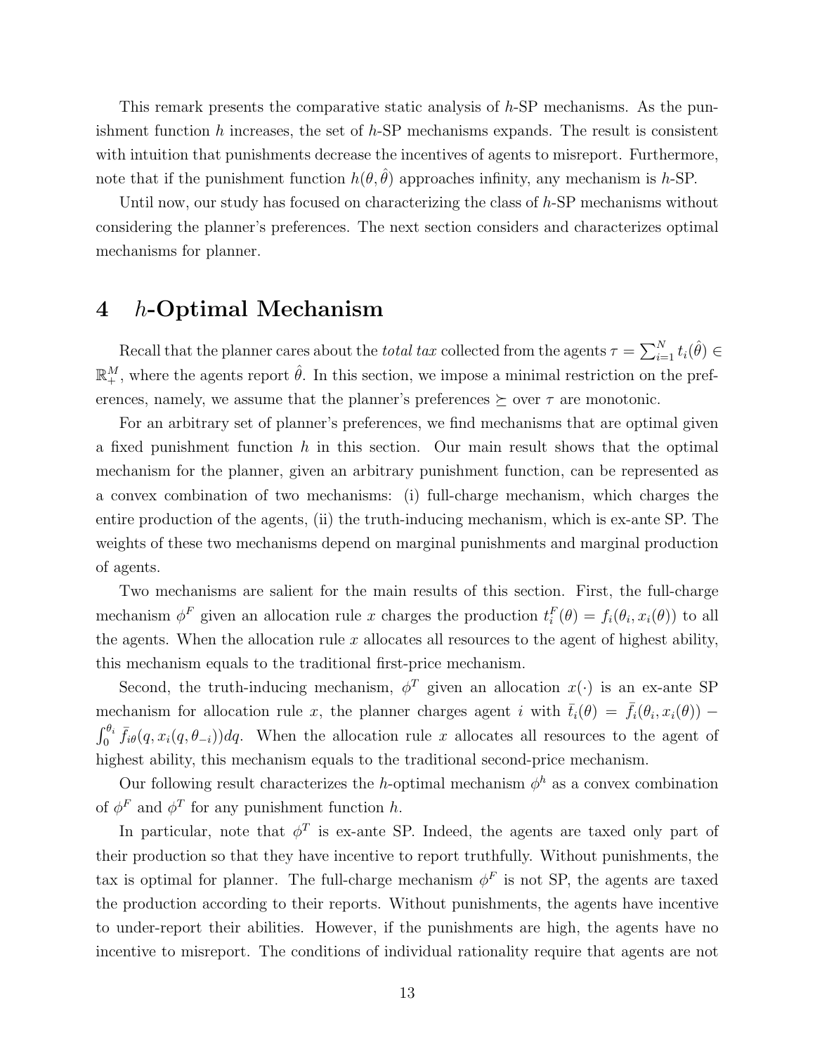This remark presents the comparative static analysis of $h$-SP mechanisms. As the punishment function $h$ increases, the set of $h$-SP mechanisms expands. The result is consistent with intuition that punishments decrease the incentives of agents to misreport. Furthermore, note that if the punishment function $h(\theta, \hat{\theta})$ approaches infinity, any mechanism is $h$-SP.

Until now, our study has focused on characterizing the class of $h$-SP mechanisms without considering the planner's preferences. The next section considers and characterizes optimal mechanisms for planner.

# 4 $h$-Optimal Mechanism

Recall that the planner cares about the *total tax* collected from the agents $\tau = \sum_{i=1}^{N} t_i(\hat{\theta}) \in \mathbb{R}_+^M$, where the agents report $\hat{\theta}$. In this section, we impose a minimal restriction on the preferences, namely, we assume that the planner's preferences $\succeq$ over $\tau$ are monotonic.

For an arbitrary set of planner's preferences, we find mechanisms that are optimal given a fixed punishment function $h$ in this section. Our main result shows that the optimal mechanism for the planner, given an arbitrary punishment function, can be represented as a convex combination of two mechanisms: (i) full-charge mechanism, which charges the entire production of the agents, (ii) the truth-inducing mechanism, which is ex-ante SP. The weights of these two mechanisms depend on marginal punishments and marginal production of agents.

Two mechanisms are salient for the main results of this section. First, the full-charge mechanism $\phi^F$ given an allocation rule $x$ charges the production $t_i^F(\theta) = f_i(\theta_i, x_i(\theta))$ to all the agents. When the allocation rule $x$ allocates all resources to the agent of highest ability, this mechanism equals to the traditional first-price mechanism.

Second, the truth-inducing mechanism, $\phi^T$ given an allocation $x(\cdot)$ is an ex-ante SP mechanism for allocation rule $x$, the planner charges agent $i$ with $\bar{t}_i(\theta) = \bar{f}_i(\theta_i, x_i(\theta)) - \int_0^{\theta_i} \bar{f}_{i\theta}(q, x_i(q, \theta_{-i}))dq$. When the allocation rule $x$ allocates all resources to the agent of highest ability, this mechanism equals to the traditional second-price mechanism.

Our following result characterizes the $h$-optimal mechanism $\phi^h$ as a convex combination of $\phi^F$ and $\phi^T$ for any punishment function $h$.

In particular, note that $\phi^T$ is ex-ante SP. Indeed, the agents are taxed only part of their production so that they have incentive to report truthfully. Without punishments, the tax is optimal for planner. The full-charge mechanism $\phi^F$ is not SP, the agents are taxed the production according to their reports. Without punishments, the agents have incentive to under-report their abilities. However, if the punishments are high, the agents have no incentive to misreport. The conditions of individual rationality require that agents are not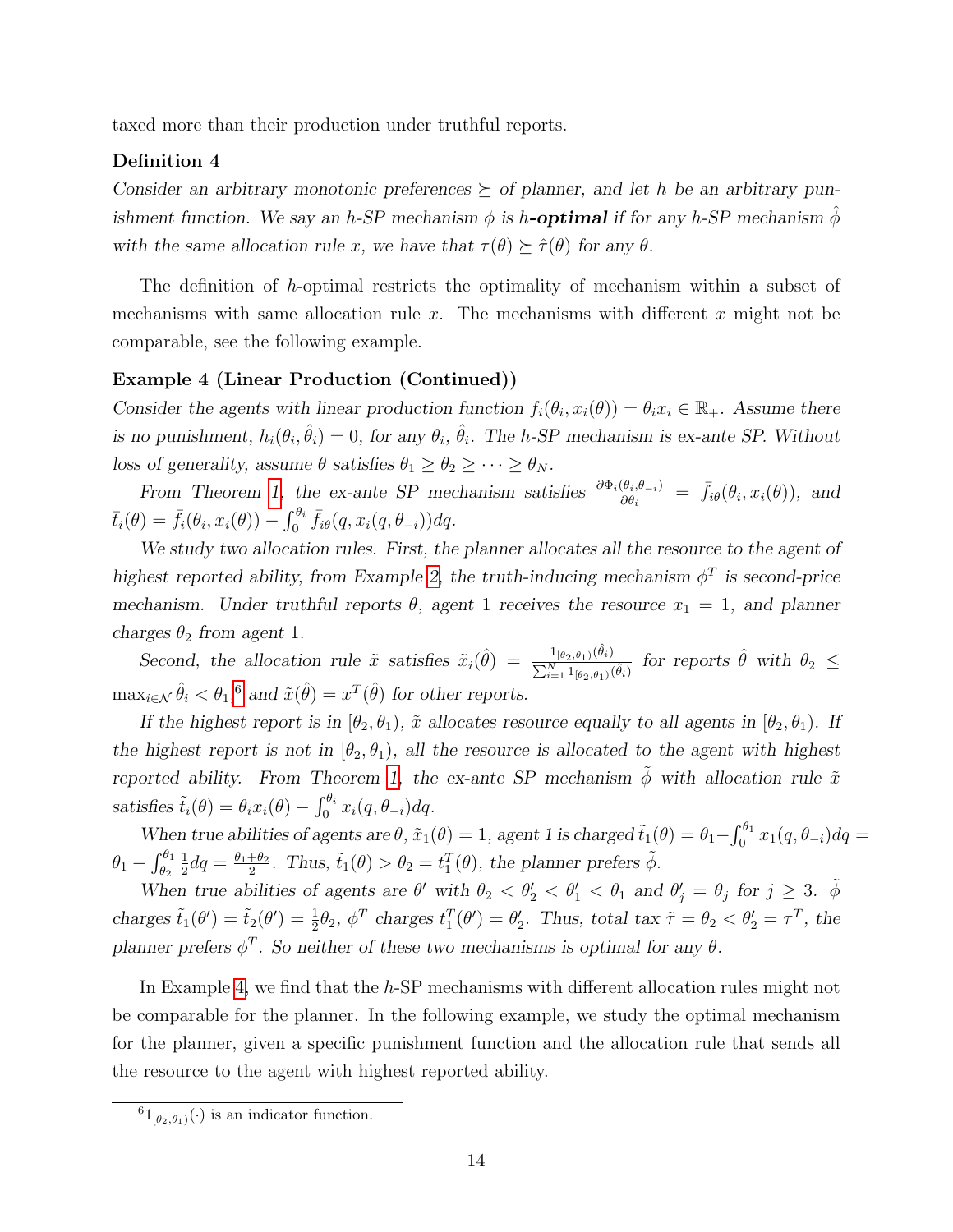taxed more than their production under truthful reports.

**Definition 4**

*Consider an arbitrary monotonic preferences $\succeq$ of planner, and let $h$ be an arbitrary punishment function. We say an $h$-SP mechanism $\phi$ is **$h$-optimal** if for any $h$-SP mechanism $\hat{\phi}$ with the same allocation rule $x$, we have that $\tau(\theta) \succeq \hat{\tau}(\theta)$ for any $\theta$.*

The definition of $h$-optimal restricts the optimality of mechanism within a subset of mechanisms with same allocation rule $x$. The mechanisms with different $x$ might not be comparable, see the following example.

**Example 4 (Linear Production (Continued))**

*Consider the agents with linear production function $f_i(\theta_i, x_i(\theta)) = \theta_i x_i \in \mathbb{R}_+$. Assume there is no punishment, $h_i(\theta_i, \hat{\theta}_i) = 0$, for any $\theta_i$, $\hat{\theta}_i$. The $h$-SP mechanism is ex-ante SP. Without loss of generality, assume $\theta$ satisfies $\theta_1 \geq \theta_2 \geq \cdots \geq \theta_N$.*

*From Theorem 1, the ex-ante SP mechanism satisfies $\frac{\partial \Phi_i(\theta_i, \theta_{-i})}{\partial \theta_i} = \bar{f}_{i\theta}(\theta_i, x_i(\theta))$, and $\bar{t}_i(\theta) = \bar{f}_i(\theta_i, x_i(\theta)) - \int_0^{\theta_i} \bar{f}_{i\theta}(q, x_i(q, \theta_{-i}))dq$.*

*We study two allocation rules. First, the planner allocates all the resource to the agent of highest reported ability, from Example 2, the truth-inducing mechanism $\phi^T$ is second-price mechanism. Under truthful reports $\theta$, agent 1 receives the resource $x_1 = 1$, and planner charges $\theta_2$ from agent 1.*

*Second, the allocation rule $\tilde{x}$ satisfies $\tilde{x}_i(\hat{\theta}) = \frac{1_{[\theta_2, \theta_1)}(\hat{\theta}_i)}{\sum_{i=1}^{N} 1_{[\theta_2, \theta_1)}(\hat{\theta}_i)}$ for reports $\hat{\theta}$ with $\theta_2 \leq \max_{i \in \mathcal{N}} \hat{\theta}_i < \theta_1$,[6] and $\tilde{x}(\hat{\theta}) = x^T(\hat{\theta})$ for other reports.*

*If the highest report is in $[\theta_2, \theta_1)$, $\tilde{x}$ allocates resource equally to all agents in $[\theta_2, \theta_1)$. If the highest report is not in $[\theta_2, \theta_1)$, all the resource is allocated to the agent with highest reported ability. From Theorem 1, the ex-ante SP mechanism $\tilde{\phi}$ with allocation rule $\tilde{x}$ satisfies $\tilde{t}_i(\theta) = \theta_i x_i(\theta) - \int_0^{\theta_i} x_i(q, \theta_{-i})dq$.*

*When true abilities of agents are $\theta$, $\tilde{x}_1(\theta) = 1$, agent 1 is charged $\tilde{t}_1(\theta) = \theta_1 - \int_0^{\theta_1} x_1(q, \theta_{-i})dq = \theta_1 - \int_{\theta_2}^{\theta_1} \frac{1}{2}dq = \frac{\theta_1 + \theta_2}{2}$. Thus, $\tilde{t}_1(\theta) > \theta_2 = t_1^T(\theta)$, the planner prefers $\tilde{\phi}$.*

*When true abilities of agents are $\theta'$ with $\theta_2 < \theta'_2 < \theta'_1 < \theta_1$ and $\theta'_j = \theta_j$ for $j \geq 3$. $\tilde{\phi}$ charges $\tilde{t}_1(\theta') = \tilde{t}_2(\theta') = \frac{1}{2}\theta_2$, $\phi^T$ charges $t_1^T(\theta') = \theta'_2$. Thus, total tax $\tilde{\tau} = \theta_2 < \theta'_2 = \tau^T$, the planner prefers $\phi^T$. So neither of these two mechanisms is optimal for any $\theta$.*

In Example 4, we find that the $h$-SP mechanisms with different allocation rules might not be comparable for the planner. In the following example, we study the optimal mechanism for the planner, given a specific punishment function and the allocation rule that sends all the resource to the agent with highest reported ability.

[6] $1_{[\theta_2, \theta_1)}(\cdot)$ is an indicator function.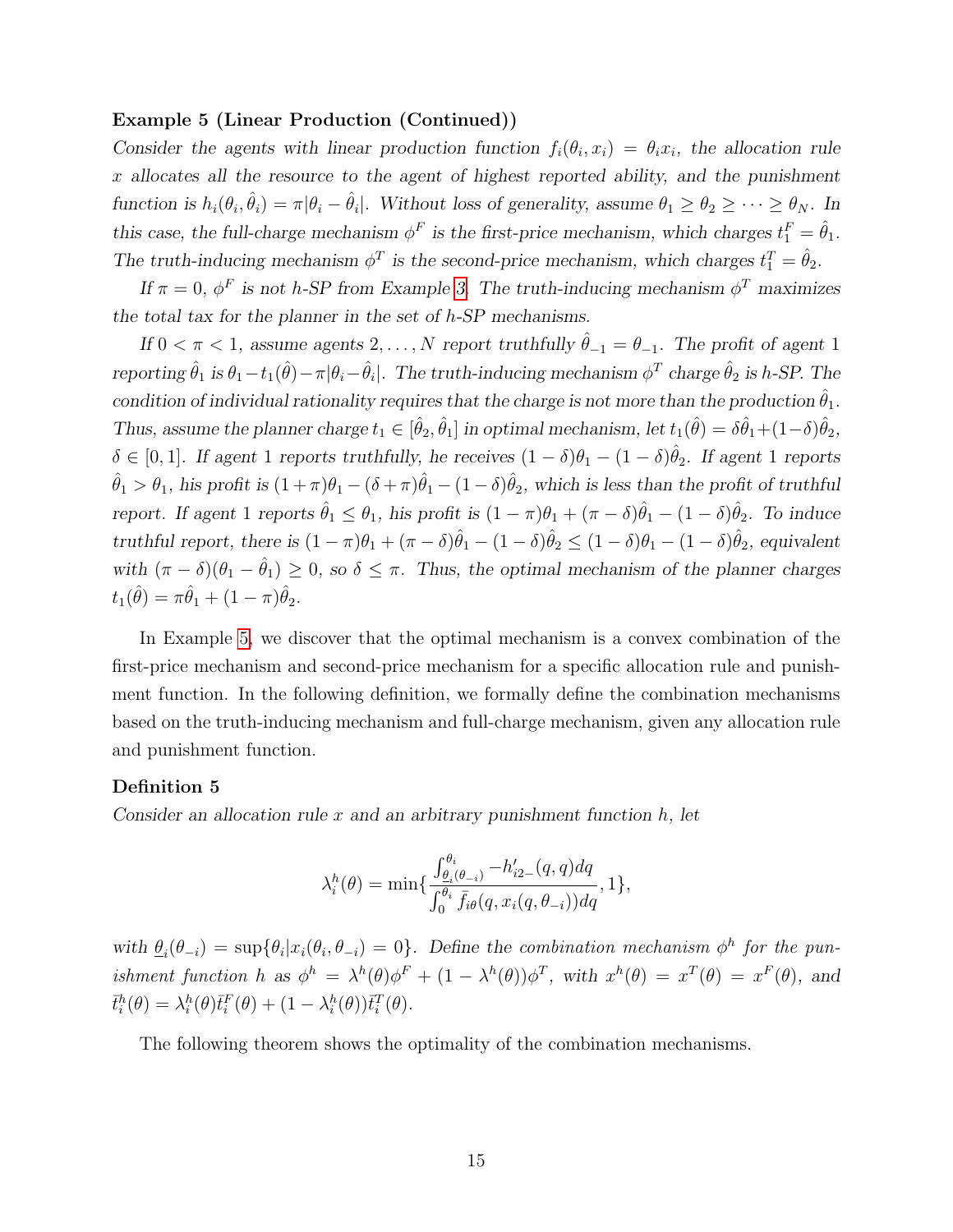**Example 5 (Linear Production (Continued))**

*Consider the agents with linear production function $f_i(\theta_i, x_i) = \theta_i x_i$, the allocation rule $x$ allocates all the resource to the agent of highest reported ability, and the punishment function is $h_i(\theta_i, \hat{\theta}_i) = \pi|\theta_i - \hat{\theta}_i|$. Without loss of generality, assume $\theta_1 \geq \theta_2 \geq \cdots \geq \theta_N$. In this case, the full-charge mechanism $\phi^F$ is the first-price mechanism, which charges $t_1^F = \hat{\theta}_1$. The truth-inducing mechanism $\phi^T$ is the second-price mechanism, which charges $t_1^T = \hat{\theta}_2$.*

*If $\pi = 0$, $\phi^F$ is not h-SP from Example 3. The truth-inducing mechanism $\phi^T$ maximizes the total tax for the planner in the set of h-SP mechanisms.*

*If $0 < \pi < 1$, assume agents $2, \ldots, N$ report truthfully $\hat{\theta}_{-1} = \theta_{-1}$. The profit of agent 1 reporting $\hat{\theta}_1$ is $\theta_1 - t_1(\hat{\theta}) - \pi|\theta_i - \hat{\theta}_i|$. The truth-inducing mechanism $\phi^T$ charge $\hat{\theta}_2$ is h-SP. The condition of individual rationality requires that the charge is not more than the production $\hat{\theta}_1$. Thus, assume the planner charge $t_1 \in [\hat{\theta}_2, \hat{\theta}_1]$ in optimal mechanism, let $t_1(\hat{\theta}) = \delta\hat{\theta}_1 + (1-\delta)\hat{\theta}_2$, $\delta \in [0, 1]$. If agent 1 reports truthfully, he receives $(1-\delta)\theta_1 - (1-\delta)\hat{\theta}_2$. If agent 1 reports $\hat{\theta}_1 > \theta_1$, his profit is $(1+\pi)\theta_1 - (\delta+\pi)\hat{\theta}_1 - (1-\delta)\hat{\theta}_2$, which is less than the profit of truthful report. If agent 1 reports $\hat{\theta}_1 \leq \theta_1$, his profit is $(1-\pi)\theta_1 + (\pi - \delta)\hat{\theta}_1 - (1-\delta)\hat{\theta}_2$. To induce truthful report, there is $(1-\pi)\theta_1 + (\pi-\delta)\hat{\theta}_1 - (1-\delta)\hat{\theta}_2 \leq (1-\delta)\theta_1 - (1-\delta)\hat{\theta}_2$, equivalent with $(\pi - \delta)(\theta_1 - \hat{\theta}_1) \geq 0$, so $\delta \leq \pi$. Thus, the optimal mechanism of the planner charges $t_1(\hat{\theta}) = \pi\hat{\theta}_1 + (1-\pi)\hat{\theta}_2$.*

In Example 5, we discover that the optimal mechanism is a convex combination of the first-price mechanism and second-price mechanism for a specific allocation rule and punishment function. In the following definition, we formally define the combination mechanisms based on the truth-inducing mechanism and full-charge mechanism, given any allocation rule and punishment function.

**Definition 5**

*Consider an allocation rule $x$ and an arbitrary punishment function $h$, let*

$$\lambda_i^h(\theta) = \min\{\frac{\int_{\underline{\theta}_i(\theta_{-i})}^{\theta_i} -h'_{i2-}(q,q)dq}{\int_0^{\theta_i} \bar{f}_{i\theta}(q, x_i(q, \theta_{-i}))dq}, 1\},$$

*with $\underline{\theta}_i(\theta_{-i}) = \sup\{\theta_i | x_i(\theta_i, \theta_{-i}) = 0\}$. Define the combination mechanism $\phi^h$ for the punishment function $h$ as $\phi^h = \lambda^h(\theta)\phi^F + (1 - \lambda^h(\theta))\phi^T$, with $x^h(\theta) = x^T(\theta) = x^F(\theta)$, and $\bar{t}_i^h(\theta) = \lambda_i^h(\theta)\bar{t}_i^F(\theta) + (1 - \lambda_i^h(\theta))\bar{t}_i^T(\theta)$.*

The following theorem shows the optimality of the combination mechanisms.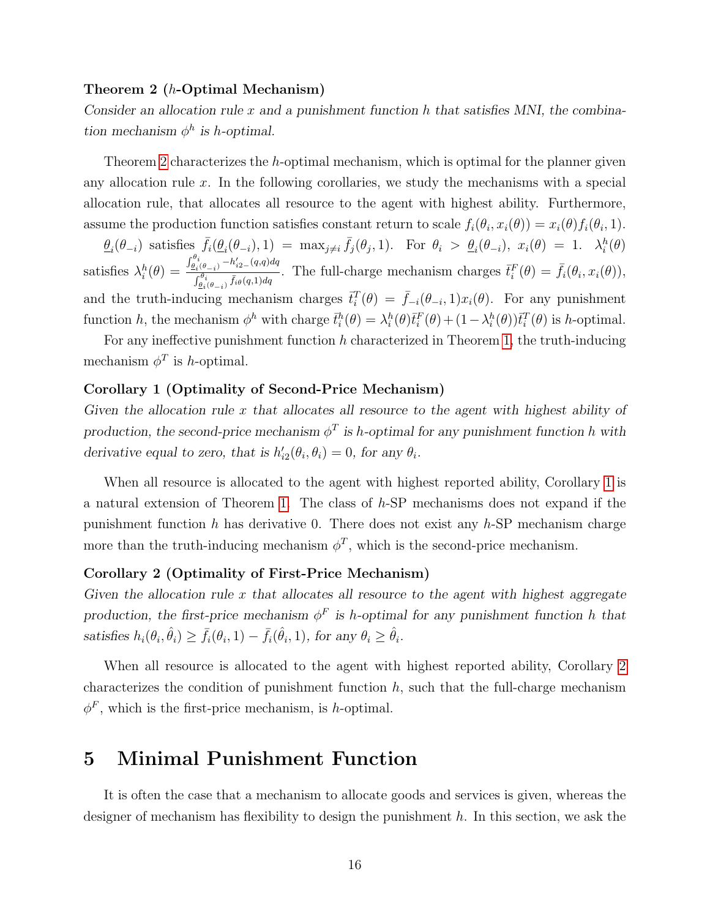**Theorem 2 ($h$-Optimal Mechanism)**

*Consider an allocation rule $x$ and a punishment function $h$ that satisfies MNI, the combination mechanism $\phi^h$ is $h$-optimal.*

Theorem 2 characterizes the $h$-optimal mechanism, which is optimal for the planner given any allocation rule $x$. In the following corollaries, we study the mechanisms with a special allocation rule, that allocates all resource to the agent with highest ability. Furthermore, assume the production function satisfies constant return to scale $f_i(\theta_i, x_i(\theta)) = x_i(\theta) f_i(\theta_i, 1)$.

$\underline{\theta}_i(\theta_{-i})$ satisfies $\bar{f}_i(\underline{\theta}_i(\theta_{-i}), 1) = \max_{j \neq i} \bar{f}_j(\theta_j, 1)$. For $\theta_i > \underline{\theta}_i(\theta_{-i})$, $x_i(\theta) = 1$. $\lambda_i^h(\theta)$ satisfies $\lambda_i^h(\theta) = \frac{\int_{\underline{\theta}_i(\theta_{-i})}^{\theta_i} -h'_{i2-}(q,q)dq}{\int_{\underline{\theta}_i(\theta_{-i})}^{\theta_i} \bar{f}_{i\theta}(q,1)dq}$. The full-charge mechanism charges $\bar{t}_i^F(\theta) = \bar{f}_i(\theta_i, x_i(\theta))$, and the truth-inducing mechanism charges $\bar{t}_i^T(\theta) = \bar{f}_{-i}(\theta_{-i}, 1)x_i(\theta)$. For any punishment function $h$, the mechanism $\phi^h$ with charge $\bar{t}_i^h(\theta) = \lambda_i^h(\theta)\bar{t}_i^F(\theta) + (1 - \lambda_i^h(\theta))\bar{t}_i^T(\theta)$ is $h$-optimal.

For any ineffective punishment function $h$ characterized in Theorem 1, the truth-inducing mechanism $\phi^T$ is $h$-optimal.

**Corollary 1 (Optimality of Second-Price Mechanism)**

*Given the allocation rule $x$ that allocates all resource to the agent with highest ability of production, the second-price mechanism $\phi^T$ is $h$-optimal for any punishment function $h$ with derivative equal to zero, that is $h'_{i2}(\theta_i, \theta_i) = 0$, for any $\theta_i$.*

When all resource is allocated to the agent with highest reported ability, Corollary 1 is a natural extension of Theorem 1. The class of $h$-SP mechanisms does not expand if the punishment function $h$ has derivative 0. There does not exist any $h$-SP mechanism charge more than the truth-inducing mechanism $\phi^T$, which is the second-price mechanism.

**Corollary 2 (Optimality of First-Price Mechanism)**

*Given the allocation rule $x$ that allocates all resource to the agent with highest aggregate production, the first-price mechanism $\phi^F$ is $h$-optimal for any punishment function $h$ that satisfies $h_i(\theta_i, \hat{\theta}_i) \geq \bar{f}_i(\theta_i, 1) - \bar{f}_i(\hat{\theta}_i, 1)$, for any $\theta_i \geq \hat{\theta}_i$.*

When all resource is allocated to the agent with highest reported ability, Corollary 2 characterizes the condition of punishment function $h$, such that the full-charge mechanism $\phi^F$, which is the first-price mechanism, is $h$-optimal.

# 5 Minimal Punishment Function

It is often the case that a mechanism to allocate goods and services is given, whereas the designer of mechanism has flexibility to design the punishment $h$. In this section, we ask the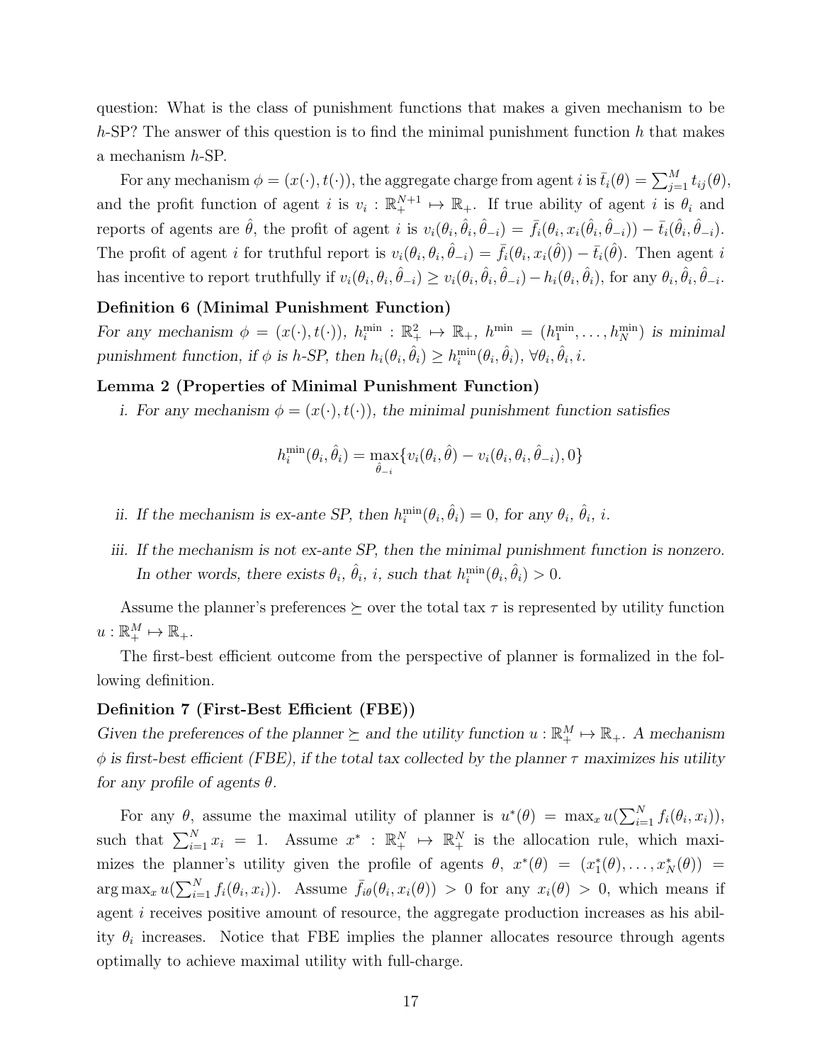question: What is the class of punishment functions that makes a given mechanism to be $h$-SP? The answer of this question is to find the minimal punishment function $h$ that makes a mechanism $h$-SP.

For any mechanism $\phi = (x(\cdot), t(\cdot))$, the aggregate charge from agent $i$ is $\bar{t}_i(\theta) = \sum_{j=1}^{M} t_{ij}(\theta)$, and the profit function of agent $i$ is $v_i : \mathbb{R}_+^{N+1} \mapsto \mathbb{R}_+$. If true ability of agent $i$ is $\theta_i$ and reports of agents are $\hat{\theta}$, the profit of agent $i$ is $v_i(\theta_i, \hat{\theta}_i, \hat{\theta}_{-i}) = \bar{f}_i(\theta_i, x_i(\hat{\theta}_i, \hat{\theta}_{-i})) - \bar{t}_i(\hat{\theta}_i, \hat{\theta}_{-i})$. The profit of agent $i$ for truthful report is $v_i(\theta_i, \theta_i, \hat{\theta}_{-i}) = \bar{f}_i(\theta_i, x_i(\hat{\theta})) - \bar{t}_i(\hat{\theta})$. Then agent $i$ has incentive to report truthfully if $v_i(\theta_i, \theta_i, \hat{\theta}_{-i}) \geq v_i(\theta_i, \hat{\theta}_i, \hat{\theta}_{-i}) - h_i(\theta_i, \hat{\theta}_i)$, for any $\theta_i, \hat{\theta}_i, \hat{\theta}_{-i}$.

**Definition 6 (Minimal Punishment Function)**
*For any mechanism $\phi = (x(\cdot), t(\cdot))$, $h_i^{\min} : \mathbb{R}_+^2 \mapsto \mathbb{R}_+$, $h^{\min} = (h_1^{\min}, \ldots, h_N^{\min})$ is minimal punishment function, if $\phi$ is $h$-SP, then $h_i(\theta_i, \hat{\theta}_i) \geq h_i^{\min}(\theta_i, \hat{\theta}_i)$, $\forall \theta_i, \hat{\theta}_i, i$.*

**Lemma 2 (Properties of Minimal Punishment Function)**

*i. For any mechanism $\phi = (x(\cdot), t(\cdot))$, the minimal punishment function satisfies*

$$h_i^{\min}(\theta_i, \hat{\theta}_i) = \max_{\hat{\theta}_{-i}} \{v_i(\theta_i, \hat{\theta}) - v_i(\theta_i, \theta_i, \hat{\theta}_{-i}), 0\}$$

*ii. If the mechanism is ex-ante SP, then $h_i^{\min}(\theta_i, \hat{\theta}_i) = 0$, for any $\theta_i$, $\hat{\theta}_i$, $i$.*

*iii. If the mechanism is not ex-ante SP, then the minimal punishment function is nonzero. In other words, there exists $\theta_i$, $\hat{\theta}_i$, $i$, such that $h_i^{\min}(\theta_i, \hat{\theta}_i) > 0$.*

Assume the planner's preferences $\succeq$ over the total tax $\tau$ is represented by utility function $u : \mathbb{R}_+^M \mapsto \mathbb{R}_+$.

The first-best efficient outcome from the perspective of planner is formalized in the following definition.

**Definition 7 (First-Best Efficient (FBE))**
*Given the preferences of the planner $\succeq$ and the utility function $u : \mathbb{R}_+^M \mapsto \mathbb{R}_+$. A mechanism $\phi$ is first-best efficient (FBE), if the total tax collected by the planner $\tau$ maximizes his utility for any profile of agents $\theta$.*

For any $\theta$, assume the maximal utility of planner is $u^*(\theta) = \max_x u(\sum_{i=1}^{N} f_i(\theta_i, x_i))$, such that $\sum_{i=1}^{N} x_i = 1$. Assume $x^* : \mathbb{R}_+^N \mapsto \mathbb{R}_+^N$ is the allocation rule, which maximizes the planner's utility given the profile of agents $\theta$, $x^*(\theta) = (x_1^*(\theta), \ldots, x_N^*(\theta)) = \arg\max_x u(\sum_{i=1}^{N} f_i(\theta_i, x_i))$. Assume $\bar{f}_{i\theta}(\theta_i, x_i(\theta)) > 0$ for any $x_i(\theta) > 0$, which means if agent $i$ receives positive amount of resource, the aggregate production increases as his ability $\theta_i$ increases. Notice that FBE implies the planner allocates resource through agents optimally to achieve maximal utility with full-charge.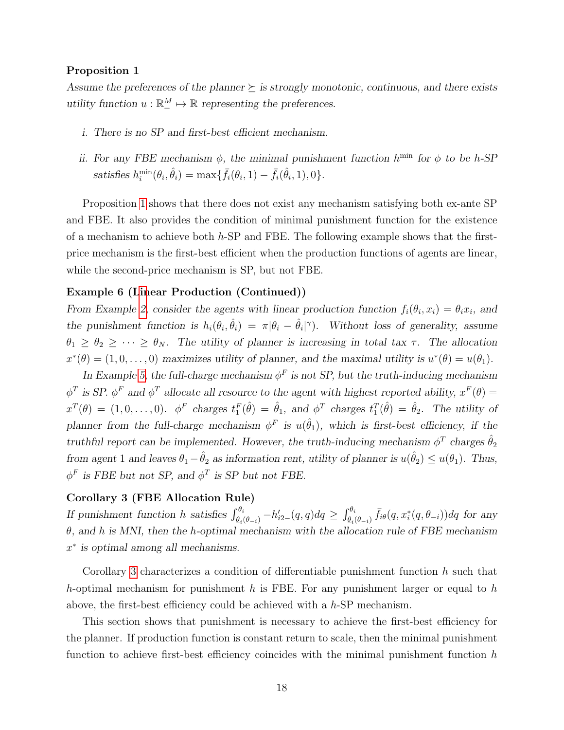**Proposition 1**

*Assume the preferences of the planner $\succeq$ is strongly monotonic, continuous, and there exists utility function $u : \mathbb{R}_+^M \mapsto \mathbb{R}$ representing the preferences.*

*i. There is no SP and first-best efficient mechanism.*

*ii. For any FBE mechanism $\phi$, the minimal punishment function $h^{\min}$ for $\phi$ to be h-SP satisfies $h_i^{\min}(\theta_i, \hat{\theta}_i) = \max\{\bar{f}_i(\theta_i, 1) - \bar{f}_i(\hat{\theta}_i, 1), 0\}$.*

Proposition 1 shows that there does not exist any mechanism satisfying both ex-ante SP and FBE. It also provides the condition of minimal punishment function for the existence of a mechanism to achieve both $h$-SP and FBE. The following example shows that the first-price mechanism is the first-best efficient when the production functions of agents are linear, while the second-price mechanism is SP, but not FBE.

**Example 6 (Linear Production (Continued))**

*From Example 2, consider the agents with linear production function $f_i(\theta_i, x_i) = \theta_i x_i$, and the punishment function is $h_i(\theta_i, \hat{\theta}_i) = \pi|\theta_i - \hat{\theta}_i|^\gamma)$. Without loss of generality, assume $\theta_1 \geq \theta_2 \geq \cdots \geq \theta_N$. The utility of planner is increasing in total tax $\tau$. The allocation $x^*(\theta) = (1, 0, \ldots, 0)$ maximizes utility of planner, and the maximal utility is $u^*(\theta) = u(\theta_1)$.*

*In Example 5, the full-charge mechanism $\phi^F$ is not SP, but the truth-inducing mechanism $\phi^T$ is SP. $\phi^F$ and $\phi^T$ allocate all resource to the agent with highest reported ability, $x^F(\theta) = x^T(\theta) = (1, 0, \ldots, 0)$. $\phi^F$ charges $t_1^F(\hat{\theta}) = \hat{\theta}_1$, and $\phi^T$ charges $t_1^T(\hat{\theta}) = \hat{\theta}_2$. The utility of planner from the full-charge mechanism $\phi^F$ is $u(\hat{\theta}_1)$, which is first-best efficiency, if the truthful report can be implemented. However, the truth-inducing mechanism $\phi^T$ charges $\hat{\theta}_2$ from agent 1 and leaves $\theta_1 - \hat{\theta}_2$ as information rent, utility of planner is $u(\hat{\theta}_2) \leq u(\theta_1)$. Thus, $\phi^F$ is FBE but not SP, and $\phi^T$ is SP but not FBE.*

**Corollary 3 (FBE Allocation Rule)**

*If punishment function $h$ satisfies $\int_{\underline{\theta}_i(\theta_{-i})}^{\theta_i} -h'_{i2-}(q, q)dq \geq \int_{\underline{\theta}_i(\theta_{-i})}^{\theta_i} \bar{f}_{i\theta}(q, x_i^*(q, \theta_{-i}))dq$ for any $\theta$, and $h$ is MNI, then the h-optimal mechanism with the allocation rule of FBE mechanism $x^*$ is optimal among all mechanisms.*

Corollary 3 characterizes a condition of differentiable punishment function $h$ such that $h$-optimal mechanism for punishment $h$ is FBE. For any punishment larger or equal to $h$ above, the first-best efficiency could be achieved with a $h$-SP mechanism.

This section shows that punishment is necessary to achieve the first-best efficiency for the planner. If production function is constant return to scale, then the minimal punishment function to achieve first-best efficiency coincides with the minimal punishment function $h$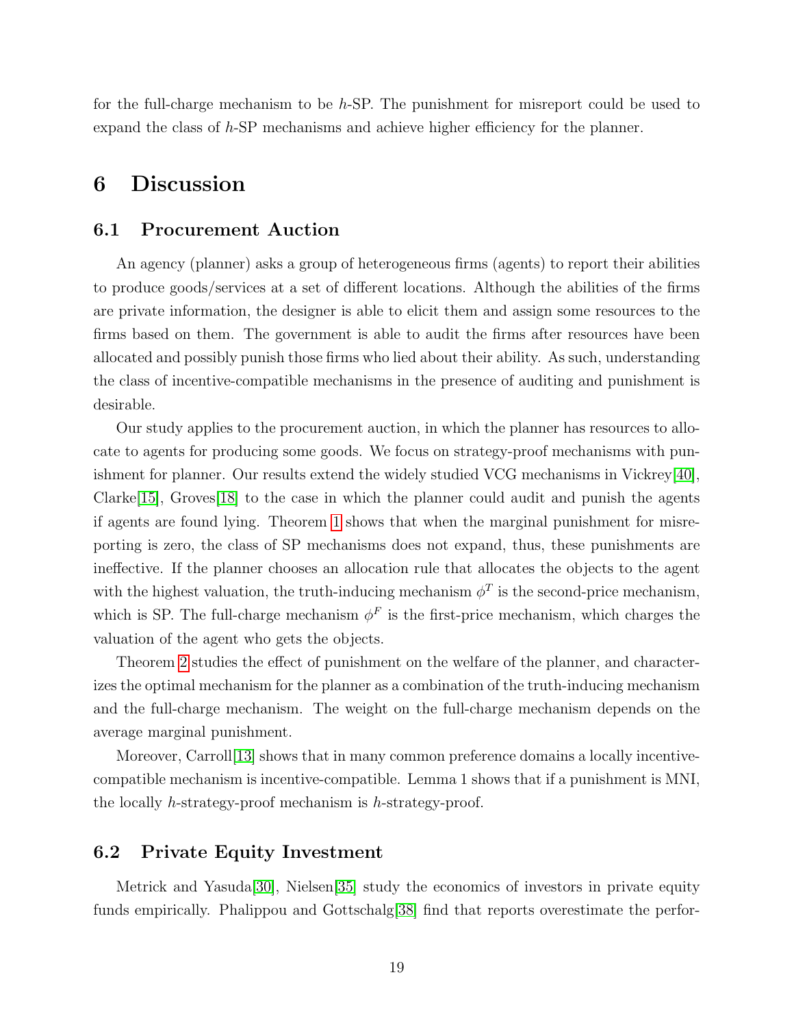for the full-charge mechanism to be $h$-SP. The punishment for misreport could be used to expand the class of $h$-SP mechanisms and achieve higher efficiency for the planner.

# 6 Discussion

## 6.1 Procurement Auction

An agency (planner) asks a group of heterogeneous firms (agents) to report their abilities to produce goods/services at a set of different locations. Although the abilities of the firms are private information, the designer is able to elicit them and assign some resources to the firms based on them. The government is able to audit the firms after resources have been allocated and possibly punish those firms who lied about their ability. As such, understanding the class of incentive-compatible mechanisms in the presence of auditing and punishment is desirable.

Our study applies to the procurement auction, in which the planner has resources to allocate to agents for producing some goods. We focus on strategy-proof mechanisms with punishment for planner. Our results extend the widely studied VCG mechanisms in Vickrey[40], Clarke[15], Groves[18] to the case in which the planner could audit and punish the agents if agents are found lying. Theorem 1 shows that when the marginal punishment for misreporting is zero, the class of SP mechanisms does not expand, thus, these punishments are ineffective. If the planner chooses an allocation rule that allocates the objects to the agent with the highest valuation, the truth-inducing mechanism $\phi^T$ is the second-price mechanism, which is SP. The full-charge mechanism $\phi^F$ is the first-price mechanism, which charges the valuation of the agent who gets the objects.

Theorem 2 studies the effect of punishment on the welfare of the planner, and characterizes the optimal mechanism for the planner as a combination of the truth-inducing mechanism and the full-charge mechanism. The weight on the full-charge mechanism depends on the average marginal punishment.

Moreover, Carroll[13] shows that in many common preference domains a locally incentive-compatible mechanism is incentive-compatible. Lemma 1 shows that if a punishment is MNI, the locally $h$-strategy-proof mechanism is $h$-strategy-proof.

## 6.2 Private Equity Investment

Metrick and Yasuda[30], Nielsen[35] study the economics of investors in private equity funds empirically. Phalippou and Gottschalg[38] find that reports overestimate the perfor-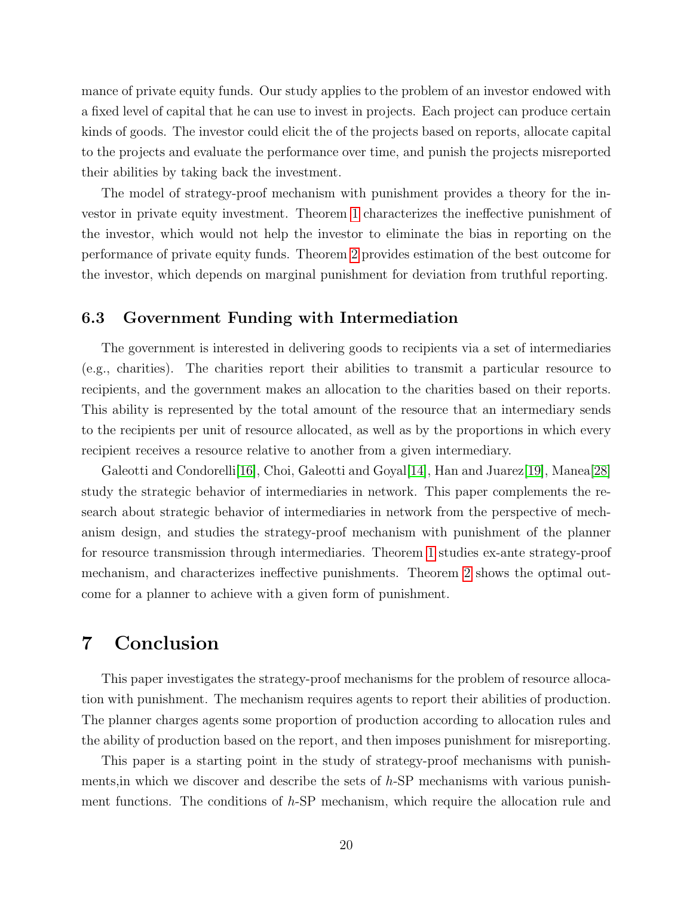mance of private equity funds. Our study applies to the problem of an investor endowed with a fixed level of capital that he can use to invest in projects. Each project can produce certain kinds of goods. The investor could elicit the of the projects based on reports, allocate capital to the projects and evaluate the performance over time, and punish the projects misreported their abilities by taking back the investment.

The model of strategy-proof mechanism with punishment provides a theory for the investor in private equity investment. Theorem 1 characterizes the ineffective punishment of the investor, which would not help the investor to eliminate the bias in reporting on the performance of private equity funds. Theorem 2 provides estimation of the best outcome for the investor, which depends on marginal punishment for deviation from truthful reporting.

### 6.3 Government Funding with Intermediation

The government is interested in delivering goods to recipients via a set of intermediaries (e.g., charities). The charities report their abilities to transmit a particular resource to recipients, and the government makes an allocation to the charities based on their reports. This ability is represented by the total amount of the resource that an intermediary sends to the recipients per unit of resource allocated, as well as by the proportions in which every recipient receives a resource relative to another from a given intermediary.

Galeotti and Condorelli[16], Choi, Galeotti and Goyal[14], Han and Juarez[19], Manea[28] study the strategic behavior of intermediaries in network. This paper complements the research about strategic behavior of intermediaries in network from the perspective of mechanism design, and studies the strategy-proof mechanism with punishment of the planner for resource transmission through intermediaries. Theorem 1 studies ex-ante strategy-proof mechanism, and characterizes ineffective punishments. Theorem 2 shows the optimal outcome for a planner to achieve with a given form of punishment.

## 7 Conclusion

This paper investigates the strategy-proof mechanisms for the problem of resource allocation with punishment. The mechanism requires agents to report their abilities of production. The planner charges agents some proportion of production according to allocation rules and the ability of production based on the report, and then imposes punishment for misreporting.

This paper is a starting point in the study of strategy-proof mechanisms with punishments,in which we discover and describe the sets of $h$-SP mechanisms with various punishment functions. The conditions of $h$-SP mechanism, which require the allocation rule and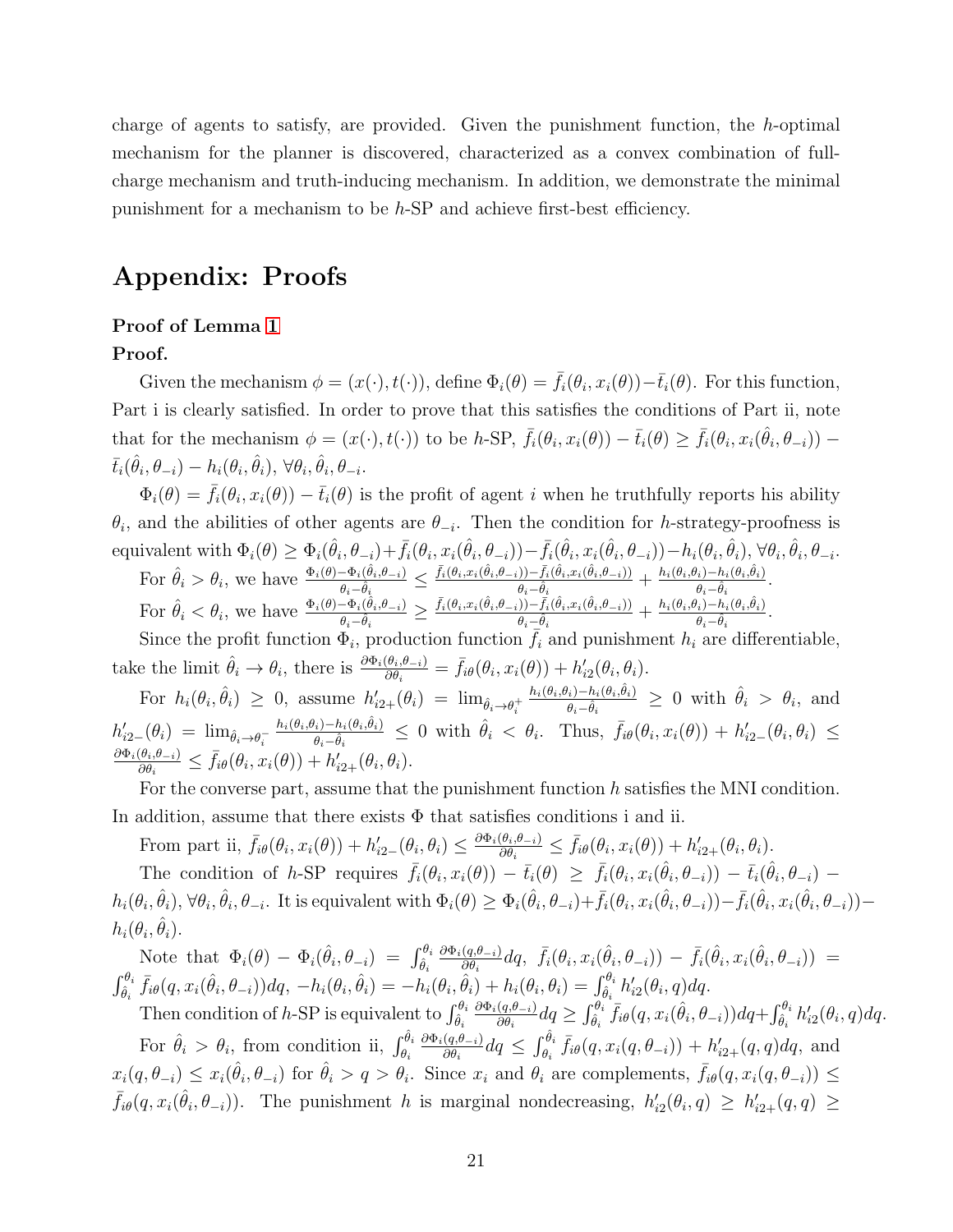charge of agents to satisfy, are provided. Given the punishment function, the $h$-optimal mechanism for the planner is discovered, characterized as a convex combination of full-charge mechanism and truth-inducing mechanism. In addition, we demonstrate the minimal punishment for a mechanism to be $h$-SP and achieve first-best efficiency.

# Appendix: Proofs

**Proof of Lemma 1**

**Proof.**

Given the mechanism $\phi = (x(\cdot), t(\cdot))$, define $\Phi_i(\theta) = \bar{f}_i(\theta_i, x_i(\theta)) - \bar{t}_i(\theta)$. For this function, Part i is clearly satisfied. In order to prove that this satisfies the conditions of Part ii, note that for the mechanism $\phi = (x(\cdot), t(\cdot))$ to be $h$-SP, $\bar{f}_i(\theta_i, x_i(\theta)) - \bar{t}_i(\theta) \geq \bar{f}_i(\theta_i, x_i(\hat{\theta}_i, \theta_{-i})) - \bar{t}_i(\hat{\theta}_i, \theta_{-i}) - h_i(\theta_i, \hat{\theta}_i)$, $\forall \theta_i, \hat{\theta}_i, \theta_{-i}$.

$\Phi_i(\theta) = \bar{f}_i(\theta_i, x_i(\theta)) - \bar{t}_i(\theta)$ is the profit of agent $i$ when he truthfully reports his ability $\theta_i$, and the abilities of other agents are $\theta_{-i}$. Then the condition for $h$-strategy-proofness is equivalent with $\Phi_i(\theta) \geq \Phi_i(\hat{\theta}_i, \theta_{-i}) + \bar{f}_i(\theta_i, x_i(\hat{\theta}_i, \theta_{-i})) - \bar{f}_i(\hat{\theta}_i, x_i(\hat{\theta}_i, \theta_{-i})) - h_i(\theta_i, \hat{\theta}_i)$, $\forall \theta_i, \hat{\theta}_i, \theta_{-i}$.

For $\hat{\theta}_i > \theta_i$, we have $\frac{\Phi_i(\theta) - \Phi_i(\hat{\theta}_i, \theta_{-i})}{\theta_i - \hat{\theta}_i} \leq \frac{\bar{f}_i(\theta_i, x_i(\hat{\theta}_i, \theta_{-i})) - \bar{f}_i(\hat{\theta}_i, x_i(\hat{\theta}_i, \theta_{-i}))}{\theta_i - \hat{\theta}_i} + \frac{h_i(\theta_i, \theta_i) - h_i(\theta_i, \hat{\theta}_i)}{\theta_i - \hat{\theta}_i}$.

For $\hat{\theta}_i < \theta_i$, we have $\frac{\Phi_i(\theta) - \Phi_i(\hat{\theta}_i, \theta_{-i})}{\theta_i - \hat{\theta}_i} \geq \frac{\bar{f}_i(\theta_i, x_i(\hat{\theta}_i, \theta_{-i})) - \bar{f}_i(\hat{\theta}_i, x_i(\hat{\theta}_i, \theta_{-i}))}{\theta_i - \hat{\theta}_i} + \frac{h_i(\theta_i, \theta_i) - h_i(\theta_i, \hat{\theta}_i)}{\theta_i - \hat{\theta}_i}$.

Since the profit function $\Phi_i$, production function $\bar{f}_i$ and punishment $h_i$ are differentiable, take the limit $\hat{\theta}_i \to \theta_i$, there is $\frac{\partial \Phi_i(\theta_i, \theta_{-i})}{\partial \theta_i} = \bar{f}_{i\theta}(\theta_i, x_i(\theta)) + h'_{i2}(\theta_i, \theta_i)$.

For $h_i(\theta_i, \hat{\theta}_i) \geq 0$, assume $h'_{i2+}(\theta_i) = \lim_{\hat{\theta}_i \to \theta_i^+} \frac{h_i(\theta_i, \theta_i) - h_i(\theta_i, \hat{\theta}_i)}{\theta_i - \hat{\theta}_i} \geq 0$ with $\hat{\theta}_i > \theta_i$, and $h'_{i2-}(\theta_i) = \lim_{\hat{\theta}_i \to \theta_i^-} \frac{h_i(\theta_i, \theta_i) - h_i(\theta_i, \hat{\theta}_i)}{\theta_i - \hat{\theta}_i} \leq 0$ with $\hat{\theta}_i < \theta_i$. Thus, $\bar{f}_{i\theta}(\theta_i, x_i(\theta)) + h'_{i2-}(\theta_i, \theta_i) \leq \frac{\partial \Phi_i(\theta_i, \theta_{-i})}{\partial \theta_i} \leq \bar{f}_{i\theta}(\theta_i, x_i(\theta)) + h'_{i2+}(\theta_i, \theta_i)$.

For the converse part, assume that the punishment function $h$ satisfies the MNI condition. In addition, assume that there exists $\Phi$ that satisfies conditions i and ii.

From part ii, $\bar{f}_{i\theta}(\theta_i, x_i(\theta)) + h'_{i2-}(\theta_i, \theta_i) \leq \frac{\partial \Phi_i(\theta_i, \theta_{-i})}{\partial \theta_i} \leq \bar{f}_{i\theta}(\theta_i, x_i(\theta)) + h'_{i2+}(\theta_i, \theta_i)$.

The condition of $h$-SP requires $\bar{f}_i(\theta_i, x_i(\theta)) - \bar{t}_i(\theta) \geq \bar{f}_i(\theta_i, x_i(\hat{\theta}_i, \theta_{-i})) - \bar{t}_i(\hat{\theta}_i, \theta_{-i}) - h_i(\theta_i, \hat{\theta}_i)$, $\forall \theta_i, \hat{\theta}_i, \theta_{-i}$. It is equivalent with $\Phi_i(\theta) \geq \Phi_i(\hat{\theta}_i, \theta_{-i}) + \bar{f}_i(\theta_i, x_i(\hat{\theta}_i, \theta_{-i})) - \bar{f}_i(\hat{\theta}_i, x_i(\hat{\theta}_i, \theta_{-i})) - h_i(\theta_i, \hat{\theta}_i)$.

Note that $\Phi_i(\theta) - \Phi_i(\hat{\theta}_i, \theta_{-i}) = \int_{\hat{\theta}_i}^{\theta_i} \frac{\partial \Phi_i(q, \theta_{-i})}{\partial \theta_i} dq$, $\bar{f}_i(\theta_i, x_i(\hat{\theta}_i, \theta_{-i})) - \bar{f}_i(\hat{\theta}_i, x_i(\hat{\theta}_i, \theta_{-i})) = \int_{\hat{\theta}_i}^{\theta_i} \bar{f}_{i\theta}(q, x_i(\hat{\theta}_i, \theta_{-i})) dq$, $-h_i(\theta_i, \hat{\theta}_i) = -h_i(\theta_i, \hat{\theta}_i) + h_i(\theta_i, \theta_i) = \int_{\hat{\theta}_i}^{\theta_i} h'_{i2}(\theta_i, q) dq$.

Then condition of $h$-SP is equivalent to $\int_{\hat{\theta}_i}^{\theta_i} \frac{\partial \Phi_i(q, \theta_{-i})}{\partial \theta_i} dq \geq \int_{\hat{\theta}_i}^{\theta_i} \bar{f}_{i\theta}(q, x_i(\hat{\theta}_i, \theta_{-i})) dq + \int_{\hat{\theta}_i}^{\theta_i} h'_{i2}(\theta_i, q) dq$.

For $\hat{\theta}_i > \theta_i$, from condition ii, $\int_{\theta_i}^{\hat{\theta}_i} \frac{\partial \Phi_i(q, \theta_{-i})}{\partial \theta_i} dq \leq \int_{\theta_i}^{\hat{\theta}_i} \bar{f}_{i\theta}(q, x_i(q, \theta_{-i})) + h'_{i2+}(q, q) dq$, and $x_i(q, \theta_{-i}) \leq x_i(\hat{\theta}_i, \theta_{-i})$ for $\hat{\theta}_i > q > \theta_i$. Since $x_i$ and $\theta_i$ are complements, $\bar{f}_{i\theta}(q, x_i(q, \theta_{-i})) \leq \bar{f}_{i\theta}(q, x_i(\hat{\theta}_i, \theta_{-i}))$. The punishment $h$ is marginal nondecreasing, $h'_{i2}(\theta_i, q) \geq h'_{i2+}(q, q) \geq$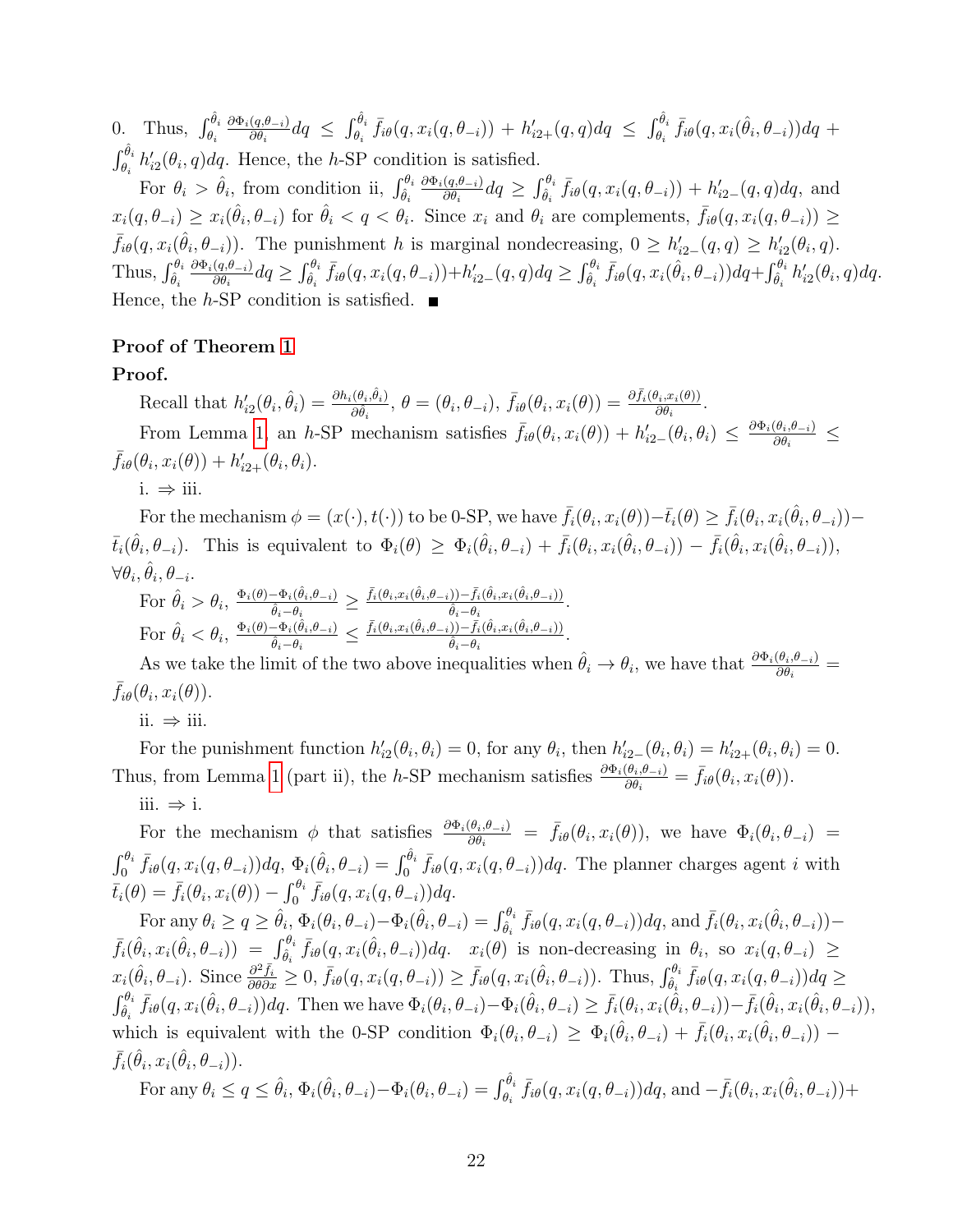0. Thus, $\int_{\theta_i}^{\hat{\theta}_i} \frac{\partial \Phi_i(q,\theta_{-i})}{\partial \theta_i} dq \leq \int_{\theta_i}^{\hat{\theta}_i} \bar{f}_{i\theta}(q, x_i(q,\theta_{-i})) + h'_{i2+}(q,q) dq \leq \int_{\theta_i}^{\hat{\theta}_i} \bar{f}_{i\theta}(q, x_i(\hat{\theta}_i, \theta_{-i})) dq + \int_{\theta_i}^{\hat{\theta}_i} h'_{i2}(\theta_i, q) dq$. Hence, the $h$-SP condition is satisfied.

For $\theta_i > \hat{\theta}_i$, from condition ii, $\int_{\hat{\theta}_i}^{\theta_i} \frac{\partial \Phi_i(q,\theta_{-i})}{\partial \theta_i} dq \geq \int_{\hat{\theta}_i}^{\theta_i} \bar{f}_{i\theta}(q, x_i(q,\theta_{-i})) + h'_{i2-}(q,q) dq$, and $x_i(q,\theta_{-i}) \geq x_i(\hat{\theta}_i, \theta_{-i})$ for $\hat{\theta}_i < q < \theta_i$. Since $x_i$ and $\theta_i$ are complements, $\bar{f}_{i\theta}(q, x_i(q,\theta_{-i})) \geq \bar{f}_{i\theta}(q, x_i(\hat{\theta}_i, \theta_{-i}))$. The punishment $h$ is marginal nondecreasing, $0 \geq h'_{i2-}(q,q) \geq h'_{i2}(\theta_i, q)$. Thus, $\int_{\hat{\theta}_i}^{\theta_i} \frac{\partial \Phi_i(q,\theta_{-i})}{\partial \theta_i} dq \geq \int_{\hat{\theta}_i}^{\theta_i} \bar{f}_{i\theta}(q, x_i(q,\theta_{-i})) + h'_{i2-}(q,q) dq \geq \int_{\hat{\theta}_i}^{\theta_i} \bar{f}_{i\theta}(q, x_i(\hat{\theta}_i, \theta_{-i})) dq + \int_{\hat{\theta}_i}^{\theta_i} h'_{i2}(\theta_i, q) dq$. Hence, the $h$-SP condition is satisfied. ■

**Proof of Theorem 1**

**Proof.**

Recall that $h'_{i2}(\theta_i, \hat{\theta}_i) = \frac{\partial h_i(\theta_i, \hat{\theta}_i)}{\partial \hat{\theta}_i}$, $\theta = (\theta_i, \theta_{-i})$, $\bar{f}_{i\theta}(\theta_i, x_i(\theta)) = \frac{\partial \bar{f}_i(\theta_i, x_i(\theta))}{\partial \theta_i}$.

From Lemma 1, an $h$-SP mechanism satisfies $\bar{f}_{i\theta}(\theta_i, x_i(\theta)) + h'_{i2-}(\theta_i, \theta_i) \leq \frac{\partial \Phi_i(\theta_i, \theta_{-i})}{\partial \theta_i} \leq \bar{f}_{i\theta}(\theta_i, x_i(\theta)) + h'_{i2+}(\theta_i, \theta_i)$.

i. ⇒ iii.

For the mechanism $\phi = (x(\cdot), t(\cdot))$ to be 0-SP, we have $\bar{f}_i(\theta_i, x_i(\theta)) - \bar{t}_i(\theta) \geq \bar{f}_i(\theta_i, x_i(\hat{\theta}_i, \theta_{-i})) - \bar{t}_i(\hat{\theta}_i, \theta_{-i})$. This is equivalent to $\Phi_i(\theta) \geq \Phi_i(\hat{\theta}_i, \theta_{-i}) + \bar{f}_i(\theta_i, x_i(\hat{\theta}_i, \theta_{-i})) - \bar{f}_i(\hat{\theta}_i, x_i(\hat{\theta}_i, \theta_{-i}))$, $\forall \theta_i, \hat{\theta}_i, \theta_{-i}$.

For $\hat{\theta}_i > \theta_i$, $\frac{\Phi_i(\theta) - \Phi_i(\hat{\theta}_i, \theta_{-i})}{\hat{\theta}_i - \theta_i} \geq \frac{\bar{f}_i(\theta_i, x_i(\hat{\theta}_i, \theta_{-i})) - \bar{f}_i(\hat{\theta}_i, x_i(\hat{\theta}_i, \theta_{-i}))}{\hat{\theta}_i - \theta_i}$.

For $\hat{\theta}_i < \theta_i$, $\frac{\Phi_i(\theta) - \Phi_i(\hat{\theta}_i, \theta_{-i})}{\hat{\theta}_i - \theta_i} \leq \frac{\bar{f}_i(\theta_i, x_i(\hat{\theta}_i, \theta_{-i})) - \bar{f}_i(\hat{\theta}_i, x_i(\hat{\theta}_i, \theta_{-i}))}{\hat{\theta}_i - \theta_i}$.

As we take the limit of the two above inequalities when $\hat{\theta}_i \to \theta_i$, we have that $\frac{\partial \Phi_i(\theta_i, \theta_{-i})}{\partial \theta_i} = \bar{f}_{i\theta}(\theta_i, x_i(\theta))$.

ii. ⇒ iii.

For the punishment function $h'_{i2}(\theta_i, \theta_i) = 0$, for any $\theta_i$, then $h'_{i2-}(\theta_i, \theta_i) = h'_{i2+}(\theta_i, \theta_i) = 0$. Thus, from Lemma 1 (part ii), the $h$-SP mechanism satisfies $\frac{\partial \Phi_i(\theta_i, \theta_{-i})}{\partial \theta_i} = \bar{f}_{i\theta}(\theta_i, x_i(\theta))$.

iii. ⇒ i.

For the mechanism $\phi$ that satisfies $\frac{\partial \Phi_i(\theta_i, \theta_{-i})}{\partial \theta_i} = \bar{f}_{i\theta}(\theta_i, x_i(\theta))$, we have $\Phi_i(\theta_i, \theta_{-i}) = \int_0^{\theta_i} \bar{f}_{i\theta}(q, x_i(q, \theta_{-i})) dq$, $\Phi_i(\hat{\theta}_i, \theta_{-i}) = \int_0^{\hat{\theta}_i} \bar{f}_{i\theta}(q, x_i(q, \theta_{-i})) dq$. The planner charges agent $i$ with $\bar{t}_i(\theta) = \bar{f}_i(\theta_i, x_i(\theta)) - \int_0^{\theta_i} \bar{f}_{i\theta}(q, x_i(q, \theta_{-i})) dq$.

For any $\theta_i \geq q \geq \hat{\theta}_i$, $\Phi_i(\theta_i, \theta_{-i}) - \Phi_i(\hat{\theta}_i, \theta_{-i}) = \int_{\hat{\theta}_i}^{\theta_i} \bar{f}_{i\theta}(q, x_i(q, \theta_{-i})) dq$, and $\bar{f}_i(\theta_i, x_i(\hat{\theta}_i, \theta_{-i})) - \bar{f}_i(\hat{\theta}_i, x_i(\hat{\theta}_i, \theta_{-i})) = \int_{\hat{\theta}_i}^{\theta_i} \bar{f}_{i\theta}(q, x_i(\hat{\theta}_i, \theta_{-i})) dq$. $x_i(\theta)$ is non-decreasing in $\theta_i$, so $x_i(q, \theta_{-i}) \geq x_i(\hat{\theta}_i, \theta_{-i})$. Since $\frac{\partial^2 \bar{f}_i}{\partial \theta \partial x} \geq 0$, $\bar{f}_{i\theta}(q, x_i(q, \theta_{-i})) \geq \bar{f}_{i\theta}(q, x_i(\hat{\theta}_i, \theta_{-i}))$. Thus, $\int_{\hat{\theta}_i}^{\theta_i} \bar{f}_{i\theta}(q, x_i(q, \theta_{-i})) dq \geq \int_{\hat{\theta}_i}^{\theta_i} \bar{f}_{i\theta}(q, x_i(\hat{\theta}_i, \theta_{-i})) dq$. Then we have $\Phi_i(\theta_i, \theta_{-i}) - \Phi_i(\hat{\theta}_i, \theta_{-i}) \geq \bar{f}_i(\theta_i, x_i(\hat{\theta}_i, \theta_{-i})) - \bar{f}_i(\hat{\theta}_i, x_i(\hat{\theta}_i, \theta_{-i}))$, which is equivalent with the 0-SP condition $\Phi_i(\theta_i, \theta_{-i}) \geq \Phi_i(\hat{\theta}_i, \theta_{-i}) + \bar{f}_i(\theta_i, x_i(\hat{\theta}_i, \theta_{-i})) - \bar{f}_i(\hat{\theta}_i, x_i(\hat{\theta}_i, \theta_{-i}))$.

For any $\theta_i \leq q \leq \hat{\theta}_i$, $\Phi_i(\hat{\theta}_i, \theta_{-i}) - \Phi_i(\theta_i, \theta_{-i}) = \int_{\theta_i}^{\hat{\theta}_i} \bar{f}_{i\theta}(q, x_i(q, \theta_{-i})) dq$, and $-\bar{f}_i(\theta_i, x_i(\hat{\theta}_i, \theta_{-i})) +$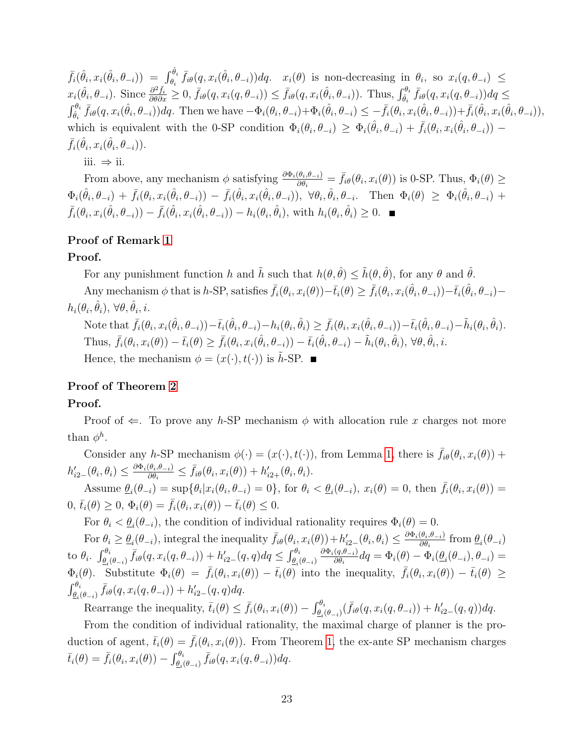$\bar{f}_i(\hat{\theta}_i, x_i(\hat{\theta}_i, \theta_{-i})) = \int_{\theta_i}^{\hat{\theta}_i} \bar{f}_{i\theta}(q, x_i(\hat{\theta}_i, \theta_{-i}))dq$. $x_i(\theta)$ is non-decreasing in $\theta_i$, so $x_i(q, \theta_{-i}) \leq x_i(\hat{\theta}_i, \theta_{-i})$. Since $\frac{\partial^2 \bar{f}_i}{\partial\theta\partial x} \geq 0$, $\bar{f}_{i\theta}(q, x_i(q, \theta_{-i})) \leq \bar{f}_{i\theta}(q, x_i(\hat{\theta}_i, \theta_{-i}))$. Thus, $\int_{\hat{\theta}_i}^{\theta_i} \bar{f}_{i\theta}(q, x_i(q, \theta_{-i}))dq \leq \int_{\hat{\theta}_i}^{\theta_i} \bar{f}_{i\theta}(q, x_i(\hat{\theta}_i, \theta_{-i}))dq$. Then we have $-\Phi_i(\theta_i, \theta_{-i}) + \Phi_i(\hat{\theta}_i, \theta_{-i}) \leq -\bar{f}_i(\theta_i, x_i(\hat{\theta}_i, \theta_{-i})) + \bar{f}_i(\hat{\theta}_i, x_i(\hat{\theta}_i, \theta_{-i}))$, which is equivalent with the 0-SP condition $\Phi_i(\theta_i, \theta_{-i}) \geq \Phi_i(\hat{\theta}_i, \theta_{-i}) + \bar{f}_i(\theta_i, x_i(\hat{\theta}_i, \theta_{-i})) - \bar{f}_i(\hat{\theta}_i, x_i(\hat{\theta}_i, \theta_{-i}))$.

iii. $\Rightarrow$ ii.

From above, any mechanism $\phi$ satisfying $\frac{\partial \Phi_i(\theta_i, \theta_{-i})}{\partial \theta_i} = \bar{f}_{i\theta}(\theta_i, x_i(\theta))$ is 0-SP. Thus, $\Phi_i(\theta) \geq \Phi_i(\hat{\theta}_i, \theta_{-i}) + \bar{f}_i(\theta_i, x_i(\hat{\theta}_i, \theta_{-i})) - \bar{f}_i(\hat{\theta}_i, x_i(\hat{\theta}_i, \theta_{-i}))$, $\forall \theta_i, \hat{\theta}_i, \theta_{-i}$. Then $\Phi_i(\theta) \geq \Phi_i(\hat{\theta}_i, \theta_{-i}) + \bar{f}_i(\theta_i, x_i(\hat{\theta}_i, \theta_{-i})) - \bar{f}_i(\hat{\theta}_i, x_i(\hat{\theta}_i, \theta_{-i})) - h_i(\theta_i, \hat{\theta}_i)$, with $h_i(\theta_i, \hat{\theta}_i) \geq 0$. ■

**Proof of Remark 1**

**Proof.**

For any punishment function $h$ and $\tilde{h}$ such that $h(\theta, \hat{\theta}) \leq \tilde{h}(\theta, \hat{\theta})$, for any $\theta$ and $\hat{\theta}$.

Any mechanism $\phi$ that is $h$-SP, satisfies $\bar{f}_i(\theta_i, x_i(\theta)) - \bar{t}_i(\theta) \geq \bar{f}_i(\theta_i, x_i(\hat{\theta}_i, \theta_{-i})) - \bar{t}_i(\hat{\theta}_i, \theta_{-i}) - h_i(\theta_i, \hat{\theta}_i)$, $\forall \theta, \hat{\theta}_i, i$.

Note that $\bar{f}_i(\theta_i, x_i(\hat{\theta}_i, \theta_{-i})) - \bar{t}_i(\hat{\theta}_i, \theta_{-i}) - h_i(\theta_i, \hat{\theta}_i) \geq \bar{f}_i(\theta_i, x_i(\hat{\theta}_i, \theta_{-i})) - \bar{t}_i(\hat{\theta}_i, \theta_{-i}) - \tilde{h}_i(\theta_i, \hat{\theta}_i)$.

Thus, $\bar{f}_i(\theta_i, x_i(\theta)) - \bar{t}_i(\theta) \geq \bar{f}_i(\theta_i, x_i(\hat{\theta}_i, \theta_{-i})) - \bar{t}_i(\hat{\theta}_i, \theta_{-i}) - \tilde{h}_i(\theta_i, \hat{\theta}_i)$, $\forall \theta, \hat{\theta}_i, i$.

Hence, the mechanism $\phi = (x(\cdot), t(\cdot))$ is $\tilde{h}$-SP. ■

**Proof of Theorem 2**

**Proof.**

Proof of $\Leftarrow$. To prove any $h$-SP mechanism $\phi$ with allocation rule $x$ charges not more than $\phi^h$.

Consider any $h$-SP mechanism $\phi(\cdot) = (x(\cdot), t(\cdot))$, from Lemma 1, there is $\bar{f}_{i\theta}(\theta_i, x_i(\theta)) + h'_{i2-}(\theta_i, \theta_i) \leq \frac{\partial \Phi_i(\theta_i, \theta_{-i})}{\partial \theta_i} \leq \bar{f}_{i\theta}(\theta_i, x_i(\theta)) + h'_{i2+}(\theta_i, \theta_i)$.

Assume $\underline{\theta}_i(\theta_{-i}) = \sup\{\theta_i | x_i(\theta_i, \theta_{-i}) = 0\}$, for $\theta_i < \underline{\theta}_i(\theta_{-i})$, $x_i(\theta) = 0$, then $\bar{f}_i(\theta_i, x_i(\theta)) = 0$, $\bar{t}_i(\theta) \geq 0$, $\Phi_i(\theta) = \bar{f}_i(\theta_i, x_i(\theta)) - \bar{t}_i(\theta) \leq 0$.

For $\theta_i < \underline{\theta}_i(\theta_{-i})$, the condition of individual rationality requires $\Phi_i(\theta) = 0$.

For $\theta_i \geq \underline{\theta}_i(\theta_{-i})$, integral the inequality $\bar{f}_{i\theta}(\theta_i, x_i(\theta)) + h'_{i2-}(\theta_i, \theta_i) \leq \frac{\partial \Phi_i(\theta_i, \theta_{-i})}{\partial \theta_i}$ from $\underline{\theta}_i(\theta_{-i})$ to $\theta_i$. $\int_{\underline{\theta}_i(\theta_{-i})}^{\theta_i} \bar{f}_{i\theta}(q, x_i(q, \theta_{-i})) + h'_{i2-}(q, q)dq \leq \int_{\underline{\theta}_i(\theta_{-i})}^{\theta_i} \frac{\partial \Phi_i(q, \theta_{-i})}{\partial \theta_i}dq = \Phi_i(\theta) - \Phi_i(\underline{\theta}_i(\theta_{-i}), \theta_{-i}) = \Phi_i(\theta)$. Substitute $\Phi_i(\theta) = \bar{f}_i(\theta_i, x_i(\theta)) - \bar{t}_i(\theta)$ into the inequality, $\bar{f}_i(\theta_i, x_i(\theta)) - \bar{t}_i(\theta) \geq \int_{\underline{\theta}_i(\theta_{-i})}^{\theta_i} \bar{f}_{i\theta}(q, x_i(q, \theta_{-i})) + h'_{i2-}(q, q)dq$.

Rearrange the inequality, $\bar{t}_i(\theta) \leq \bar{f}_i(\theta_i, x_i(\theta)) - \int_{\underline{\theta}_i(\theta_{-i})}^{\theta_i} (\bar{f}_{i\theta}(q, x_i(q, \theta_{-i})) + h'_{i2-}(q, q))dq$.

From the condition of individual rationality, the maximal charge of planner is the production of agent, $\bar{t}_i(\theta) = \bar{f}_i(\theta_i, x_i(\theta))$. From Theorem 1, the ex-ante SP mechanism charges $\bar{t}_i(\theta) = \bar{f}_i(\theta_i, x_i(\theta)) - \int_{\underline{\theta}_i(\theta_{-i})}^{\theta_i} \bar{f}_{i\theta}(q, x_i(q, \theta_{-i}))dq$.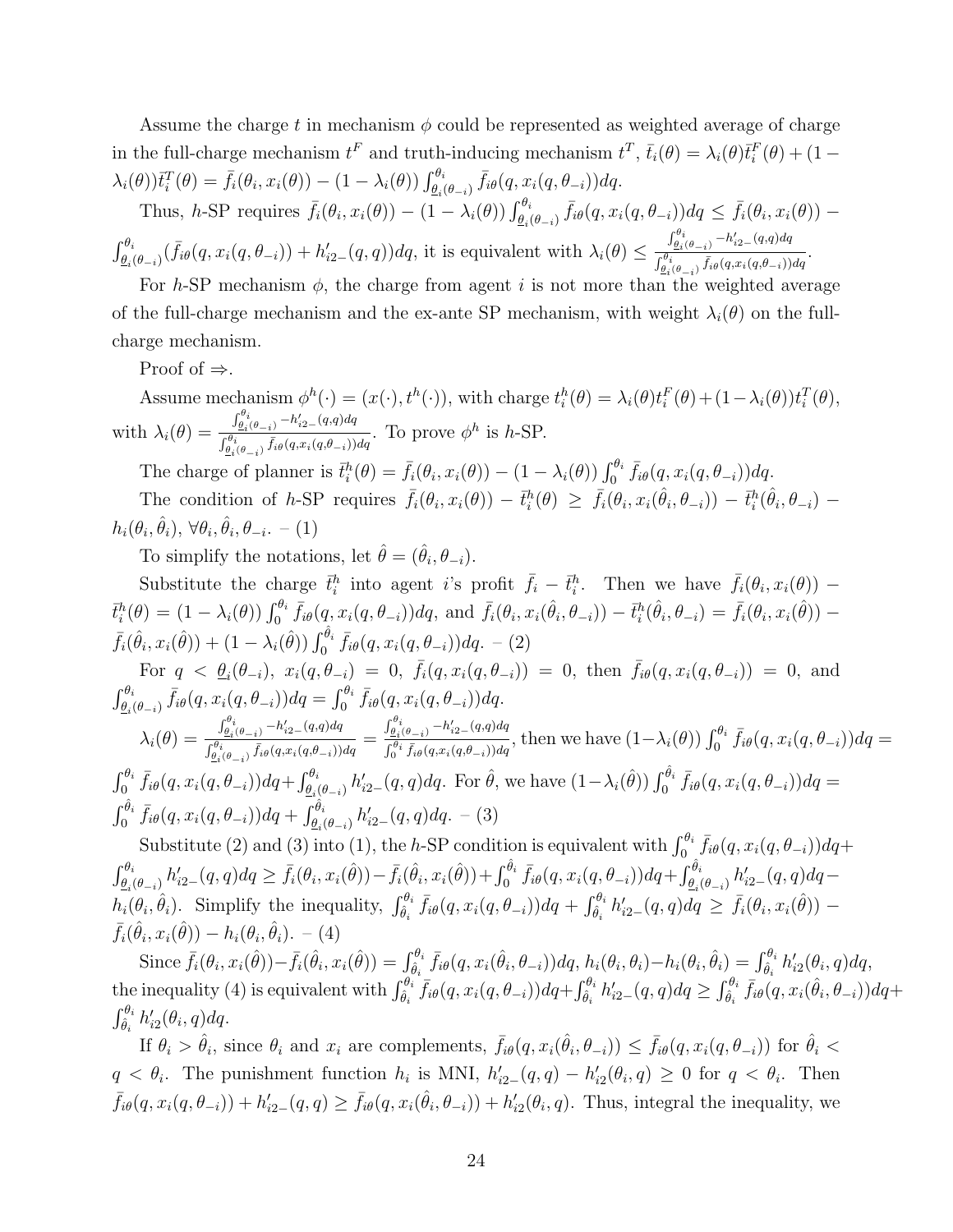Assume the charge $t$ in mechanism $\phi$ could be represented as weighted average of charge in the full-charge mechanism $t^F$ and truth-inducing mechanism $t^T$, $\bar{t}_i(\theta) = \lambda_i(\theta)\bar{t}_i^F(\theta) + (1 - \lambda_i(\theta))\bar{t}_i^T(\theta) = \bar{f}_i(\theta_i, x_i(\theta)) - (1 - \lambda_i(\theta)) \int_{\underline{\theta}_i(\theta_{-i})}^{\theta_i} \bar{f}_{i\theta}(q, x_i(q, \theta_{-i}))dq$.

Thus, $h$-SP requires $\bar{f}_i(\theta_i, x_i(\theta)) - (1 - \lambda_i(\theta)) \int_{\underline{\theta}_i(\theta_{-i})}^{\theta_i} \bar{f}_{i\theta}(q, x_i(q, \theta_{-i}))dq \leq \bar{f}_i(\theta_i, x_i(\theta)) - \int_{\underline{\theta}_i(\theta_{-i})}^{\theta_i} (\bar{f}_{i\theta}(q, x_i(q, \theta_{-i})) + h'_{i2-}(q, q))dq$, it is equivalent with $\lambda_i(\theta) \leq \frac{\int_{\underline{\theta}_i(\theta_{-i})}^{\theta_i} -h'_{i2-}(q,q)dq}{\int_{\underline{\theta}_i(\theta_{-i})}^{\theta_i} \bar{f}_{i\theta}(q, x_i(q,\theta_{-i}))dq}$.

For $h$-SP mechanism $\phi$, the charge from agent $i$ is not more than the weighted average of the full-charge mechanism and the ex-ante SP mechanism, with weight $\lambda_i(\theta)$ on the full-charge mechanism.

Proof of $\Rightarrow$.

Assume mechanism $\phi^h(\cdot) = (x(\cdot), t^h(\cdot))$, with charge $t_i^h(\theta) = \lambda_i(\theta)t_i^F(\theta) + (1 - \lambda_i(\theta))t_i^T(\theta)$, with $\lambda_i(\theta) = \frac{\int_{\underline{\theta}_i(\theta_{-i})}^{\theta_i} -h'_{i2-}(q,q)dq}{\int_{\underline{\theta}_i(\theta_{-i})}^{\theta_i} \bar{f}_{i\theta}(q, x_i(q,\theta_{-i}))dq}$. To prove $\phi^h$ is $h$-SP.

The charge of planner is $\bar{t}_i^h(\theta) = \bar{f}_i(\theta_i, x_i(\theta)) - (1 - \lambda_i(\theta)) \int_0^{\theta_i} \bar{f}_{i\theta}(q, x_i(q, \theta_{-i}))dq$.

The condition of $h$-SP requires $\bar{f}_i(\theta_i, x_i(\theta)) - \bar{t}_i^h(\theta) \geq \bar{f}_i(\theta_i, x_i(\hat{\theta}_i, \theta_{-i})) - \bar{t}_i^h(\hat{\theta}_i, \theta_{-i}) - h_i(\theta_i, \hat{\theta}_i)$, $\forall \theta_i, \hat{\theta}_i, \theta_{-i}$. – (1)

To simplify the notations, let $\hat{\theta} = (\hat{\theta}_i, \theta_{-i})$.

Substitute the charge $\bar{t}_i^h$ into agent $i$'s profit $\bar{f}_i - \bar{t}_i^h$. Then we have $\bar{f}_i(\theta_i, x_i(\theta)) - \bar{t}_i^h(\theta) = (1 - \lambda_i(\theta)) \int_0^{\theta_i} \bar{f}_{i\theta}(q, x_i(q, \theta_{-i}))dq$, and $\bar{f}_i(\theta_i, x_i(\hat{\theta}_i, \theta_{-i})) - \bar{t}_i^h(\hat{\theta}_i, \theta_{-i}) = \bar{f}_i(\theta_i, x_i(\hat{\theta})) - \bar{f}_i(\hat{\theta}_i, x_i(\hat{\theta})) + (1 - \lambda_i(\hat{\theta})) \int_0^{\hat{\theta}_i} \bar{f}_{i\theta}(q, x_i(q, \theta_{-i}))dq$. – (2)

For $q < \underline{\theta}_i(\theta_{-i})$, $x_i(q, \theta_{-i}) = 0$, $\bar{f}_i(q, x_i(q, \theta_{-i})) = 0$, then $\bar{f}_{i\theta}(q, x_i(q, \theta_{-i})) = 0$, and $\int_{\underline{\theta}_i(\theta_{-i})}^{\theta_i} \bar{f}_{i\theta}(q, x_i(q, \theta_{-i}))dq = \int_0^{\theta_i} \bar{f}_{i\theta}(q, x_i(q, \theta_{-i}))dq$.

$\lambda_i(\theta) = \frac{\int_{\underline{\theta}_i(\theta_{-i})}^{\theta_i} -h'_{i2-}(q,q)dq}{\int_{\underline{\theta}_i(\theta_{-i})}^{\theta_i} \bar{f}_{i\theta}(q, x_i(q,\theta_{-i}))dq} = \frac{\int_{\underline{\theta}_i(\theta_{-i})}^{\theta_i} -h'_{i2-}(q,q)dq}{\int_0^{\theta_i} \bar{f}_{i\theta}(q, x_i(q,\theta_{-i}))dq}$, then we have $(1 - \lambda_i(\theta)) \int_0^{\theta_i} \bar{f}_{i\theta}(q, x_i(q, \theta_{-i}))dq = \int_0^{\theta_i} \bar{f}_{i\theta}(q, x_i(q, \theta_{-i}))dq + \int_{\underline{\theta}_i(\theta_{-i})}^{\theta_i} h'_{i2-}(q, q)dq$. For $\hat{\theta}$, we have $(1 - \lambda_i(\hat{\theta})) \int_0^{\hat{\theta}_i} \bar{f}_{i\theta}(q, x_i(q, \theta_{-i}))dq = \int_0^{\hat{\theta}_i} \bar{f}_{i\theta}(q, x_i(q, \theta_{-i}))dq + \int_{\underline{\theta}_i(\theta_{-i})}^{\hat{\theta}_i} h'_{i2-}(q, q)dq$. – (3)

Substitute (2) and (3) into (1), the $h$-SP condition is equivalent with $\int_0^{\theta_i} \bar{f}_{i\theta}(q, x_i(q, \theta_{-i}))dq + \int_{\underline{\theta}_i(\theta_{-i})}^{\theta_i} h'_{i2-}(q, q)dq \geq \bar{f}_i(\theta_i, x_i(\hat{\theta})) - \bar{f}_i(\hat{\theta}_i, x_i(\hat{\theta})) + \int_0^{\hat{\theta}_i} \bar{f}_{i\theta}(q, x_i(q, \theta_{-i}))dq + \int_{\underline{\theta}_i(\theta_{-i})}^{\hat{\theta}_i} h'_{i2-}(q, q)dq - h_i(\theta_i, \hat{\theta}_i)$. Simplify the inequality, $\int_{\hat{\theta}_i}^{\theta_i} \bar{f}_{i\theta}(q, x_i(q, \theta_{-i}))dq + \int_{\hat{\theta}_i}^{\theta_i} h'_{i2-}(q, q)dq \geq \bar{f}_i(\theta_i, x_i(\hat{\theta})) - \bar{f}_i(\hat{\theta}_i, x_i(\hat{\theta})) - h_i(\theta_i, \hat{\theta}_i)$. – (4)

Since $\bar{f}_i(\theta_i, x_i(\hat{\theta})) - \bar{f}_i(\hat{\theta}_i, x_i(\hat{\theta})) = \int_{\hat{\theta}_i}^{\theta_i} \bar{f}_{i\theta}(q, x_i(\hat{\theta}_i, \theta_{-i}))dq$, $h_i(\theta_i, \theta_i) - h_i(\theta_i, \hat{\theta}_i) = \int_{\hat{\theta}_i}^{\theta_i} h'_{i2}(\theta_i, q)dq$, the inequality (4) is equivalent with $\int_{\hat{\theta}_i}^{\theta_i} \bar{f}_{i\theta}(q, x_i(q, \theta_{-i}))dq + \int_{\hat{\theta}_i}^{\theta_i} h'_{i2-}(q, q)dq \geq \int_{\hat{\theta}_i}^{\theta_i} \bar{f}_{i\theta}(q, x_i(\hat{\theta}_i, \theta_{-i}))dq + \int_{\hat{\theta}_i}^{\theta_i} h'_{i2}(\theta_i, q)dq$.

If $\theta_i > \hat{\theta}_i$, since $\theta_i$ and $x_i$ are complements, $\bar{f}_{i\theta}(q, x_i(\hat{\theta}_i, \theta_{-i})) \leq \bar{f}_{i\theta}(q, x_i(q, \theta_{-i}))$ for $\hat{\theta}_i < q < \theta_i$. The punishment function $h_i$ is MNI, $h'_{i2-}(q, q) - h'_{i2}(\theta_i, q) \geq 0$ for $q < \theta_i$. Then $\bar{f}_{i\theta}(q, x_i(q, \theta_{-i})) + h'_{i2-}(q, q) \geq \bar{f}_{i\theta}(q, x_i(\hat{\theta}_i, \theta_{-i})) + h'_{i2}(\theta_i, q)$. Thus, integral the inequality, we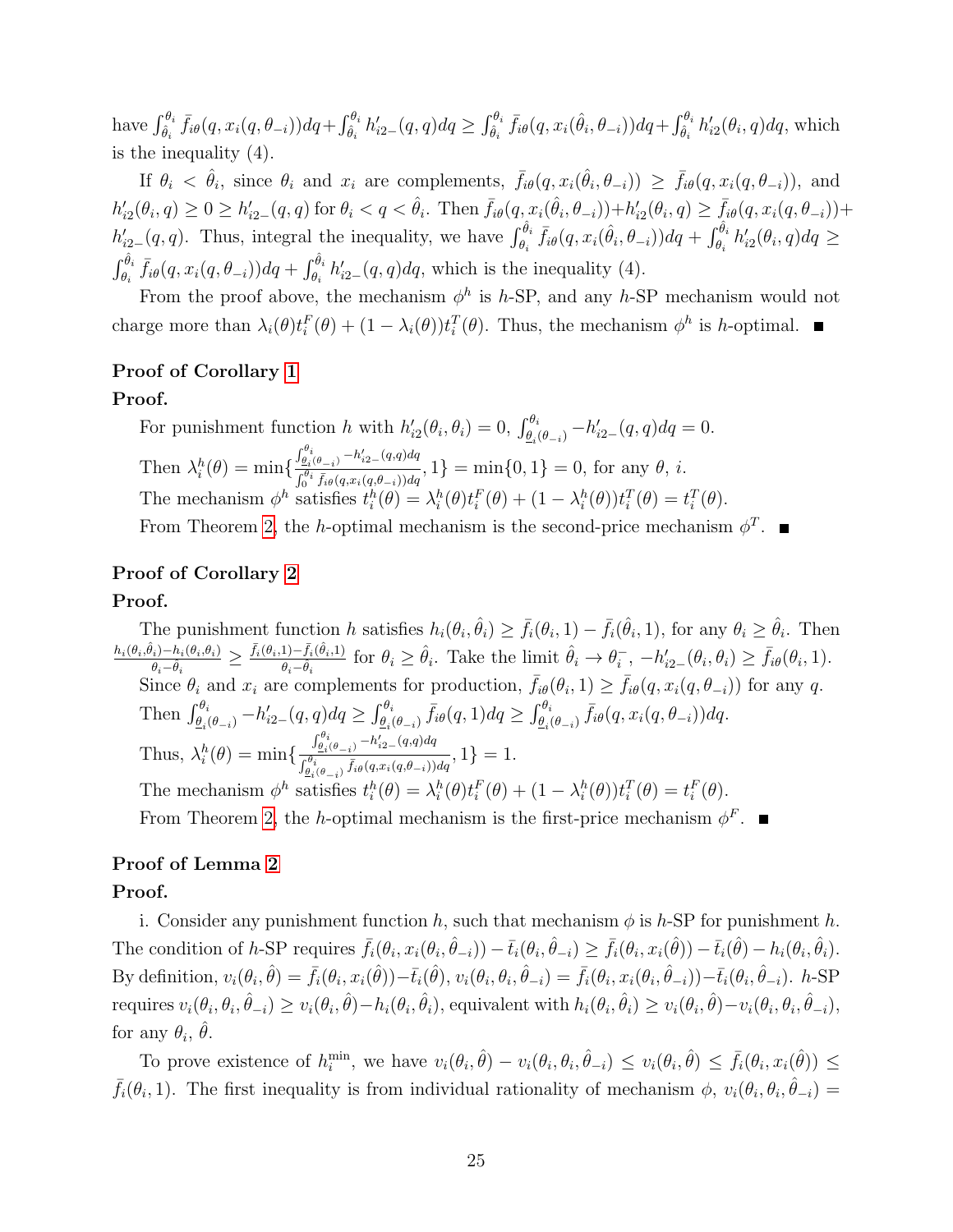have $\int_{\hat{\theta}_i}^{\theta_i} \bar{f}_{i\theta}(q, x_i(q, \theta_{-i}))dq + \int_{\hat{\theta}_i}^{\theta_i} h'_{i2-}(q, q)dq \geq \int_{\hat{\theta}_i}^{\theta_i} \bar{f}_{i\theta}(q, x_i(\hat{\theta}_i, \theta_{-i}))dq + \int_{\hat{\theta}_i}^{\theta_i} h'_{i2}(\theta_i, q)dq$, which is the inequality (4).

If $\theta_i < \hat{\theta}_i$, since $\theta_i$ and $x_i$ are complements, $\bar{f}_{i\theta}(q, x_i(\hat{\theta}_i, \theta_{-i})) \geq \bar{f}_{i\theta}(q, x_i(q, \theta_{-i}))$, and $h'_{i2}(\theta_i, q) \geq 0 \geq h'_{i2-}(q, q)$ for $\theta_i < q < \hat{\theta}_i$. Then $\bar{f}_{i\theta}(q, x_i(\hat{\theta}_i, \theta_{-i})) + h'_{i2}(\theta_i, q) \geq \bar{f}_{i\theta}(q, x_i(q, \theta_{-i})) + h'_{i2-}(q, q)$. Thus, integral the inequality, we have $\int_{\theta_i}^{\hat{\theta}_i} \bar{f}_{i\theta}(q, x_i(\hat{\theta}_i, \theta_{-i}))dq + \int_{\theta_i}^{\hat{\theta}_i} h'_{i2}(\theta_i, q)dq \geq \int_{\theta_i}^{\hat{\theta}_i} \bar{f}_{i\theta}(q, x_i(q, \theta_{-i}))dq + \int_{\theta_i}^{\hat{\theta}_i} h'_{i2-}(q, q)dq$, which is the inequality (4).

From the proof above, the mechanism $\phi^h$ is $h$-SP, and any $h$-SP mechanism would not charge more than $\lambda_i(\theta)t_i^F(\theta) + (1 - \lambda_i(\theta))t_i^T(\theta)$. Thus, the mechanism $\phi^h$ is $h$-optimal. ■

**Proof of Corollary 1**

**Proof.**

For punishment function $h$ with $h'_{i2}(\theta_i, \theta_i) = 0$, $\int_{\underline{\theta}_i(\theta_{-i})}^{\theta_i} -h'_{i2-}(q, q)dq = 0$.

Then $\lambda_i^h(\theta) = \min\{\frac{\int_{\underline{\theta}_i(\theta_{-i})}^{\theta_i} -h'_{i2-}(q,q)dq}{\int_0^{\theta_i} \bar{f}_{i\theta}(q, x_i(q, \theta_{-i}))dq}, 1\} = \min\{0, 1\} = 0$, for any $\theta$, $i$.

The mechanism $\phi^h$ satisfies $t_i^h(\theta) = \lambda_i^h(\theta)t_i^F(\theta) + (1 - \lambda_i^h(\theta))t_i^T(\theta) = t_i^T(\theta)$.

From Theorem 2, the $h$-optimal mechanism is the second-price mechanism $\phi^T$. ■

**Proof of Corollary 2**

**Proof.**

The punishment function $h$ satisfies $h_i(\theta_i, \hat{\theta}_i) \geq \bar{f}_i(\theta_i, 1) - \bar{f}_i(\hat{\theta}_i, 1)$, for any $\theta_i \geq \hat{\theta}_i$. Then $\frac{h_i(\theta_i, \hat{\theta}_i) - h_i(\theta_i, \theta_i)}{\theta_i - \hat{\theta}_i} \geq \frac{\bar{f}_i(\theta_i, 1) - \bar{f}_i(\hat{\theta}_i, 1)}{\theta_i - \hat{\theta}_i}$ for $\theta_i \geq \hat{\theta}_i$. Take the limit $\hat{\theta}_i \to \theta_i^-$, $-h'_{i2-}(\theta_i, \theta_i) \geq \bar{f}_{i\theta}(\theta_i, 1)$.

Since $\theta_i$ and $x_i$ are complements for production, $\bar{f}_{i\theta}(\theta_i, 1) \geq \bar{f}_{i\theta}(q, x_i(q, \theta_{-i}))$ for any $q$.

Then $\int_{\underline{\theta}_i(\theta_{-i})}^{\theta_i} -h'_{i2-}(q, q)dq \geq \int_{\underline{\theta}_i(\theta_{-i})}^{\theta_i} \bar{f}_{i\theta}(q, 1)dq \geq \int_{\underline{\theta}_i(\theta_{-i})}^{\theta_i} \bar{f}_{i\theta}(q, x_i(q, \theta_{-i}))dq$.

Thus, $\lambda_i^h(\theta) = \min\{\frac{\int_{\underline{\theta}_i(\theta_{-i})}^{\theta_i} -h'_{i2-}(q,q)dq}{\int_{\underline{\theta}_i(\theta_{-i})}^{\theta_i} \bar{f}_{i\theta}(q, x_i(q, \theta_{-i}))dq}, 1\} = 1$.

The mechanism $\phi^h$ satisfies $t_i^h(\theta) = \lambda_i^h(\theta)t_i^F(\theta) + (1 - \lambda_i^h(\theta))t_i^T(\theta) = t_i^F(\theta)$.

From Theorem 2, the $h$-optimal mechanism is the first-price mechanism $\phi^F$. ■

**Proof of Lemma 2**

**Proof.**

i. Consider any punishment function $h$, such that mechanism $\phi$ is $h$-SP for punishment $h$. The condition of $h$-SP requires $\bar{f}_i(\theta_i, x_i(\theta_i, \hat{\theta}_{-i})) - \bar{t}_i(\theta_i, \hat{\theta}_{-i}) \geq \bar{f}_i(\theta_i, x_i(\hat{\theta})) - \bar{t}_i(\hat{\theta}) - h_i(\theta_i, \hat{\theta}_i)$. By definition, $v_i(\theta_i, \hat{\theta}) = \bar{f}_i(\theta_i, x_i(\hat{\theta})) - \bar{t}_i(\hat{\theta})$, $v_i(\theta_i, \theta_i, \hat{\theta}_{-i}) = \bar{f}_i(\theta_i, x_i(\theta_i, \hat{\theta}_{-i})) - \bar{t}_i(\theta_i, \hat{\theta}_{-i})$. $h$-SP requires $v_i(\theta_i, \theta_i, \hat{\theta}_{-i}) \geq v_i(\theta_i, \hat{\theta}) - h_i(\theta_i, \hat{\theta}_i)$, equivalent with $h_i(\theta_i, \hat{\theta}_i) \geq v_i(\theta_i, \hat{\theta}) - v_i(\theta_i, \theta_i, \hat{\theta}_{-i})$, for any $\theta_i$, $\hat{\theta}$.

To prove existence of $h_i^{\min}$, we have $v_i(\theta_i, \hat{\theta}) - v_i(\theta_i, \theta_i, \hat{\theta}_{-i}) \leq v_i(\theta_i, \hat{\theta}) \leq \bar{f}_i(\theta_i, x_i(\hat{\theta})) \leq \bar{f}_i(\theta_i, 1)$. The first inequality is from individual rationality of mechanism $\phi$, $v_i(\theta_i, \theta_i, \hat{\theta}_{-i}) =$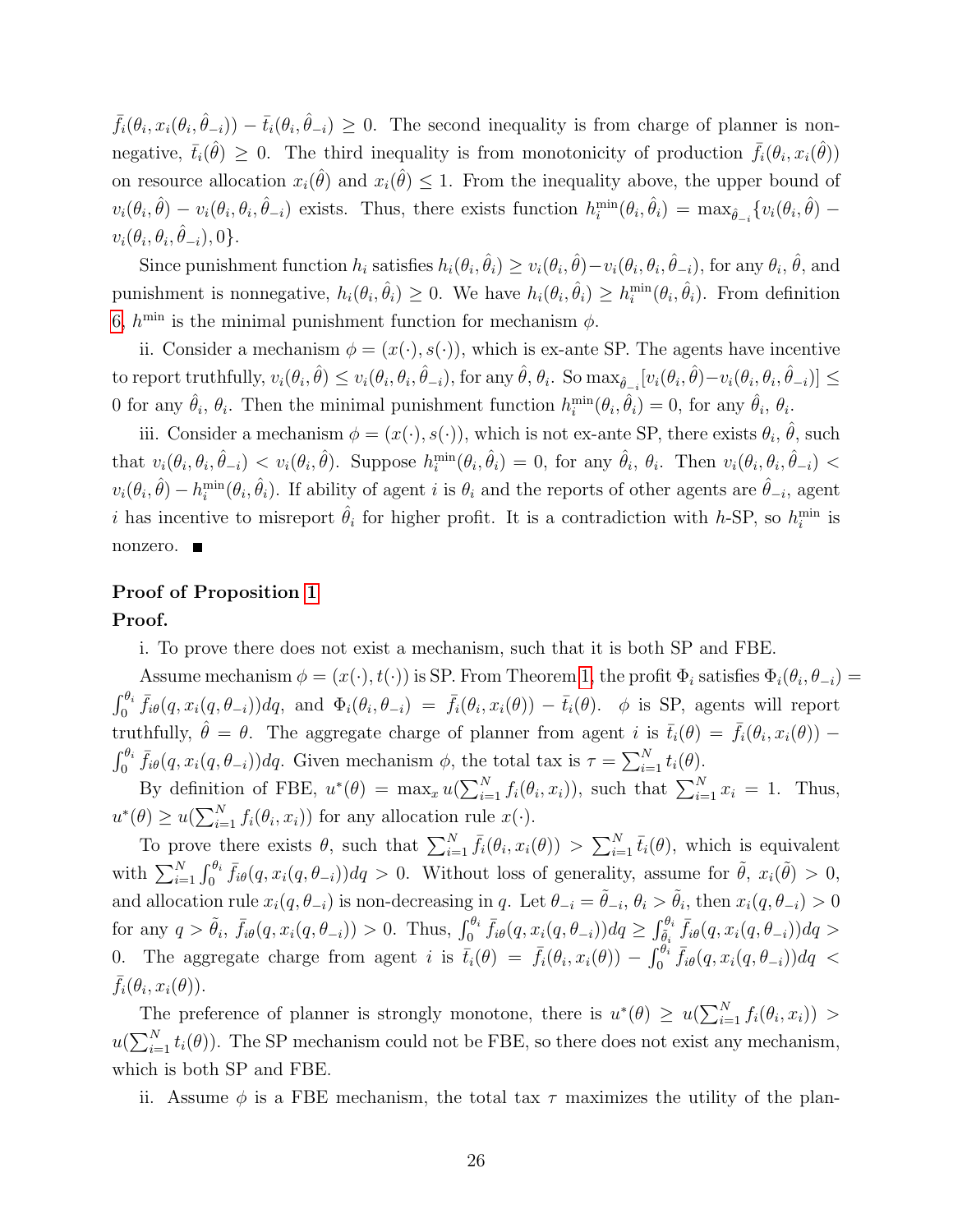$\bar{f}_i(\theta_i, x_i(\theta_i, \hat{\theta}_{-i})) - \bar{t}_i(\theta_i, \hat{\theta}_{-i}) \geq 0$. The second inequality is from charge of planner is nonnegative, $\bar{t}_i(\hat{\theta}) \geq 0$. The third inequality is from monotonicity of production $\bar{f}_i(\theta_i, x_i(\hat{\theta}))$ on resource allocation $x_i(\hat{\theta})$ and $x_i(\hat{\theta}) \leq 1$. From the inequality above, the upper bound of $v_i(\theta_i, \hat{\theta}) - v_i(\theta_i, \theta_i, \hat{\theta}_{-i})$ exists. Thus, there exists function $h_i^{\min}(\theta_i, \hat{\theta}_i) = \max_{\hat{\theta}_{-i}}\{v_i(\theta_i, \hat{\theta}) - v_i(\theta_i, \theta_i, \hat{\theta}_{-i}), 0\}$.

Since punishment function $h_i$ satisfies $h_i(\theta_i, \hat{\theta}_i) \geq v_i(\theta_i, \hat{\theta}) - v_i(\theta_i, \theta_i, \hat{\theta}_{-i})$, for any $\theta_i$, $\hat{\theta}$, and punishment is nonnegative, $h_i(\theta_i, \hat{\theta}_i) \geq 0$. We have $h_i(\theta_i, \hat{\theta}_i) \geq h_i^{\min}(\theta_i, \hat{\theta}_i)$. From definition 6, $h^{\min}$ is the minimal punishment function for mechanism $\phi$.

ii. Consider a mechanism $\phi = (x(\cdot), s(\cdot))$, which is ex-ante SP. The agents have incentive to report truthfully, $v_i(\theta_i, \hat{\theta}) \leq v_i(\theta_i, \theta_i, \hat{\theta}_{-i})$, for any $\hat{\theta}$, $\theta_i$. So $\max_{\hat{\theta}_{-i}}[v_i(\theta_i, \hat{\theta}) - v_i(\theta_i, \theta_i, \hat{\theta}_{-i})] \leq 0$ for any $\hat{\theta}_i$, $\theta_i$. Then the minimal punishment function $h_i^{\min}(\theta_i, \hat{\theta}_i) = 0$, for any $\hat{\theta}_i$, $\theta_i$.

iii. Consider a mechanism $\phi = (x(\cdot), s(\cdot))$, which is not ex-ante SP, there exists $\theta_i$, $\hat{\theta}$, such that $v_i(\theta_i, \theta_i, \hat{\theta}_{-i}) < v_i(\theta_i, \hat{\theta})$. Suppose $h_i^{\min}(\theta_i, \hat{\theta}_i) = 0$, for any $\hat{\theta}_i$, $\theta_i$. Then $v_i(\theta_i, \theta_i, \hat{\theta}_{-i}) < v_i(\theta_i, \hat{\theta}) - h_i^{\min}(\theta_i, \hat{\theta}_i)$. If ability of agent $i$ is $\theta_i$ and the reports of other agents are $\hat{\theta}_{-i}$, agent $i$ has incentive to misreport $\hat{\theta}_i$ for higher profit. It is a contradiction with $h$-SP, so $h_i^{\min}$ is nonzero. ■

**Proof of Proposition 1**

**Proof.**

i. To prove there does not exist a mechanism, such that it is both SP and FBE.

Assume mechanism $\phi = (x(\cdot), t(\cdot))$ is SP. From Theorem 1, the profit $\Phi_i$ satisfies $\Phi_i(\theta_i, \theta_{-i}) = \int_0^{\theta_i} \bar{f}_{i\theta}(q, x_i(q, \theta_{-i}))dq$, and $\Phi_i(\theta_i, \theta_{-i}) = \bar{f}_i(\theta_i, x_i(\theta)) - \bar{t}_i(\theta)$. $\phi$ is SP, agents will report truthfully, $\hat{\theta} = \theta$. The aggregate charge of planner from agent $i$ is $\bar{t}_i(\theta) = \bar{f}_i(\theta_i, x_i(\theta)) - \int_0^{\theta_i} \bar{f}_{i\theta}(q, x_i(q, \theta_{-i}))dq$. Given mechanism $\phi$, the total tax is $\tau = \sum_{i=1}^N t_i(\theta)$.

By definition of FBE, $u^*(\theta) = \max_x u(\sum_{i=1}^N f_i(\theta_i, x_i))$, such that $\sum_{i=1}^N x_i = 1$. Thus, $u^*(\theta) \geq u(\sum_{i=1}^N f_i(\theta_i, x_i))$ for any allocation rule $x(\cdot)$.

To prove there exists $\theta$, such that $\sum_{i=1}^N \bar{f}_i(\theta_i, x_i(\theta)) > \sum_{i=1}^N \bar{t}_i(\theta)$, which is equivalent with $\sum_{i=1}^N \int_0^{\theta_i} \bar{f}_{i\theta}(q, x_i(q, \theta_{-i}))dq > 0$. Without loss of generality, assume for $\tilde{\theta}$, $x_i(\tilde{\theta}) > 0$, and allocation rule $x_i(q, \theta_{-i})$ is non-decreasing in $q$. Let $\theta_{-i} = \tilde{\theta}_{-i}$, $\theta_i > \tilde{\theta}_i$, then $x_i(q, \theta_{-i}) > 0$ for any $q > \tilde{\theta}_i$, $\bar{f}_{i\theta}(q, x_i(q, \theta_{-i})) > 0$. Thus, $\int_0^{\theta_i} \bar{f}_{i\theta}(q, x_i(q, \theta_{-i}))dq \geq \int_{\tilde{\theta}_i}^{\theta_i} \bar{f}_{i\theta}(q, x_i(q, \theta_{-i}))dq > 0$. The aggregate charge from agent $i$ is $\bar{t}_i(\theta) = \bar{f}_i(\theta_i, x_i(\theta)) - \int_0^{\theta_i} \bar{f}_{i\theta}(q, x_i(q, \theta_{-i}))dq < \bar{f}_i(\theta_i, x_i(\theta))$.

The preference of planner is strongly monotone, there is $u^*(\theta) \geq u(\sum_{i=1}^N f_i(\theta_i, x_i)) > u(\sum_{i=1}^N t_i(\theta))$. The SP mechanism could not be FBE, so there does not exist any mechanism, which is both SP and FBE.

ii. Assume $\phi$ is a FBE mechanism, the total tax $\tau$ maximizes the utility of the plan-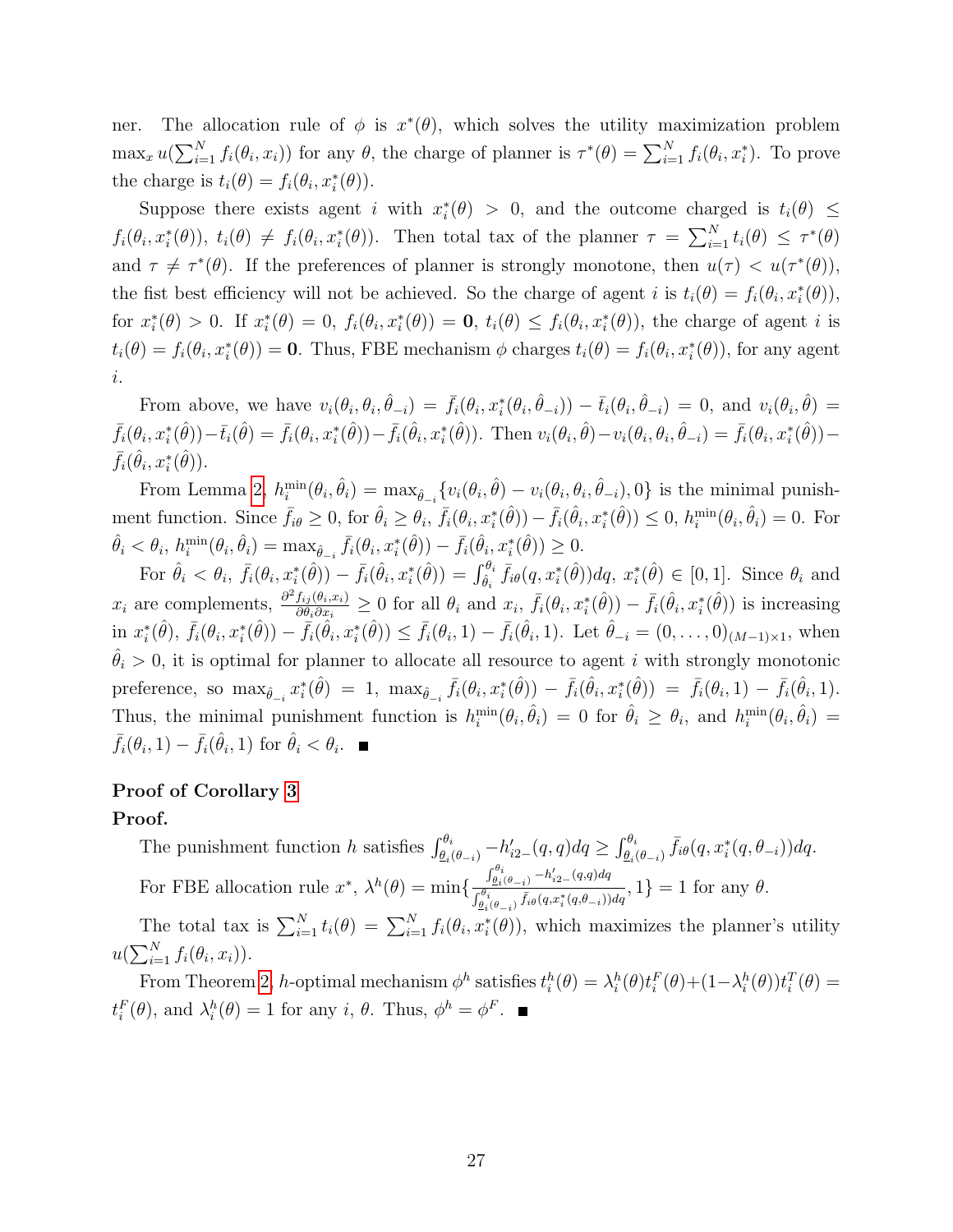ner. The allocation rule of $\phi$ is $x^*(\theta)$, which solves the utility maximization problem $\max_x u(\sum_{i=1}^N f_i(\theta_i, x_i))$ for any $\theta$, the charge of planner is $\tau^*(\theta) = \sum_{i=1}^N f_i(\theta_i, x_i^*)$. To prove the charge is $t_i(\theta) = f_i(\theta_i, x_i^*(\theta))$.

Suppose there exists agent $i$ with $x_i^*(\theta) > 0$, and the outcome charged is $t_i(\theta) \leq f_i(\theta_i, x_i^*(\theta))$, $t_i(\theta) \neq f_i(\theta_i, x_i^*(\theta))$. Then total tax of the planner $\tau = \sum_{i=1}^N t_i(\theta) \leq \tau^*(\theta)$ and $\tau \neq \tau^*(\theta)$. If the preferences of planner is strongly monotone, then $u(\tau) < u(\tau^*(\theta))$, the fist best efficiency will not be achieved. So the charge of agent $i$ is $t_i(\theta) = f_i(\theta_i, x_i^*(\theta))$, for $x_i^*(\theta) > 0$. If $x_i^*(\theta) = 0$, $f_i(\theta_i, x_i^*(\theta)) = \mathbf{0}$, $t_i(\theta) \leq f_i(\theta_i, x_i^*(\theta))$, the charge of agent $i$ is $t_i(\theta) = f_i(\theta_i, x_i^*(\theta)) = \mathbf{0}$. Thus, FBE mechanism $\phi$ charges $t_i(\theta) = f_i(\theta_i, x_i^*(\theta))$, for any agent $i$.

From above, we have $v_i(\theta_i, \theta_i, \hat{\theta}_{-i}) = \bar{f}_i(\theta_i, x_i^*(\theta_i, \hat{\theta}_{-i})) - \bar{t}_i(\theta_i, \hat{\theta}_{-i}) = 0$, and $v_i(\theta_i, \hat{\theta}) = \bar{f}_i(\theta_i, x_i^*(\hat{\theta})) - \bar{t}_i(\hat{\theta}) = \bar{f}_i(\theta_i, x_i^*(\hat{\theta})) - \bar{f}_i(\hat{\theta}_i, x_i^*(\hat{\theta}))$. Then $v_i(\theta_i, \hat{\theta}) - v_i(\theta_i, \theta_i, \hat{\theta}_{-i}) = \bar{f}_i(\theta_i, x_i^*(\hat{\theta})) - \bar{f}_i(\hat{\theta}_i, x_i^*(\hat{\theta}))$.

From Lemma 2, $h_i^{\min}(\theta_i, \hat{\theta}_i) = \max_{\hat{\theta}_{-i}}\{v_i(\theta_i, \hat{\theta}) - v_i(\theta_i, \theta_i, \hat{\theta}_{-i}), 0\}$ is the minimal punishment function. Since $\bar{f}_{i\theta} \geq 0$, for $\hat{\theta}_i \geq \theta_i$, $\bar{f}_i(\theta_i, x_i^*(\hat{\theta})) - \bar{f}_i(\hat{\theta}_i, x_i^*(\hat{\theta})) \leq 0$, $h_i^{\min}(\theta_i, \hat{\theta}_i) = 0$. For $\hat{\theta}_i < \theta_i$, $h_i^{\min}(\theta_i, \hat{\theta}_i) = \max_{\hat{\theta}_{-i}} \bar{f}_i(\theta_i, x_i^*(\hat{\theta})) - \bar{f}_i(\hat{\theta}_i, x_i^*(\hat{\theta})) \geq 0$.

For $\hat{\theta}_i < \theta_i$, $\bar{f}_i(\theta_i, x_i^*(\hat{\theta})) - \bar{f}_i(\hat{\theta}_i, x_i^*(\hat{\theta})) = \int_{\hat{\theta}_i}^{\theta_i} \bar{f}_{i\theta}(q, x_i^*(\hat{\theta}))dq$, $x_i^*(\hat{\theta}) \in [0, 1]$. Since $\theta_i$ and $x_i$ are complements, $\frac{\partial^2 f_{ij}(\theta_i, x_i)}{\partial\theta_i \partial x_i} \geq 0$ for all $\theta_i$ and $x_i$, $\bar{f}_i(\theta_i, x_i^*(\hat{\theta})) - \bar{f}_i(\hat{\theta}_i, x_i^*(\hat{\theta}))$ is increasing in $x_i^*(\hat{\theta})$, $\bar{f}_i(\theta_i, x_i^*(\hat{\theta})) - \bar{f}_i(\hat{\theta}_i, x_i^*(\hat{\theta})) \leq \bar{f}_i(\theta_i, 1) - \bar{f}_i(\hat{\theta}_i, 1)$. Let $\hat{\theta}_{-i} = (0, \ldots, 0)_{(M-1)\times 1}$, when $\hat{\theta}_i > 0$, it is optimal for planner to allocate all resource to agent $i$ with strongly monotonic preference, so $\max_{\hat{\theta}_{-i}} x_i^*(\hat{\theta}) = 1$, $\max_{\hat{\theta}_{-i}} \bar{f}_i(\theta_i, x_i^*(\hat{\theta})) - \bar{f}_i(\hat{\theta}_i, x_i^*(\hat{\theta})) = \bar{f}_i(\theta_i, 1) - \bar{f}_i(\hat{\theta}_i, 1)$. Thus, the minimal punishment function is $h_i^{\min}(\theta_i, \hat{\theta}_i) = 0$ for $\hat{\theta}_i \geq \theta_i$, and $h_i^{\min}(\theta_i, \hat{\theta}_i) = \bar{f}_i(\theta_i, 1) - \bar{f}_i(\hat{\theta}_i, 1)$ for $\hat{\theta}_i < \theta_i$. ■

**Proof of Corollary 3**

**Proof.**

The punishment function $h$ satisfies $\int_{\underline{\theta}_i(\theta_{-i})}^{\theta_i} -h'_{i2-}(q, q)dq \geq \int_{\underline{\theta}_i(\theta_{-i})}^{\theta_i} \bar{f}_{i\theta}(q, x_i^*(q, \theta_{-i}))dq$.

For FBE allocation rule $x^*$, $\lambda^h(\theta) = \min\{\frac{\int_{\underline{\theta}_i(\theta_{-i})}^{\theta_i} -h'_{i2-}(q,q)dq}{\int_{\underline{\theta}_i(\theta_{-i})}^{\theta_i} \bar{f}_{i\theta}(q, x_i^*(q, \theta_{-i}))dq}, 1\} = 1$ for any $\theta$.

The total tax is $\sum_{i=1}^N t_i(\theta) = \sum_{i=1}^N f_i(\theta_i, x_i^*(\theta))$, which maximizes the planner's utility $u(\sum_{i=1}^N f_i(\theta_i, x_i))$.

From Theorem 2, $h$-optimal mechanism $\phi^h$ satisfies $t_i^h(\theta) = \lambda_i^h(\theta)t_i^F(\theta) + (1 - \lambda_i^h(\theta))t_i^T(\theta) = t_i^F(\theta)$, and $\lambda_i^h(\theta) = 1$ for any $i$, $\theta$. Thus, $\phi^h = \phi^F$. ■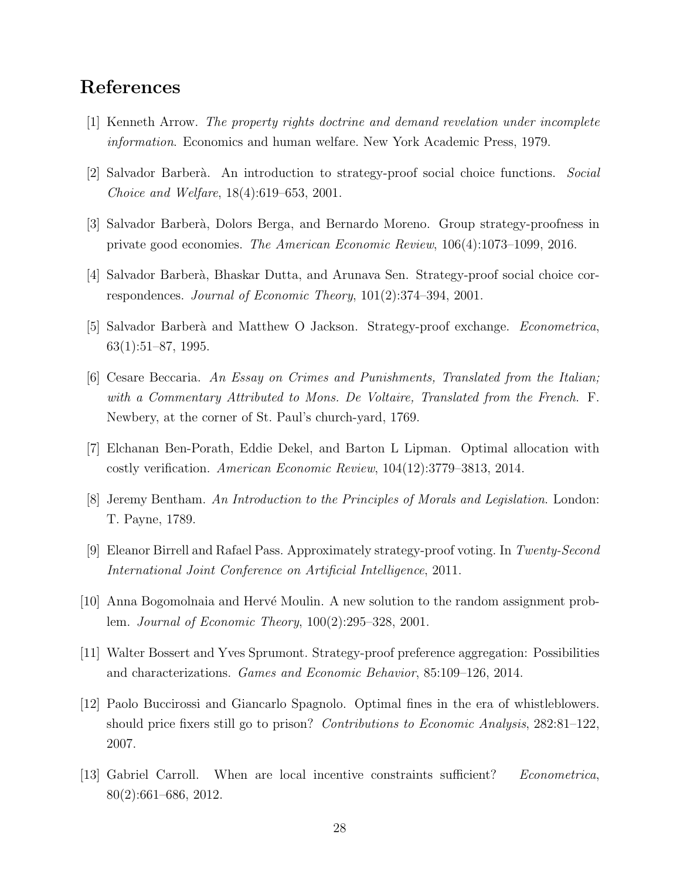## References

[1] Kenneth Arrow. *The property rights doctrine and demand revelation under incomplete information*. Economics and human welfare. New York Academic Press, 1979.

[2] Salvador Barberà. An introduction to strategy-proof social choice functions. *Social Choice and Welfare*, 18(4):619–653, 2001.

[3] Salvador Barberà, Dolors Berga, and Bernardo Moreno. Group strategy-proofness in private good economies. *The American Economic Review*, 106(4):1073–1099, 2016.

[4] Salvador Barberà, Bhaskar Dutta, and Arunava Sen. Strategy-proof social choice correspondences. *Journal of Economic Theory*, 101(2):374–394, 2001.

[5] Salvador Barberà and Matthew O Jackson. Strategy-proof exchange. *Econometrica*, 63(1):51–87, 1995.

[6] Cesare Beccaria. *An Essay on Crimes and Punishments, Translated from the Italian; with a Commentary Attributed to Mons. De Voltaire, Translated from the French*. F. Newbery, at the corner of St. Paul's church-yard, 1769.

[7] Elchanan Ben-Porath, Eddie Dekel, and Barton L Lipman. Optimal allocation with costly verification. *American Economic Review*, 104(12):3779–3813, 2014.

[8] Jeremy Bentham. *An Introduction to the Principles of Morals and Legislation*. London: T. Payne, 1789.

[9] Eleanor Birrell and Rafael Pass. Approximately strategy-proof voting. In *Twenty-Second International Joint Conference on Artificial Intelligence*, 2011.

[10] Anna Bogomolnaia and Hervé Moulin. A new solution to the random assignment problem. *Journal of Economic Theory*, 100(2):295–328, 2001.

[11] Walter Bossert and Yves Sprumont. Strategy-proof preference aggregation: Possibilities and characterizations. *Games and Economic Behavior*, 85:109–126, 2014.

[12] Paolo Buccirossi and Giancarlo Spagnolo. Optimal fines in the era of whistleblowers. should price fixers still go to prison? *Contributions to Economic Analysis*, 282:81–122, 2007.

[13] Gabriel Carroll. When are local incentive constraints sufficient? *Econometrica*, 80(2):661–686, 2012.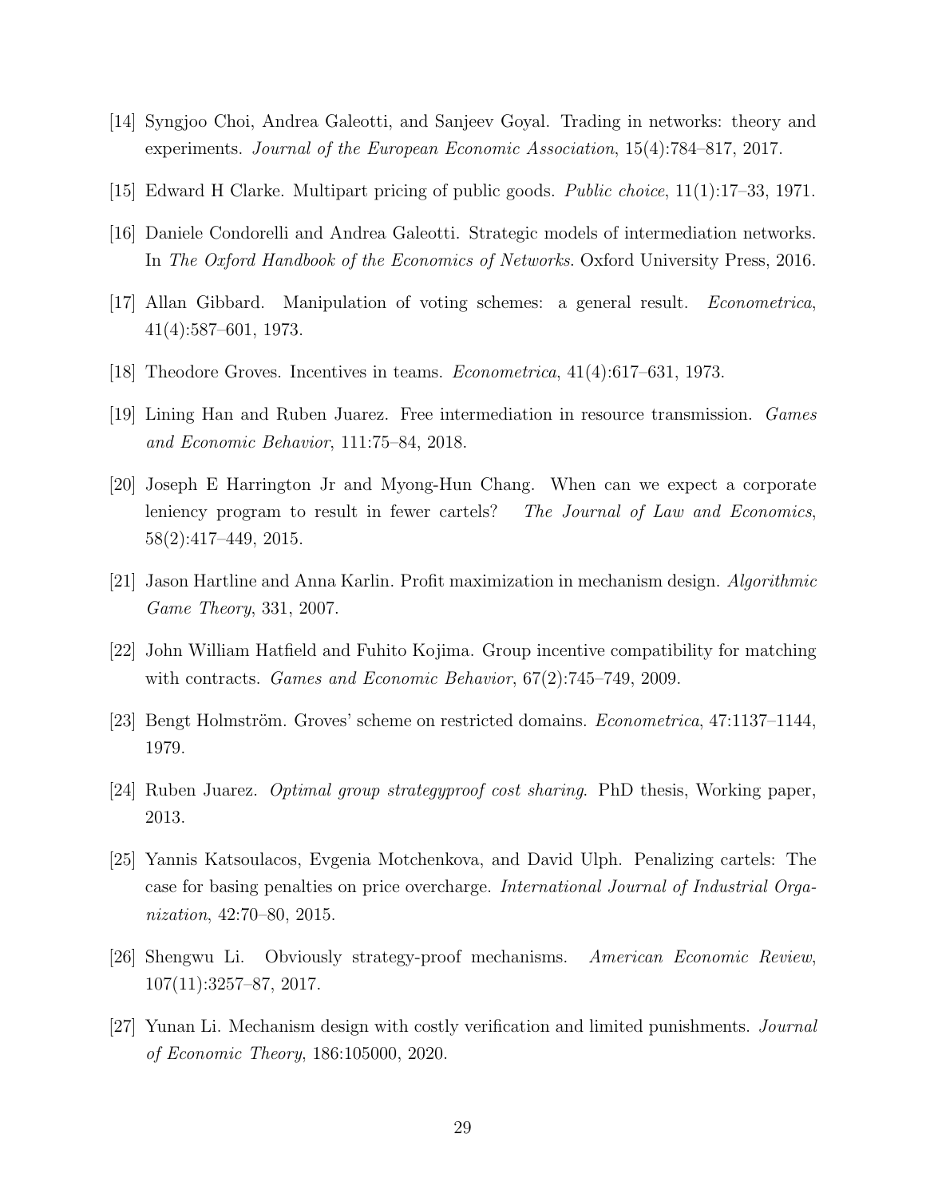[14] Syngjoo Choi, Andrea Galeotti, and Sanjeev Goyal. Trading in networks: theory and experiments. *Journal of the European Economic Association*, 15(4):784–817, 2017.

[15] Edward H Clarke. Multipart pricing of public goods. *Public choice*, 11(1):17–33, 1971.

[16] Daniele Condorelli and Andrea Galeotti. Strategic models of intermediation networks. In *The Oxford Handbook of the Economics of Networks*. Oxford University Press, 2016.

[17] Allan Gibbard. Manipulation of voting schemes: a general result. *Econometrica*, 41(4):587–601, 1973.

[18] Theodore Groves. Incentives in teams. *Econometrica*, 41(4):617–631, 1973.

[19] Lining Han and Ruben Juarez. Free intermediation in resource transmission. *Games and Economic Behavior*, 111:75–84, 2018.

[20] Joseph E Harrington Jr and Myong-Hun Chang. When can we expect a corporate leniency program to result in fewer cartels? *The Journal of Law and Economics*, 58(2):417–449, 2015.

[21] Jason Hartline and Anna Karlin. Profit maximization in mechanism design. *Algorithmic Game Theory*, 331, 2007.

[22] John William Hatfield and Fuhito Kojima. Group incentive compatibility for matching with contracts. *Games and Economic Behavior*, 67(2):745–749, 2009.

[23] Bengt Holmström. Groves' scheme on restricted domains. *Econometrica*, 47:1137–1144, 1979.

[24] Ruben Juarez. *Optimal group strategyproof cost sharing*. PhD thesis, Working paper, 2013.

[25] Yannis Katsoulacos, Evgenia Motchenkova, and David Ulph. Penalizing cartels: The case for basing penalties on price overcharge. *International Journal of Industrial Organization*, 42:70–80, 2015.

[26] Shengwu Li. Obviously strategy-proof mechanisms. *American Economic Review*, 107(11):3257–87, 2017.

[27] Yunan Li. Mechanism design with costly verification and limited punishments. *Journal of Economic Theory*, 186:105000, 2020.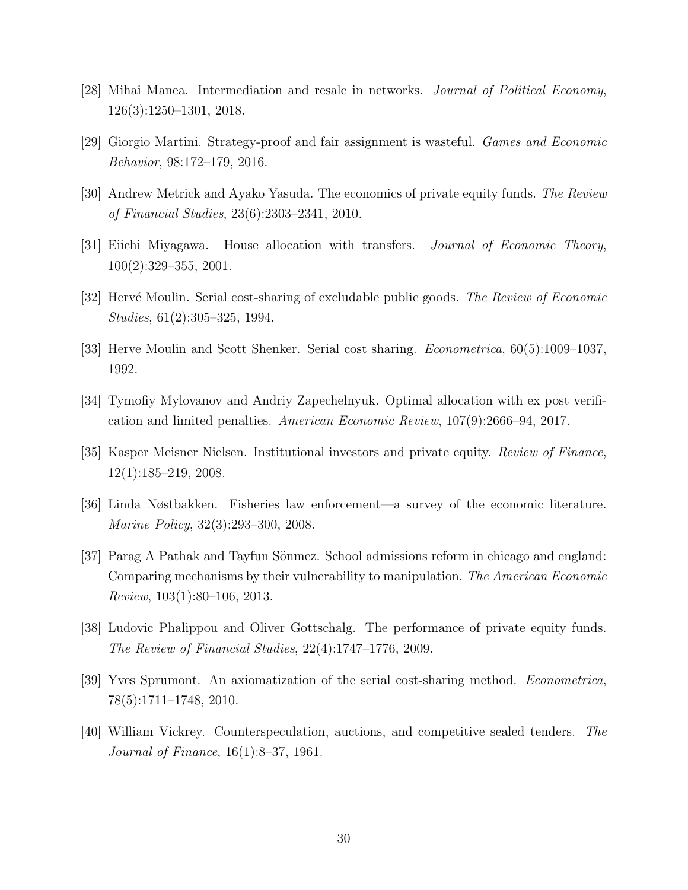[28] Mihai Manea. Intermediation and resale in networks. *Journal of Political Economy*, 126(3):1250–1301, 2018.

[29] Giorgio Martini. Strategy-proof and fair assignment is wasteful. *Games and Economic Behavior*, 98:172–179, 2016.

[30] Andrew Metrick and Ayako Yasuda. The economics of private equity funds. *The Review of Financial Studies*, 23(6):2303–2341, 2010.

[31] Eiichi Miyagawa. House allocation with transfers. *Journal of Economic Theory*, 100(2):329–355, 2001.

[32] Hervé Moulin. Serial cost-sharing of excludable public goods. *The Review of Economic Studies*, 61(2):305–325, 1994.

[33] Herve Moulin and Scott Shenker. Serial cost sharing. *Econometrica*, 60(5):1009–1037, 1992.

[34] Tymofiy Mylovanov and Andriy Zapechelnyuk. Optimal allocation with ex post verification and limited penalties. *American Economic Review*, 107(9):2666–94, 2017.

[35] Kasper Meisner Nielsen. Institutional investors and private equity. *Review of Finance*, 12(1):185–219, 2008.

[36] Linda Nøstbakken. Fisheries law enforcement—a survey of the economic literature. *Marine Policy*, 32(3):293–300, 2008.

[37] Parag A Pathak and Tayfun Sönmez. School admissions reform in chicago and england: Comparing mechanisms by their vulnerability to manipulation. *The American Economic Review*, 103(1):80–106, 2013.

[38] Ludovic Phalippou and Oliver Gottschalg. The performance of private equity funds. *The Review of Financial Studies*, 22(4):1747–1776, 2009.

[39] Yves Sprumont. An axiomatization of the serial cost-sharing method. *Econometrica*, 78(5):1711–1748, 2010.

[40] William Vickrey. Counterspeculation, auctions, and competitive sealed tenders. *The Journal of Finance*, 16(1):8–37, 1961.